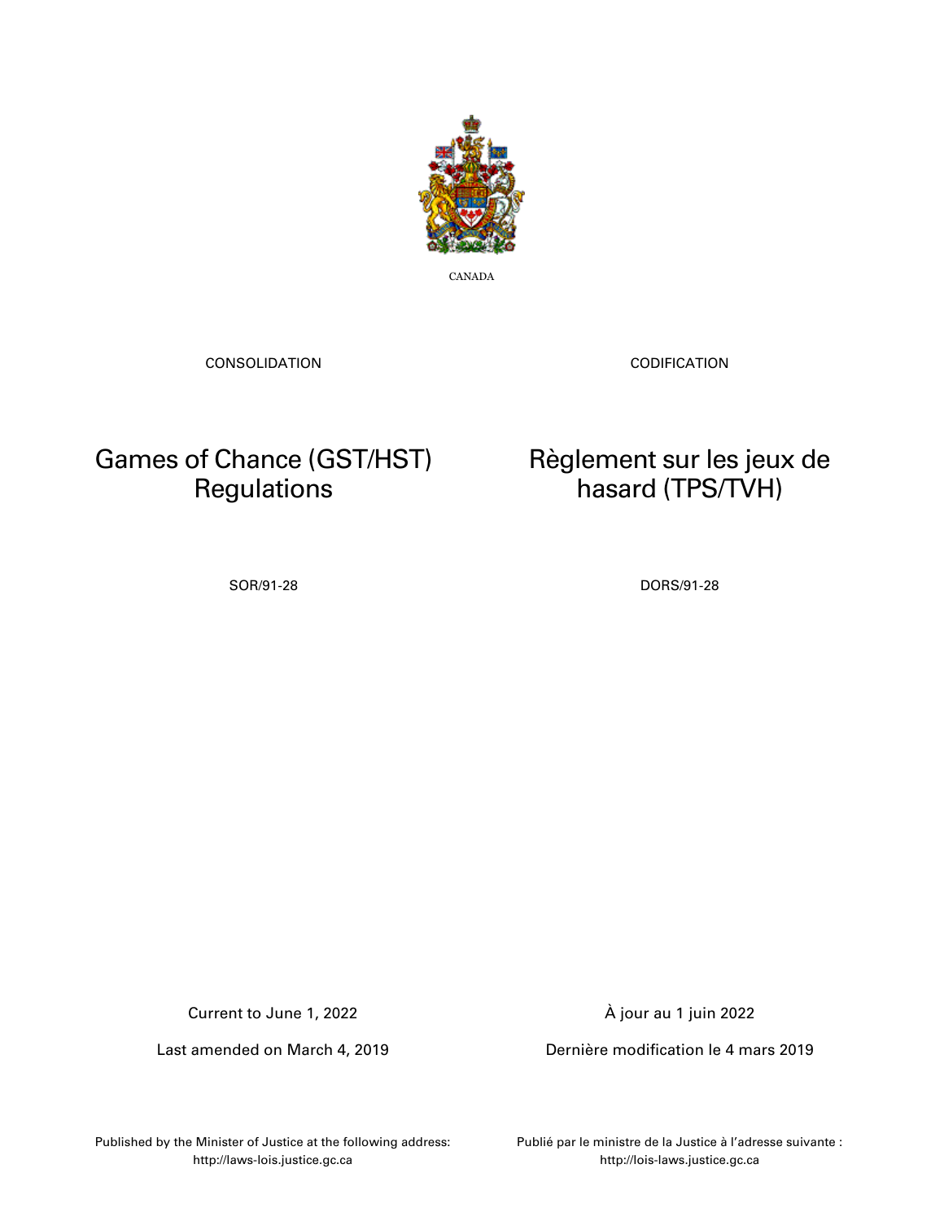CANADA

CONSOLIDATION

CODIFICATION

# Games of Chance (GST/HST) Regulations

# Règlement sur les jeux de hasard (TPS/TVH)

SOR/91-28

DORS/91-28

Current to June 1, 2022

Last amended on March 4, 2019

À jour au 1 juin 2022

Dernière modification le 4 mars 2019

Published by the Minister of Justice at the following address:
http://laws-lois.justice.gc.ca

Publié par le ministre de la Justice à l'adresse suivante :
http://lois-laws.justice.gc.ca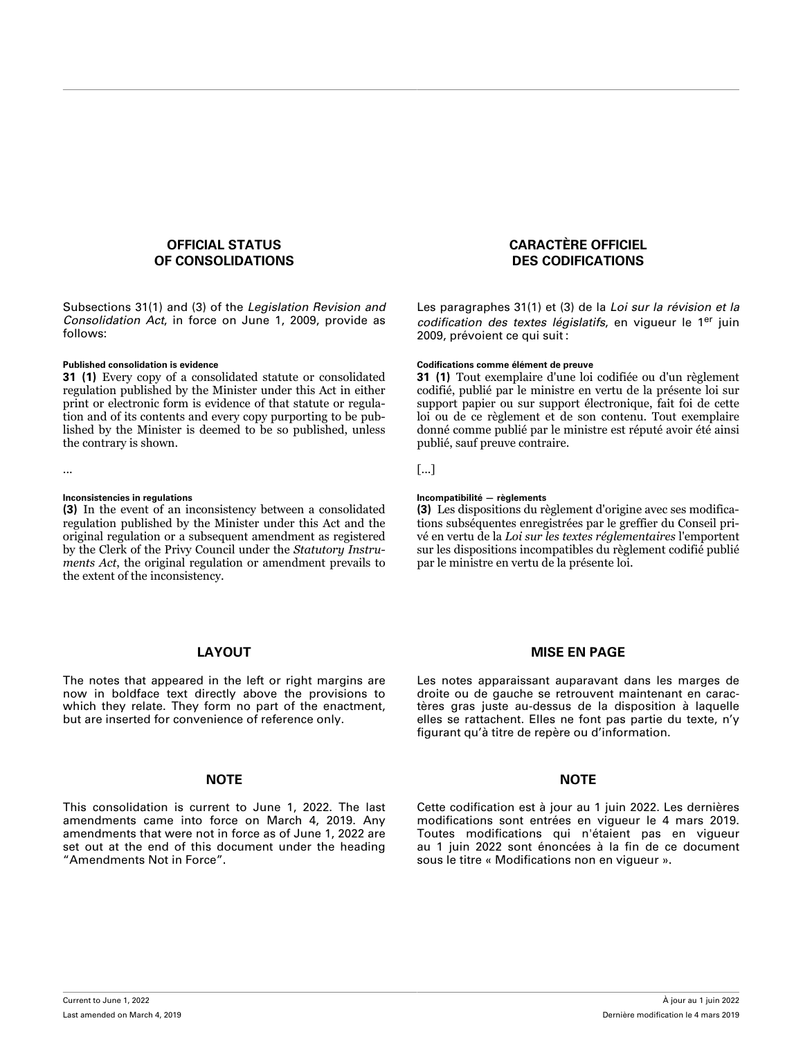## OFFICIAL STATUS OF CONSOLIDATIONS

Subsections 31(1) and (3) of the *Legislation Revision and Consolidation Act*, in force on June 1, 2009, provide as follows:

**Published consolidation is evidence**

**31 (1)** Every copy of a consolidated statute or consolidated regulation published by the Minister under this Act in either print or electronic form is evidence of that statute or regulation and of its contents and every copy purporting to be published by the Minister is deemed to be so published, unless the contrary is shown.

...

**Inconsistencies in regulations**

**(3)** In the event of an inconsistency between a consolidated regulation published by the Minister under this Act and the original regulation or a subsequent amendment as registered by the Clerk of the Privy Council under the *Statutory Instruments Act*, the original regulation or amendment prevails to the extent of the inconsistency.

## LAYOUT

The notes that appeared in the left or right margins are now in boldface text directly above the provisions to which they relate. They form no part of the enactment, but are inserted for convenience of reference only.

## NOTE

This consolidation is current to June 1, 2022. The last amendments came into force on March 4, 2019. Any amendments that were not in force as of June 1, 2022 are set out at the end of this document under the heading “Amendments Not in Force”.

## CARACTÈRE OFFICIEL DES CODIFICATIONS

Les paragraphes 31(1) et (3) de la *Loi sur la révision et la codification des textes législatifs*, en vigueur le 1er juin 2009, prévoient ce qui suit :

**Codifications comme élément de preuve**

**31 (1)** Tout exemplaire d'une loi codifiée ou d'un règlement codifié, publié par le ministre en vertu de la présente loi sur support papier ou sur support électronique, fait foi de cette loi ou de ce règlement et de son contenu. Tout exemplaire donné comme publié par le ministre est réputé avoir été ainsi publié, sauf preuve contraire.

[...]

**Incompatibilité — règlements**

**(3)** Les dispositions du règlement d'origine avec ses modifications subséquentes enregistrées par le greffier du Conseil privé en vertu de la *Loi sur les textes réglementaires* l'emportent sur les dispositions incompatibles du règlement codifié publié par le ministre en vertu de la présente loi.

## MISE EN PAGE

Les notes apparaissant auparavant dans les marges de droite ou de gauche se retrouvent maintenant en caractères gras juste au-dessus de la disposition à laquelle elles se rattachent. Elles ne font pas partie du texte, n’y figurant qu’à titre de repère ou d’information.

## NOTE

Cette codification est à jour au 1 juin 2022. Les dernières modifications sont entrées en vigueur le 4 mars 2019. Toutes modifications qui n'étaient pas en vigueur au 1 juin 2022 sont énoncées à la fin de ce document sous le titre « Modifications non en vigueur ».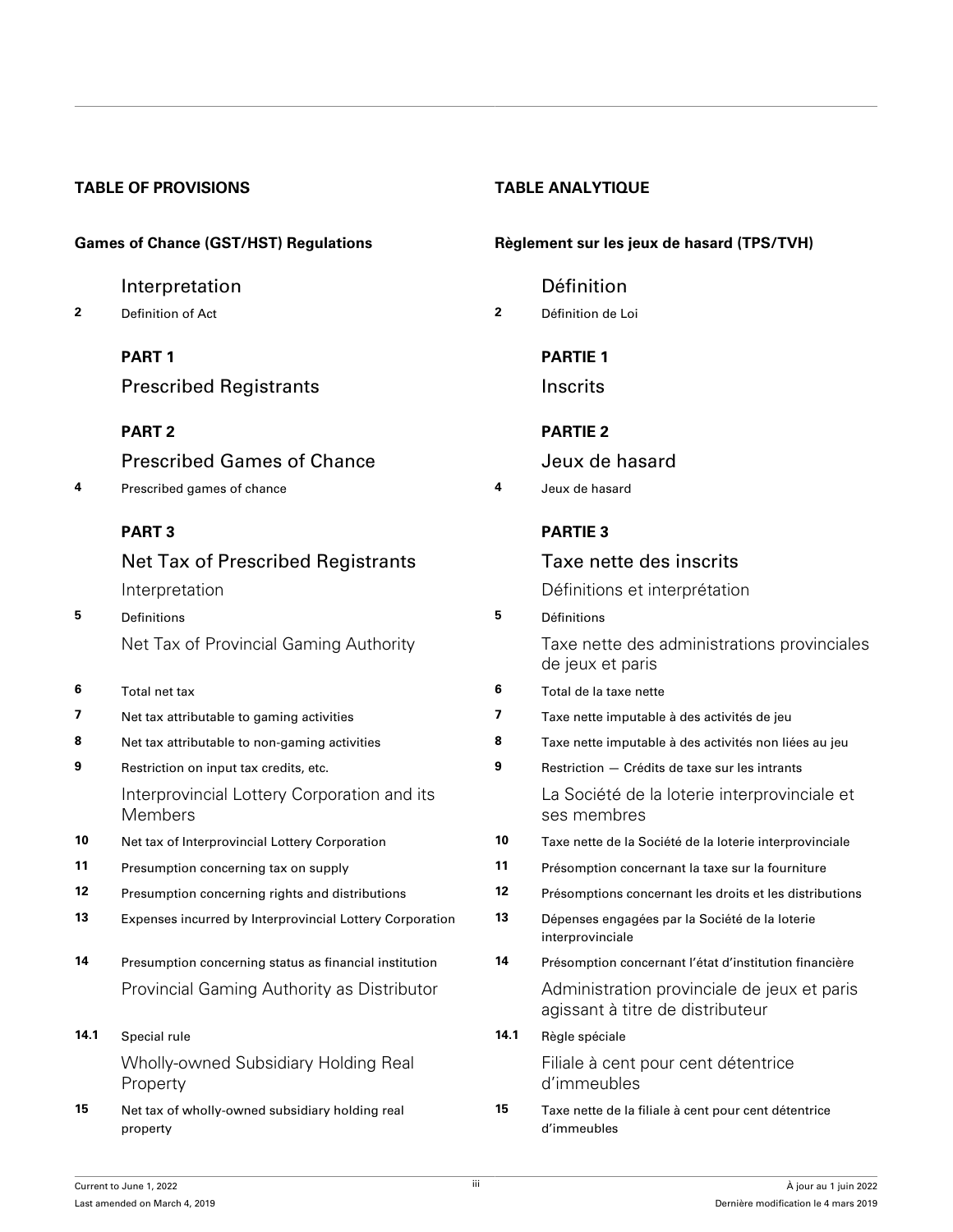## TABLE OF PROVISIONS

### Games of Chance (GST/HST) Regulations

#### Interpretation

**2** Definition of Act

#### PART 1

#### Prescribed Registrants

#### PART 2

#### Prescribed Games of Chance

**4** Prescribed games of chance

#### PART 3

#### Net Tax of Prescribed Registrants

##### Interpretation

**5** Definitions

##### Net Tax of Provincial Gaming Authority

**6** Total net tax

**7** Net tax attributable to gaming activities

**8** Net tax attributable to non-gaming activities

**9** Restriction on input tax credits, etc.

##### Interprovincial Lottery Corporation and its Members

**10** Net tax of Interprovincial Lottery Corporation

**11** Presumption concerning tax on supply

**12** Presumption concerning rights and distributions

**13** Expenses incurred by Interprovincial Lottery Corporation

**14** Presumption concerning status as financial institution

##### Provincial Gaming Authority as Distributor

**14.1** Special rule

##### Wholly-owned Subsidiary Holding Real Property

**15** Net tax of wholly-owned subsidiary holding real property

## TABLE ANALYTIQUE

### Règlement sur les jeux de hasard (TPS/TVH)

#### Définition

**2** Définition de Loi

#### PARTIE 1

#### Inscrits

#### PARTIE 2

#### Jeux de hasard

**4** Jeux de hasard

#### PARTIE 3

#### Taxe nette des inscrits

##### Définitions et interprétation

**5** Définitions

##### Taxe nette des administrations provinciales de jeux et paris

**6** Total de la taxe nette

**7** Taxe nette imputable à des activités de jeu

**8** Taxe nette imputable à des activités non liées au jeu

**9** Restriction — Crédits de taxe sur les intrants

##### La Société de la loterie interprovinciale et ses membres

**10** Taxe nette de la Société de la loterie interprovinciale

**11** Présomption concernant la taxe sur la fourniture

**12** Présomptions concernant les droits et les distributions

**13** Dépenses engagées par la Société de la loterie interprovinciale

**14** Présomption concernant l'état d'institution financière

##### Administration provinciale de jeux et paris agissant à titre de distributeur

**14.1** Règle spéciale

##### Filiale à cent pour cent détentrice d'immeubles

**15** Taxe nette de la filiale à cent pour cent détentrice d'immeubles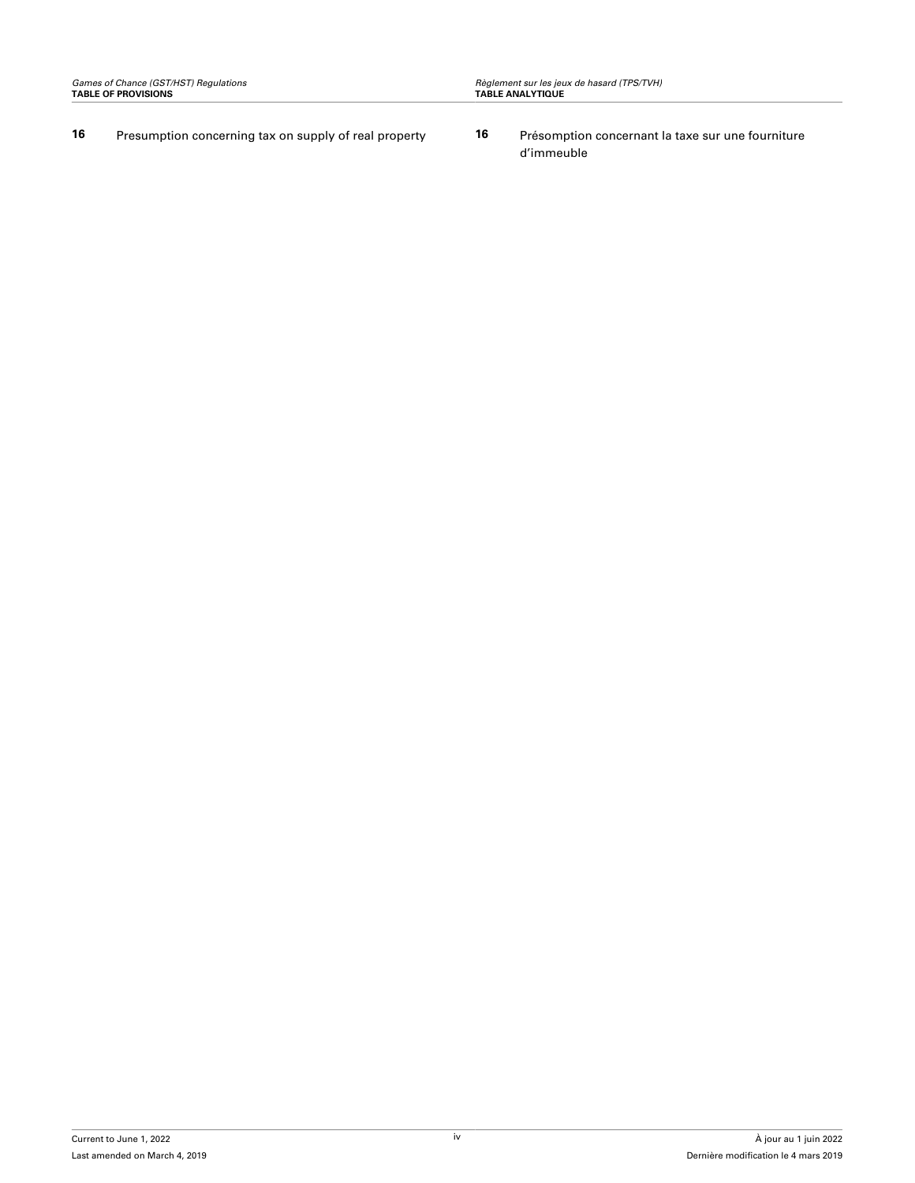| | | | |
|---|---|---|---|
| **16** | Presumption concerning tax on supply of real property | **16** | Présomption concernant la taxe sur une fourniture d'immeuble |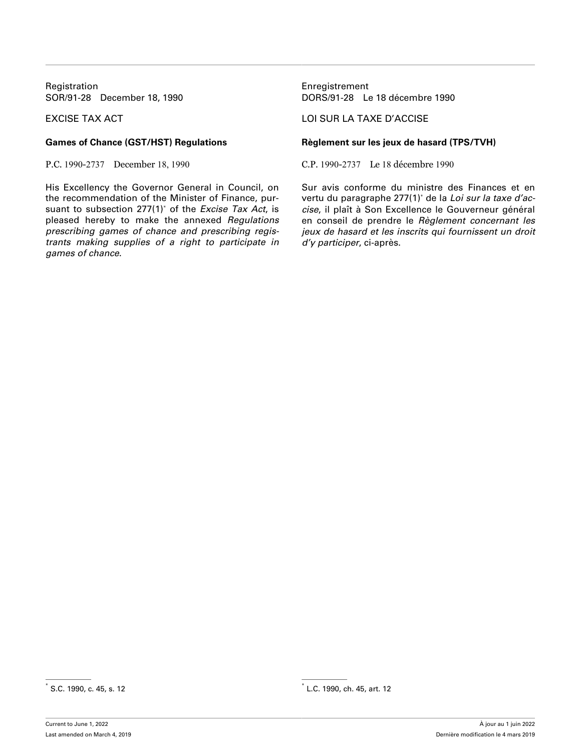Registration
SOR/91-28 December 18, 1990

EXCISE TAX ACT

**Games of Chance (GST/HST) Regulations**

P.C. 1990-2737 December 18, 1990

His Excellency the Governor General in Council, on the recommendation of the Minister of Finance, pursuant to subsection 277(1)[*] of the *Excise Tax Act*, is pleased hereby to make the annexed *Regulations prescribing games of chance and prescribing registrants making supplies of a right to participate in games of chance*.

Enregistrement
DORS/91-28 Le 18 décembre 1990

LOI SUR LA TAXE D'ACCISE

**Règlement sur les jeux de hasard (TPS/TVH)**

C.P. 1990-2737 Le 18 décembre 1990

Sur avis conforme du ministre des Finances et en vertu du paragraphe 277(1)[*] de la *Loi sur la taxe d'accise*, il plaît à Son Excellence le Gouverneur général en conseil de prendre le *Règlement concernant les jeux de hasard et les inscrits qui fournissent un droit d'y participer*, ci-après.

---

[*] S.C. 1990, c. 45, s. 12

[*] L.C. 1990, ch. 45, art. 12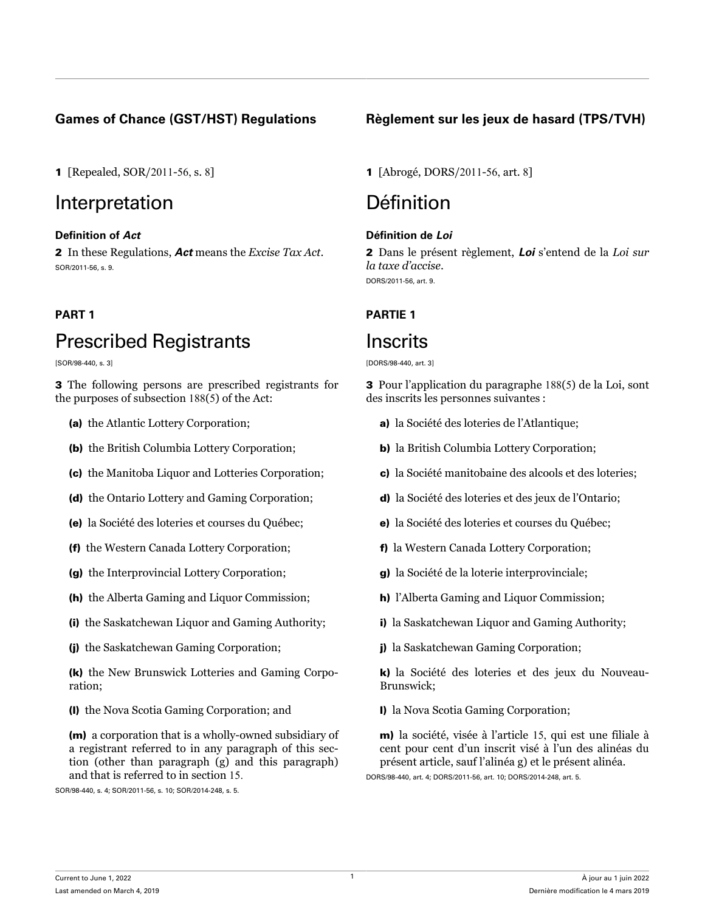## Games of Chance (GST/HST) Regulations

**1** [Repealed, SOR/2011-56, s. 8]

# Interpretation

### Definition of *Act*

**2** In these Regulations, ***Act*** means the *Excise Tax Act*.

SOR/2011-56, s. 9.

## PART 1

# Prescribed Registrants

[SOR/98-440, s. 3]

**3** The following persons are prescribed registrants for the purposes of subsection 188(5) of the Act:

- **(a)** the Atlantic Lottery Corporation;
- **(b)** the British Columbia Lottery Corporation;
- **(c)** the Manitoba Liquor and Lotteries Corporation;
- **(d)** the Ontario Lottery and Gaming Corporation;
- **(e)** la Société des loteries et courses du Québec;
- **(f)** the Western Canada Lottery Corporation;
- **(g)** the Interprovincial Lottery Corporation;
- **(h)** the Alberta Gaming and Liquor Commission;
- **(i)** the Saskatchewan Liquor and Gaming Authority;
- **(j)** the Saskatchewan Gaming Corporation;
- **(k)** the New Brunswick Lotteries and Gaming Corporation;
- **(l)** the Nova Scotia Gaming Corporation; and
- **(m)** a corporation that is a wholly-owned subsidiary of a registrant referred to in any paragraph of this section (other than paragraph (g) and this paragraph) and that is referred to in section 15.

SOR/98-440, s. 4; SOR/2011-56, s. 10; SOR/2014-248, s. 5.

## Règlement sur les jeux de hasard (TPS/TVH)

**1** [Abrogé, DORS/2011-56, art. 8]

# Définition

### Définition de *Loi*

**2** Dans le présent règlement, ***Loi*** s'entend de la *Loi sur la taxe d'accise*.

DORS/2011-56, art. 9.

## PARTIE 1

# Inscrits

[DORS/98-440, art. 3]

**3** Pour l'application du paragraphe 188(5) de la Loi, sont des inscrits les personnes suivantes :

- **a)** la Société des loteries de l'Atlantique;
- **b)** la British Columbia Lottery Corporation;
- **c)** la Société manitobaine des alcools et des loteries;
- **d)** la Société des loteries et des jeux de l'Ontario;
- **e)** la Société des loteries et courses du Québec;
- **f)** la Western Canada Lottery Corporation;
- **g)** la Société de la loterie interprovinciale;
- **h)** l'Alberta Gaming and Liquor Commission;
- **i)** la Saskatchewan Liquor and Gaming Authority;
- **j)** la Saskatchewan Gaming Corporation;
- **k)** la Société des loteries et des jeux du Nouveau-Brunswick;
- **l)** la Nova Scotia Gaming Corporation;
- **m)** la société, visée à l'article 15, qui est une filiale à cent pour cent d'un inscrit visé à l'un des alinéas du présent article, sauf l'alinéa g) et le présent alinéa.

DORS/98-440, art. 4; DORS/2011-56, art. 10; DORS/2014-248, art. 5.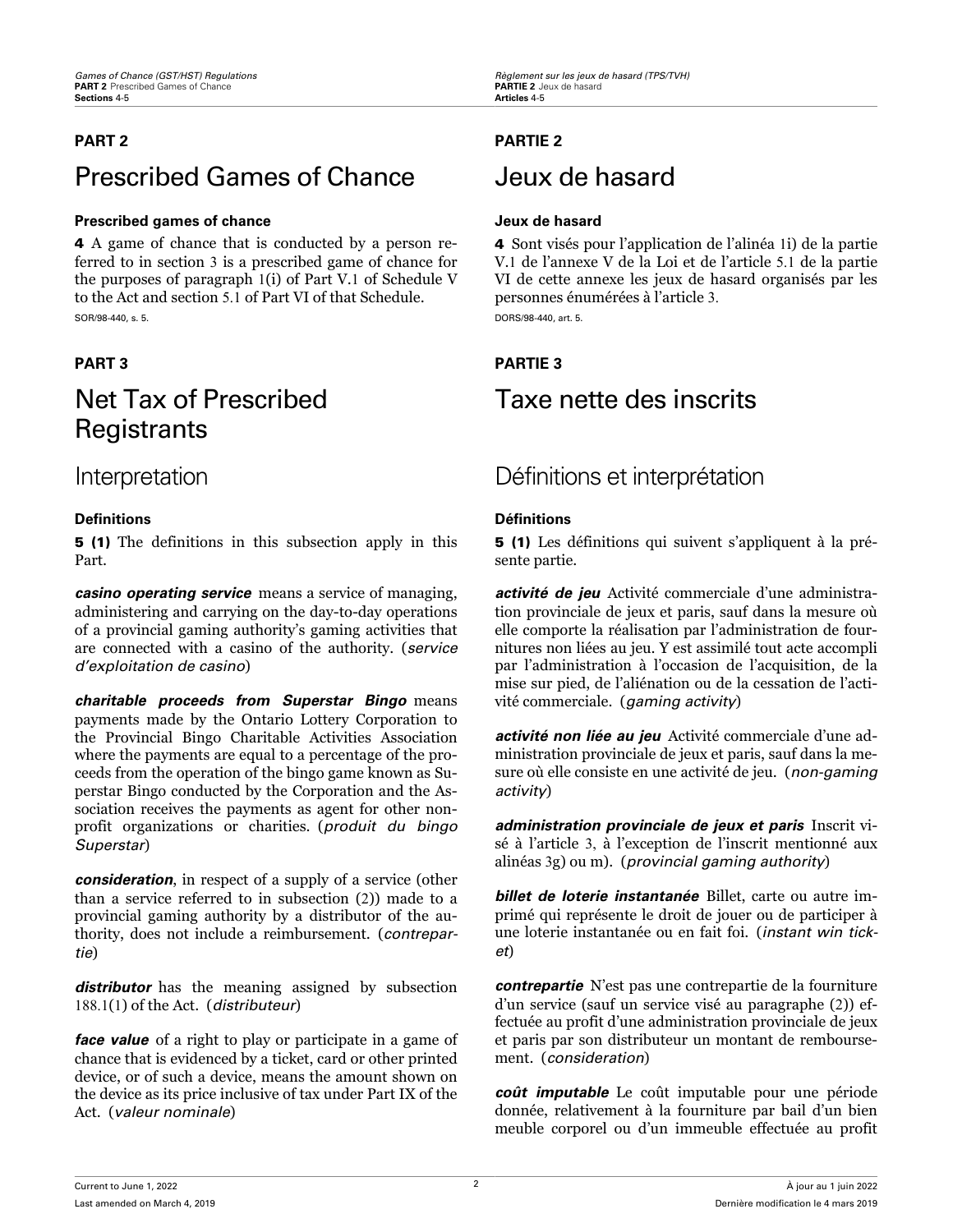## PART 2

# Prescribed Games of Chance

### Prescribed games of chance

**4** A game of chance that is conducted by a person referred to in section 3 is a prescribed game of chance for the purposes of paragraph 1(i) of Part V.1 of Schedule V to the Act and section 5.1 of Part VI of that Schedule.

SOR/98-440, s. 5.

## PART 3

# Net Tax of Prescribed Registrants

## Interpretation

### Definitions

**5 (1)** The definitions in this subsection apply in this Part.

***casino operating service*** means a service of managing, administering and carrying on the day-to-day operations of a provincial gaming authority's gaming activities that are connected with a casino of the authority. (*service d'exploitation de casino*)

***charitable proceeds from Superstar Bingo*** means payments made by the Ontario Lottery Corporation to the Provincial Bingo Charitable Activities Association where the payments are equal to a percentage of the proceeds from the operation of the bingo game known as Superstar Bingo conducted by the Corporation and the Association receives the payments as agent for other non-profit organizations or charities. (*produit du bingo Superstar*)

***consideration***, in respect of a supply of a service (other than a service referred to in subsection (2)) made to a provincial gaming authority by a distributor of the authority, does not include a reimbursement. (*contrepartie*)

***distributor*** has the meaning assigned by subsection 188.1(1) of the Act. (*distributeur*)

***face value*** of a right to play or participate in a game of chance that is evidenced by a ticket, card or other printed device, or of such a device, means the amount shown on the device as its price inclusive of tax under Part IX of the Act. (*valeur nominale*)

## PARTIE 2

# Jeux de hasard

### Jeux de hasard

**4** Sont visés pour l'application de l'alinéa 1i) de la partie V.1 de l'annexe V de la Loi et de l'article 5.1 de la partie VI de cette annexe les jeux de hasard organisés par les personnes énumérées à l'article 3.

DORS/98-440, art. 5.

## PARTIE 3

# Taxe nette des inscrits

## Définitions et interprétation

### Définitions

**5 (1)** Les définitions qui suivent s'appliquent à la présente partie.

***activité de jeu*** Activité commerciale d'une administration provinciale de jeux et paris, sauf dans la mesure où elle comporte la réalisation par l'administration de fournitures non liées au jeu. Y est assimilé tout acte accompli par l'administration à l'occasion de l'acquisition, de la mise sur pied, de l'aliénation ou de la cessation de l'activité commerciale. (*gaming activity*)

***activité non liée au jeu*** Activité commerciale d'une administration provinciale de jeux et paris, sauf dans la mesure où elle consiste en une activité de jeu. (*non-gaming activity*)

***administration provinciale de jeux et paris*** Inscrit visé à l'article 3, à l'exception de l'inscrit mentionné aux alinéas 3g) ou m). (*provincial gaming authority*)

***billet de loterie instantanée*** Billet, carte ou autre imprimé qui représente le droit de jouer ou de participer à une loterie instantanée ou en fait foi. (*instant win ticket*)

***contrepartie*** N'est pas une contrepartie de la fourniture d'un service (sauf un service visé au paragraphe (2)) effectuée au profit d'une administration provinciale de jeux et paris par son distributeur un montant de remboursement. (*consideration*)

***coût imputable*** Le coût imputable pour une période donnée, relativement à la fourniture par bail d'un bien meuble corporel ou d'un immeuble effectuée au profit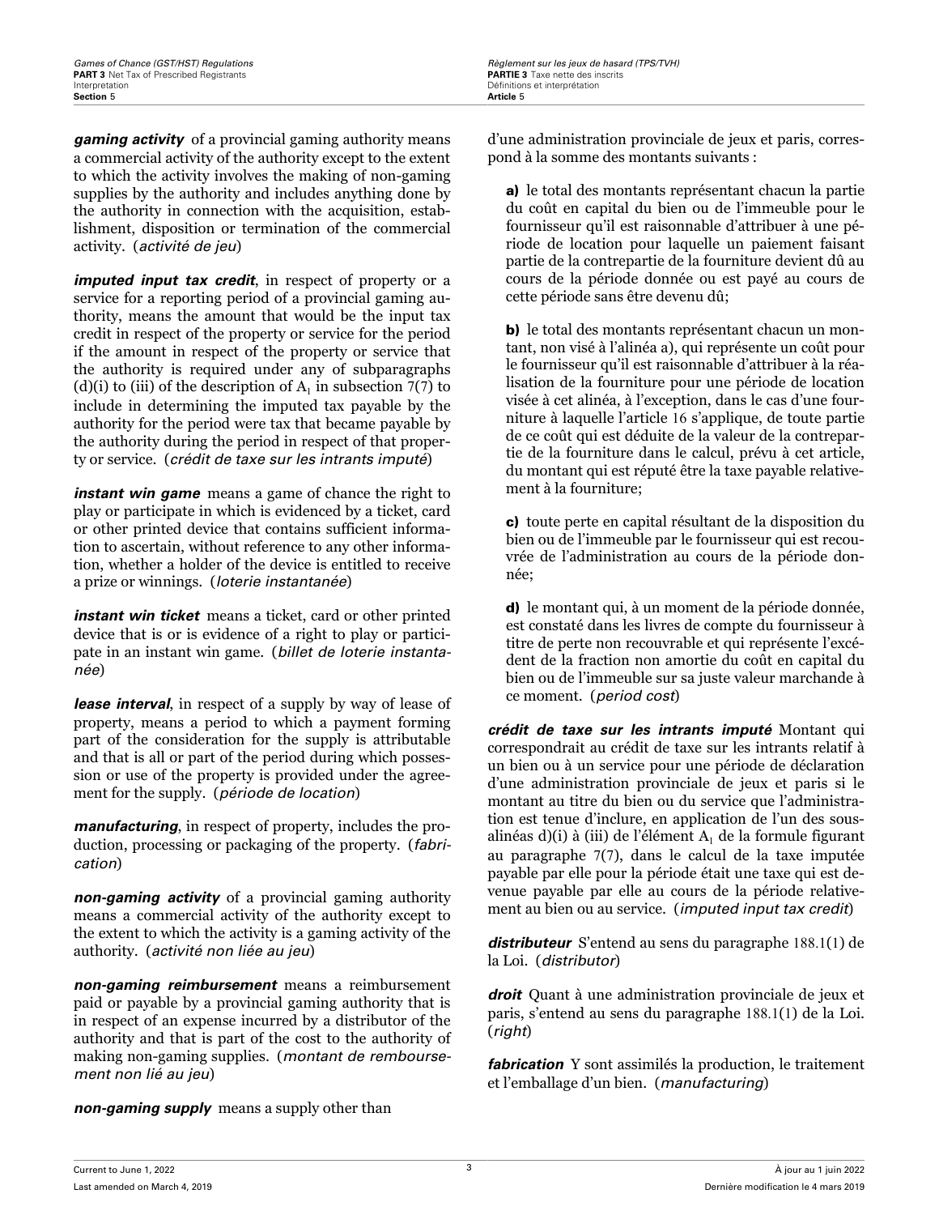***gaming activity*** of a provincial gaming authority means a commercial activity of the authority except to the extent to which the activity involves the making of non-gaming supplies by the authority and includes anything done by the authority in connection with the acquisition, establishment, disposition or termination of the commercial activity. (*activité de jeu*)

***imputed input tax credit***, in respect of property or a service for a reporting period of a provincial gaming authority, means the amount that would be the input tax credit in respect of the property or service for the period if the amount in respect of the property or service that the authority is required under any of subparagraphs (d)(i) to (iii) of the description of $A_1$ in subsection 7(7) to include in determining the imputed tax payable by the authority for the period were tax that became payable by the authority during the period in respect of that property or service. (*crédit de taxe sur les intrants imputé*)

***instant win game*** means a game of chance the right to play or participate in which is evidenced by a ticket, card or other printed device that contains sufficient information to ascertain, without reference to any other information, whether a holder of the device is entitled to receive a prize or winnings. (*loterie instantanée*)

***instant win ticket*** means a ticket, card or other printed device that is or is evidence of a right to play or participate in an instant win game. (*billet de loterie instantanée*)

***lease interval***, in respect of a supply by way of lease of property, means a period to which a payment forming part of the consideration for the supply is attributable and that is all or part of the period during which possession or use of the property is provided under the agreement for the supply. (*période de location*)

***manufacturing***, in respect of property, includes the production, processing or packaging of the property. (*fabrication*)

***non-gaming activity*** of a provincial gaming authority means a commercial activity of the authority except to the extent to which the activity is a gaming activity of the authority. (*activité non liée au jeu*)

***non-gaming reimbursement*** means a reimbursement paid or payable by a provincial gaming authority that is in respect of an expense incurred by a distributor of the authority and that is part of the cost to the authority of making non-gaming supplies. (*montant de remboursement non lié au jeu*)

***non-gaming supply*** means a supply other than

d'une administration provinciale de jeux et paris, correspond à la somme des montants suivants :

**a)** le total des montants représentant chacun la partie du coût en capital du bien ou de l'immeuble pour le fournisseur qu'il est raisonnable d'attribuer à une période de location pour laquelle un paiement faisant partie de la contrepartie de la fourniture devient dû au cours de la période donnée ou est payé au cours de cette période sans être devenu dû;

**b)** le total des montants représentant chacun un montant, non visé à l'alinéa a), qui représente un coût pour le fournisseur qu'il est raisonnable d'attribuer à la réalisation de la fourniture pour une période de location visée à cet alinéa, à l'exception, dans le cas d'une fourniture à laquelle l'article 16 s'applique, de toute partie de ce coût qui est déduite de la valeur de la contrepartie de la fourniture dans le calcul, prévu à cet article, du montant qui est réputé être la taxe payable relativement à la fourniture;

**c)** toute perte en capital résultant de la disposition du bien ou de l'immeuble par le fournisseur qui est recouvrée de l'administration au cours de la période donnée;

**d)** le montant qui, à un moment de la période donnée, est constaté dans les livres de compte du fournisseur à titre de perte non recouvrable et qui représente l'excédent de la fraction non amortie du coût en capital du bien ou de l'immeuble sur sa juste valeur marchande à ce moment. (*period cost*)

***crédit de taxe sur les intrants imputé*** Montant qui correspondrait au crédit de taxe sur les intrants relatif à un bien ou à un service pour une période de déclaration d'une administration provinciale de jeux et paris si le montant au titre du bien ou du service que l'administration est tenue d'inclure, en application de l'un des sous-alinéas d)(i) à (iii) de l'élément $A_1$ de la formule figurant au paragraphe 7(7), dans le calcul de la taxe imputée payable par elle pour la période était une taxe qui est devenue payable par elle au cours de la période relativement au bien ou au service. (*imputed input tax credit*)

***distributeur*** S'entend au sens du paragraphe 188.1(1) de la Loi. (*distributor*)

***droit*** Quant à une administration provinciale de jeux et paris, s'entend au sens du paragraphe 188.1(1) de la Loi. (*right*)

***fabrication*** Y sont assimilés la production, le traitement et l'emballage d'un bien. (*manufacturing*)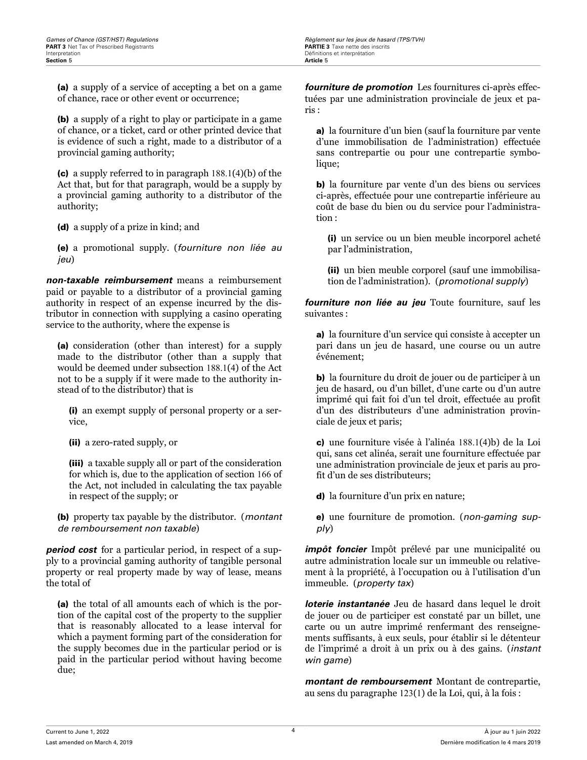**(a)** a supply of a service of accepting a bet on a game of chance, race or other event or occurrence;

**(b)** a supply of a right to play or participate in a game of chance, or a ticket, card or other printed device that is evidence of such a right, made to a distributor of a provincial gaming authority;

**(c)** a supply referred to in paragraph 188.1(4)(b) of the Act that, but for that paragraph, would be a supply by a provincial gaming authority to a distributor of the authority;

**(d)** a supply of a prize in kind; and

**(e)** a promotional supply. (*fourniture non liée au jeu*)

***non-taxable reimbursement*** means a reimbursement paid or payable to a distributor of a provincial gaming authority in respect of an expense incurred by the distributor in connection with supplying a casino operating service to the authority, where the expense is

**(a)** consideration (other than interest) for a supply made to the distributor (other than a supply that would be deemed under subsection 188.1(4) of the Act not to be a supply if it were made to the authority instead of to the distributor) that is

**(i)** an exempt supply of personal property or a service,

**(ii)** a zero-rated supply, or

**(iii)** a taxable supply all or part of the consideration for which is, due to the application of section 166 of the Act, not included in calculating the tax payable in respect of the supply; or

**(b)** property tax payable by the distributor. (*montant de remboursement non taxable*)

***period cost*** for a particular period, in respect of a supply to a provincial gaming authority of tangible personal property or real property made by way of lease, means the total of

**(a)** the total of all amounts each of which is the portion of the capital cost of the property to the supplier that is reasonably allocated to a lease interval for which a payment forming part of the consideration for the supply becomes due in the particular period or is paid in the particular period without having become due;

***fourniture de promotion*** Les fournitures ci-après effectuées par une administration provinciale de jeux et paris :

**a)** la fourniture d'un bien (sauf la fourniture par vente d'une immobilisation de l'administration) effectuée sans contrepartie ou pour une contrepartie symbolique;

**b)** la fourniture par vente d'un des biens ou services ci-après, effectuée pour une contrepartie inférieure au coût de base du bien ou du service pour l'administration :

**(i)** un service ou un bien meuble incorporel acheté par l'administration,

**(ii)** un bien meuble corporel (sauf une immobilisation de l'administration). (*promotional supply*)

***fourniture non liée au jeu*** Toute fourniture, sauf les suivantes :

**a)** la fourniture d'un service qui consiste à accepter un pari dans un jeu de hasard, une course ou un autre événement;

**b)** la fourniture du droit de jouer ou de participer à un jeu de hasard, ou d'un billet, d'une carte ou d'un autre imprimé qui fait foi d'un tel droit, effectuée au profit d'un des distributeurs d'une administration provinciale de jeux et paris;

**c)** une fourniture visée à l'alinéa 188.1(4)b) de la Loi qui, sans cet alinéa, serait une fourniture effectuée par une administration provinciale de jeux et paris au profit d'un de ses distributeurs;

**d)** la fourniture d'un prix en nature;

**e)** une fourniture de promotion. (*non-gaming supply*)

***impôt foncier*** Impôt prélevé par une municipalité ou autre administration locale sur un immeuble ou relativement à la propriété, à l'occupation ou à l'utilisation d'un immeuble. (*property tax*)

***loterie instantanée*** Jeu de hasard dans lequel le droit de jouer ou de participer est constaté par un billet, une carte ou un autre imprimé renfermant des renseignements suffisants, à eux seuls, pour établir si le détenteur de l'imprimé a droit à un prix ou à des gains. (*instant win game*)

***montant de remboursement*** Montant de contrepartie, au sens du paragraphe 123(1) de la Loi, qui, à la fois :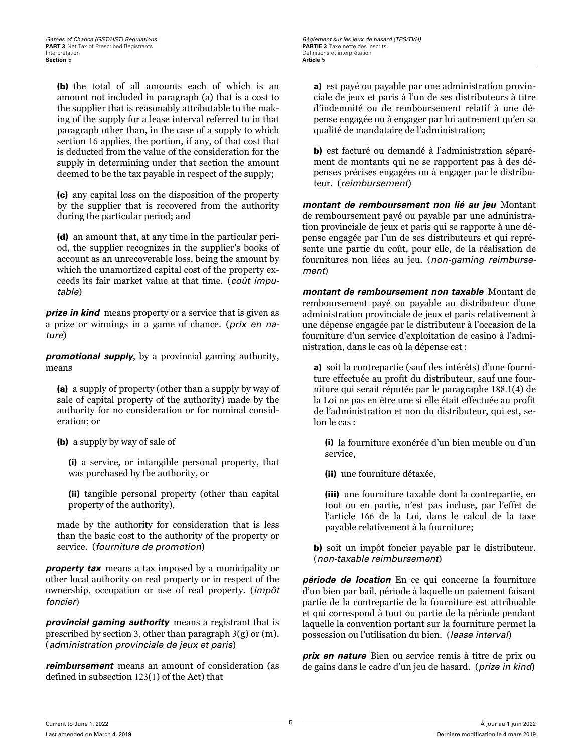**(b)** the total of all amounts each of which is an amount not included in paragraph (a) that is a cost to the supplier that is reasonably attributable to the making of the supply for a lease interval referred to in that paragraph other than, in the case of a supply to which section 16 applies, the portion, if any, of that cost that is deducted from the value of the consideration for the supply in determining under that section the amount deemed to be the tax payable in respect of the supply;

**(c)** any capital loss on the disposition of the property by the supplier that is recovered from the authority during the particular period; and

**(d)** an amount that, at any time in the particular period, the supplier recognizes in the supplier's books of account as an unrecoverable loss, being the amount by which the unamortized capital cost of the property exceeds its fair market value at that time. (*coût imputable*)

***prize in kind*** means property or a service that is given as a prize or winnings in a game of chance. (*prix en nature*)

***promotional supply***, by a provincial gaming authority, means

**(a)** a supply of property (other than a supply by way of sale of capital property of the authority) made by the authority for no consideration or for nominal consideration; or

**(b)** a supply by way of sale of

**(i)** a service, or intangible personal property, that was purchased by the authority, or

**(ii)** tangible personal property (other than capital property of the authority),

made by the authority for consideration that is less than the basic cost to the authority of the property or service. (*fourniture de promotion*)

***property tax*** means a tax imposed by a municipality or other local authority on real property or in respect of the ownership, occupation or use of real property. (*impôt foncier*)

***provincial gaming authority*** means a registrant that is prescribed by section 3, other than paragraph 3(g) or (m). (*administration provinciale de jeux et paris*)

***reimbursement*** means an amount of consideration (as defined in subsection 123(1) of the Act) that

**a)** est payé ou payable par une administration provinciale de jeux et paris à l'un de ses distributeurs à titre d'indemnité ou de remboursement relatif à une dépense engagée ou à engager par lui autrement qu'en sa qualité de mandataire de l'administration;

**b)** est facturé ou demandé à l'administration séparément de montants qui ne se rapportent pas à des dépenses précises engagées ou à engager par le distributeur. (*reimbursement*)

***montant de remboursement non lié au jeu*** Montant de remboursement payé ou payable par une administration provinciale de jeux et paris qui se rapporte à une dépense engagée par l'un de ses distributeurs et qui représente une partie du coût, pour elle, de la réalisation de fournitures non liées au jeu. (*non-gaming reimbursement*)

***montant de remboursement non taxable*** Montant de remboursement payé ou payable au distributeur d'une administration provinciale de jeux et paris relativement à une dépense engagée par le distributeur à l'occasion de la fourniture d'un service d'exploitation de casino à l'administration, dans le cas où la dépense est :

**a)** soit la contrepartie (sauf des intérêts) d'une fourniture effectuée au profit du distributeur, sauf une fourniture qui serait réputée par le paragraphe 188.1(4) de la Loi ne pas en être une si elle était effectuée au profit de l'administration et non du distributeur, qui est, selon le cas :

**(i)** la fourniture exonérée d'un bien meuble ou d'un service,

**(ii)** une fourniture détaxée,

**(iii)** une fourniture taxable dont la contrepartie, en tout ou en partie, n'est pas incluse, par l'effet de l'article 166 de la Loi, dans le calcul de la taxe payable relativement à la fourniture;

**b)** soit un impôt foncier payable par le distributeur. (*non-taxable reimbursement*)

***période de location*** En ce qui concerne la fourniture d'un bien par bail, période à laquelle un paiement faisant partie de la contrepartie de la fourniture est attribuable et qui correspond à tout ou partie de la période pendant laquelle la convention portant sur la fourniture permet la possession ou l'utilisation du bien. (*lease interval*)

***prix en nature*** Bien ou service remis à titre de prix ou de gains dans le cadre d'un jeu de hasard. (*prize in kind*)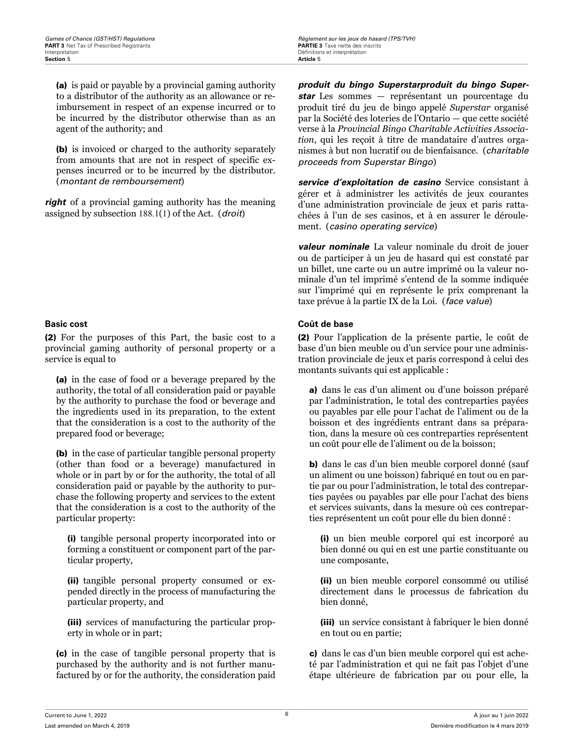**(a)** is paid or payable by a provincial gaming authority to a distributor of the authority as an allowance or reimbursement in respect of an expense incurred or to be incurred by the distributor otherwise than as an agent of the authority; and

**(b)** is invoiced or charged to the authority separately from amounts that are not in respect of specific expenses incurred or to be incurred by the distributor. (*montant de remboursement*)

***right*** of a provincial gaming authority has the meaning assigned by subsection 188.1(1) of the Act. (*droit*)

***produit du bingo Superstarproduit du bingo Superstar*** Les sommes — représentant un pourcentage du produit tiré du jeu de bingo appelé *Superstar* organisé par la Société des loteries de l'Ontario — que cette société verse à la *Provincial Bingo Charitable Activities Association*, qui les reçoit à titre de mandataire d'autres organismes à but non lucratif ou de bienfaisance. (*charitable proceeds from Superstar Bingo*)

***service d'exploitation de casino*** Service consistant à gérer et à administrer les activités de jeux courantes d'une administration provinciale de jeux et paris rattachées à l'un de ses casinos, et à en assurer le déroulement. (*casino operating service*)

***valeur nominale*** La valeur nominale du droit de jouer ou de participer à un jeu de hasard qui est constaté par un billet, une carte ou un autre imprimé ou la valeur nominale d'un tel imprimé s'entend de la somme indiquée sur l'imprimé qui en représente le prix comprenant la taxe prévue à la partie IX de la Loi. (*face value*)

**Basic cost**

**(2)** For the purposes of this Part, the basic cost to a provincial gaming authority of personal property or a service is equal to

**(a)** in the case of food or a beverage prepared by the authority, the total of all consideration paid or payable by the authority to purchase the food or beverage and the ingredients used in its preparation, to the extent that the consideration is a cost to the authority of the prepared food or beverage;

**(b)** in the case of particular tangible personal property (other than food or a beverage) manufactured in whole or in part by or for the authority, the total of all consideration paid or payable by the authority to purchase the following property and services to the extent that the consideration is a cost to the authority of the particular property:

**(i)** tangible personal property incorporated into or forming a constituent or component part of the particular property,

**(ii)** tangible personal property consumed or expended directly in the process of manufacturing the particular property, and

**(iii)** services of manufacturing the particular property in whole or in part;

**(c)** in the case of tangible personal property that is purchased by the authority and is not further manufactured by or for the authority, the consideration paid

**Coût de base**

**(2)** Pour l'application de la présente partie, le coût de base d'un bien meuble ou d'un service pour une administration provinciale de jeux et paris correspond à celui des montants suivants qui est applicable :

**a)** dans le cas d'un aliment ou d'une boisson préparé par l'administration, le total des contreparties payées ou payables par elle pour l'achat de l'aliment ou de la boisson et des ingrédients entrant dans sa préparation, dans la mesure où ces contreparties représentent un coût pour elle de l'aliment ou de la boisson;

**b)** dans le cas d'un bien meuble corporel donné (sauf un aliment ou une boisson) fabriqué en tout ou en partie par ou pour l'administration, le total des contreparties payées ou payables par elle pour l'achat des biens et services suivants, dans la mesure où ces contreparties représentent un coût pour elle du bien donné :

**(i)** un bien meuble corporel qui est incorporé au bien donné ou qui en est une partie constituante ou une composante,

**(ii)** un bien meuble corporel consommé ou utilisé directement dans le processus de fabrication du bien donné,

**(iii)** un service consistant à fabriquer le bien donné en tout ou en partie;

**c)** dans le cas d'un bien meuble corporel qui est acheté par l'administration et qui ne fait pas l'objet d'une étape ultérieure de fabrication par ou pour elle, la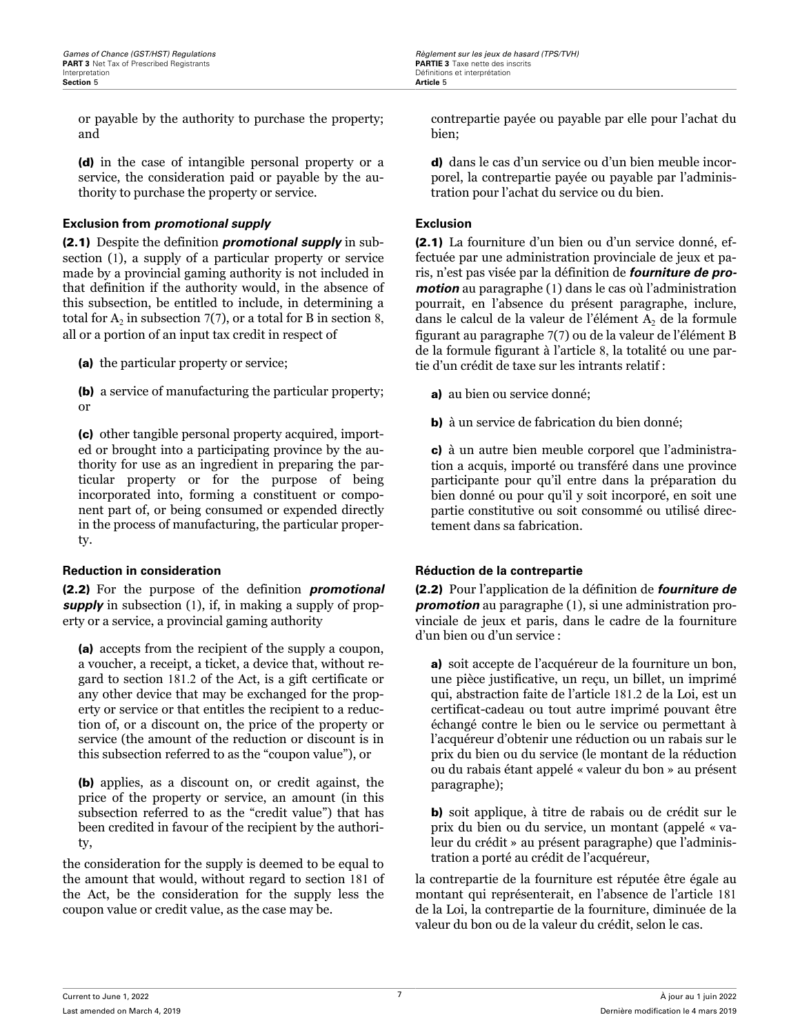or payable by the authority to purchase the property; and

**(d)** in the case of intangible personal property or a service, the consideration paid or payable by the authority to purchase the property or service.

#### Exclusion from *promotional supply*

**(2.1)** Despite the definition ***promotional supply*** in subsection (1), a supply of a particular property or service made by a provincial gaming authority is not included in that definition if the authority would, in the absence of this subsection, be entitled to include, in determining a total for $A_2$ in subsection 7(7), or a total for B in section 8, all or a portion of an input tax credit in respect of

**(a)** the particular property or service;

**(b)** a service of manufacturing the particular property; or

**(c)** other tangible personal property acquired, imported or brought into a participating province by the authority for use as an ingredient in preparing the particular property or for the purpose of being incorporated into, forming a constituent or component part of, or being consumed or expended directly in the process of manufacturing, the particular property.

#### Reduction in consideration

**(2.2)** For the purpose of the definition ***promotional supply*** in subsection (1), if, in making a supply of property or a service, a provincial gaming authority

**(a)** accepts from the recipient of the supply a coupon, a voucher, a receipt, a ticket, a device that, without regard to section 181.2 of the Act, is a gift certificate or any other device that may be exchanged for the property or service or that entitles the recipient to a reduction of, or a discount on, the price of the property or service (the amount of the reduction or discount is in this subsection referred to as the “coupon value”), or

**(b)** applies, as a discount on, or credit against, the price of the property or service, an amount (in this subsection referred to as the “credit value”) that has been credited in favour of the recipient by the authority,

the consideration for the supply is deemed to be equal to the amount that would, without regard to section 181 of the Act, be the consideration for the supply less the coupon value or credit value, as the case may be.

contrepartie payée ou payable par elle pour l’achat du bien;

**d)** dans le cas d’un service ou d’un bien meuble incorporel, la contrepartie payée ou payable par l’administration pour l’achat du service ou du bien.

#### Exclusion

**(2.1)** La fourniture d’un bien ou d’un service donné, effectuée par une administration provinciale de jeux et paris, n’est pas visée par la définition de ***fourniture de promotion*** au paragraphe (1) dans le cas où l’administration pourrait, en l’absence du présent paragraphe, inclure, dans le calcul de la valeur de l’élément $A_2$ de la formule figurant au paragraphe 7(7) ou de la valeur de l’élément B de la formule figurant à l’article 8, la totalité ou une partie d’un crédit de taxe sur les intrants relatif :

**a)** au bien ou service donné;

**b)** à un service de fabrication du bien donné;

**c)** à un autre bien meuble corporel que l’administration a acquis, importé ou transféré dans une province participante pour qu’il entre dans la préparation du bien donné ou pour qu’il y soit incorporé, en soit une partie constitutive ou soit consommé ou utilisé directement dans sa fabrication.

#### Réduction de la contrepartie

**(2.2)** Pour l’application de la définition de ***fourniture de promotion*** au paragraphe (1), si une administration provinciale de jeux et paris, dans le cadre de la fourniture d’un bien ou d’un service :

**a)** soit accepte de l’acquéreur de la fourniture un bon, une pièce justificative, un reçu, un billet, un imprimé qui, abstraction faite de l’article 181.2 de la Loi, est un certificat-cadeau ou tout autre imprimé pouvant être échangé contre le bien ou le service ou permettant à l’acquéreur d’obtenir une réduction ou un rabais sur le prix du bien ou du service (le montant de la réduction ou du rabais étant appelé « valeur du bon » au présent paragraphe);

**b)** soit applique, à titre de rabais ou de crédit sur le prix du bien ou du service, un montant (appelé « valeur du crédit » au présent paragraphe) que l’administration a porté au crédit de l’acquéreur,

la contrepartie de la fourniture est réputée être égale au montant qui représenterait, en l’absence de l’article 181 de la Loi, la contrepartie de la fourniture, diminuée de la valeur du bon ou de la valeur du crédit, selon le cas.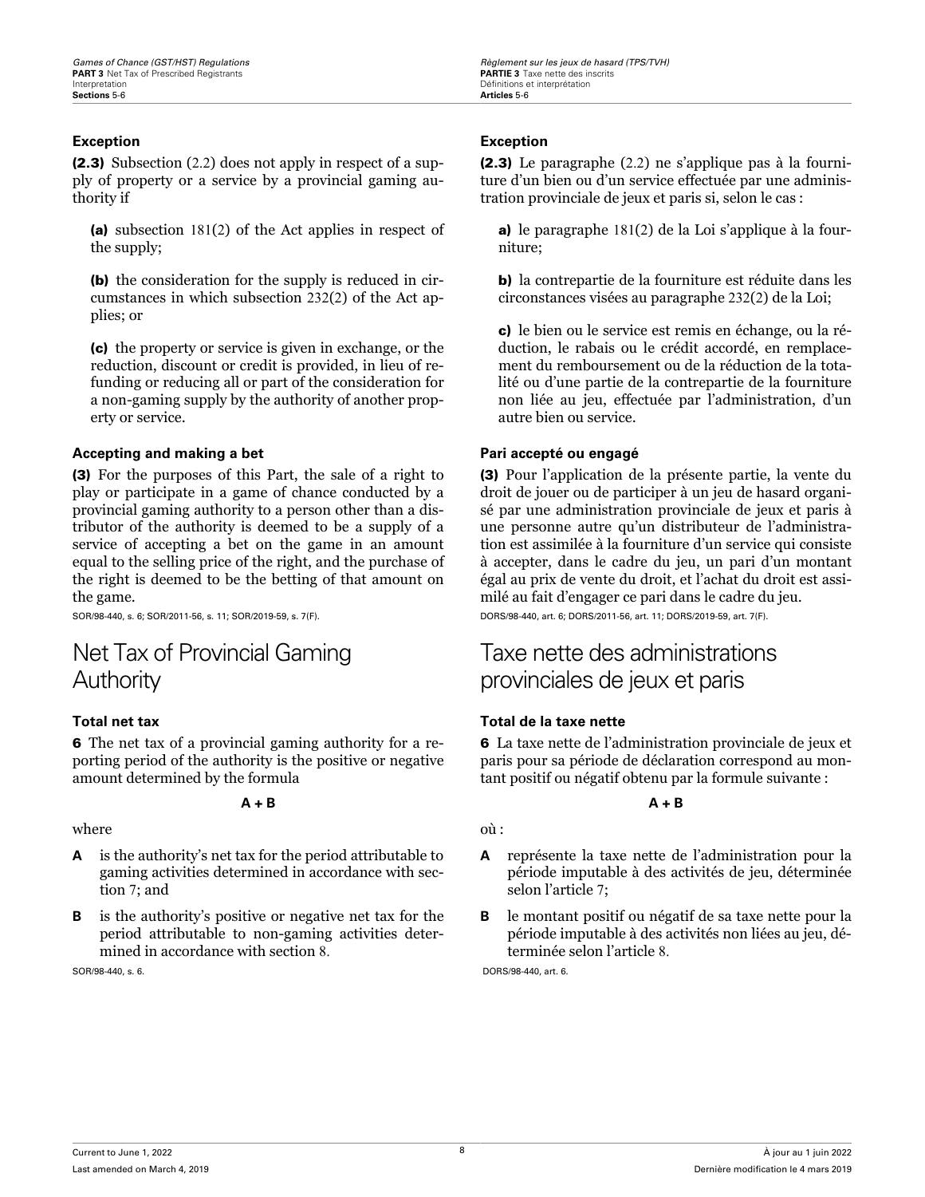**Exception**

**(2.3)** Subsection (2.2) does not apply in respect of a supply of property or a service by a provincial gaming authority if

**(a)** subsection 181(2) of the Act applies in respect of the supply;

**(b)** the consideration for the supply is reduced in circumstances in which subsection 232(2) of the Act applies; or

**(c)** the property or service is given in exchange, or the reduction, discount or credit is provided, in lieu of refunding or reducing all or part of the consideration for a non-gaming supply by the authority of another property or service.

**Accepting and making a bet**

**(3)** For the purposes of this Part, the sale of a right to play or participate in a game of chance conducted by a provincial gaming authority to a person other than a distributor of the authority is deemed to be a supply of a service of accepting a bet on the game in an amount equal to the selling price of the right, and the purchase of the right is deemed to be the betting of that amount on the game.

SOR/98-440, s. 6; SOR/2011-56, s. 11; SOR/2019-59, s. 7(F).

# Net Tax of Provincial Gaming Authority

**Total net tax**

**6** The net tax of a provincial gaming authority for a reporting period of the authority is the positive or negative amount determined by the formula

**A + B**

where

- **A** is the authority's net tax for the period attributable to gaming activities determined in accordance with section 7; and
- **B** is the authority's positive or negative net tax for the period attributable to non-gaming activities determined in accordance with section 8.

SOR/98-440, s. 6.

**Exception**

**(2.3)** Le paragraphe (2.2) ne s'applique pas à la fourniture d'un bien ou d'un service effectuée par une administration provinciale de jeux et paris si, selon le cas :

**a)** le paragraphe 181(2) de la Loi s'applique à la fourniture;

**b)** la contrepartie de la fourniture est réduite dans les circonstances visées au paragraphe 232(2) de la Loi;

**c)** le bien ou le service est remis en échange, ou la réduction, le rabais ou le crédit accordé, en remplacement du remboursement ou de la réduction de la totalité ou d'une partie de la contrepartie de la fourniture non liée au jeu, effectuée par l'administration, d'un autre bien ou service.

**Pari accepté ou engagé**

**(3)** Pour l'application de la présente partie, la vente du droit de jouer ou de participer à un jeu de hasard organisé par une administration provinciale de jeux et paris à une personne autre qu'un distributeur de l'administration est assimilée à la fourniture d'un service qui consiste à accepter, dans le cadre du jeu, un pari d'un montant égal au prix de vente du droit, et l'achat du droit est assimilé au fait d'engager ce pari dans le cadre du jeu.

DORS/98-440, art. 6; DORS/2011-56, art. 11; DORS/2019-59, art. 7(F).

# Taxe nette des administrations provinciales de jeux et paris

**Total de la taxe nette**

**6** La taxe nette de l'administration provinciale de jeux et paris pour sa période de déclaration correspond au montant positif ou négatif obtenu par la formule suivante :

**A + B**

où :

- **A** représente la taxe nette de l'administration pour la période imputable à des activités de jeu, déterminée selon l'article 7;
- **B** le montant positif ou négatif de sa taxe nette pour la période imputable à des activités non liées au jeu, déterminée selon l'article 8.

DORS/98-440, art. 6.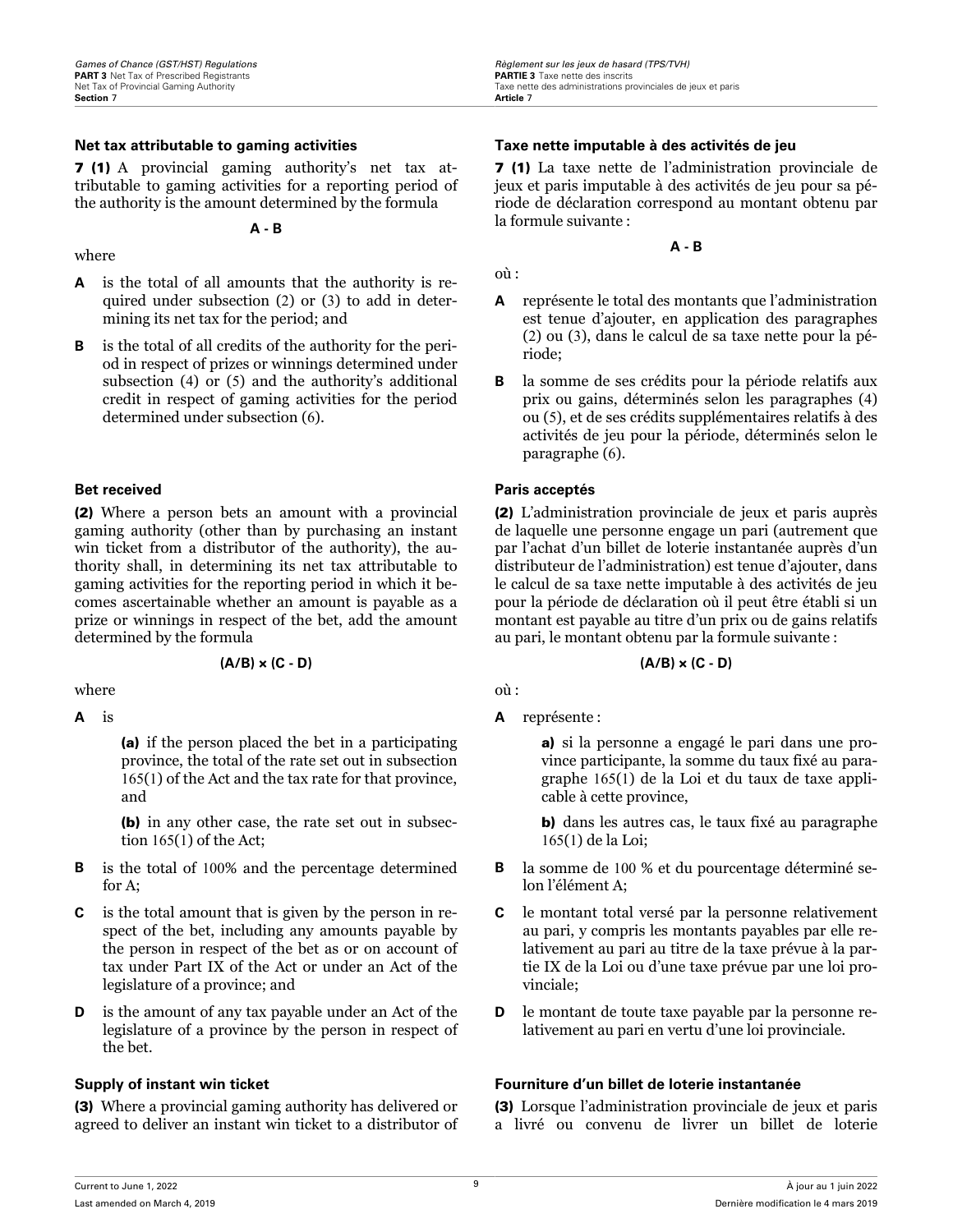### Net tax attributable to gaming activities

**7 (1)** A provincial gaming authority's net tax attributable to gaming activities for a reporting period of the authority is the amount determined by the formula

$$A - B$$

where

**A** is the total of all amounts that the authority is required under subsection (2) or (3) to add in determining its net tax for the period; and

**B** is the total of all credits of the authority for the period in respect of prizes or winnings determined under subsection (4) or (5) and the authority's additional credit in respect of gaming activities for the period determined under subsection (6).

### Bet received

**(2)** Where a person bets an amount with a provincial gaming authority (other than by purchasing an instant win ticket from a distributor of the authority), the authority shall, in determining its net tax attributable to gaming activities for the reporting period in which it becomes ascertainable whether an amount is payable as a prize or winnings in respect of the bet, add the amount determined by the formula

$$(A/B) \times (C - D)$$

where

**A** is

> **(a)** if the person placed the bet in a participating province, the total of the rate set out in subsection 165(1) of the Act and the tax rate for that province, and
>
> **(b)** in any other case, the rate set out in subsection 165(1) of the Act;

**B** is the total of 100% and the percentage determined for A;

**C** is the total amount that is given by the person in respect of the bet, including any amounts payable by the person in respect of the bet as or on account of tax under Part IX of the Act or under an Act of the legislature of a province; and

**D** is the amount of any tax payable under an Act of the legislature of a province by the person in respect of the bet.

### Supply of instant win ticket

**(3)** Where a provincial gaming authority has delivered or agreed to deliver an instant win ticket to a distributor of

### Taxe nette imputable à des activités de jeu

**7 (1)** La taxe nette de l'administration provinciale de jeux et paris imputable à des activités de jeu pour sa période de déclaration correspond au montant obtenu par la formule suivante :

$$A - B$$

où :

**A** représente le total des montants que l'administration est tenue d'ajouter, en application des paragraphes (2) ou (3), dans le calcul de sa taxe nette pour la période;

**B** la somme de ses crédits pour la période relatifs aux prix ou gains, déterminés selon les paragraphes (4) ou (5), et de ses crédits supplémentaires relatifs à des activités de jeu pour la période, déterminés selon le paragraphe (6).

### Paris acceptés

**(2)** L'administration provinciale de jeux et paris auprès de laquelle une personne engage un pari (autrement que par l'achat d'un billet de loterie instantanée auprès d'un distributeur de l'administration) est tenue d'ajouter, dans le calcul de sa taxe nette imputable à des activités de jeu pour la période de déclaration où il peut être établi si un montant est payable au titre d'un prix ou de gains relatifs au pari, le montant obtenu par la formule suivante :

$$(A/B) \times (C - D)$$

où :

**A** représente :

> **a)** si la personne a engagé le pari dans une province participante, la somme du taux fixé au paragraphe 165(1) de la Loi et du taux de taxe applicable à cette province,
>
> **b)** dans les autres cas, le taux fixé au paragraphe 165(1) de la Loi;

**B** la somme de 100 % et du pourcentage déterminé selon l'élément A;

**C** le montant total versé par la personne relativement au pari, y compris les montants payables par elle relativement au pari au titre de la taxe prévue à la partie IX de la Loi ou d'une taxe prévue par une loi provinciale;

**D** le montant de toute taxe payable par la personne relativement au pari en vertu d'une loi provinciale.

### Fourniture d'un billet de loterie instantanée

**(3)** Lorsque l'administration provinciale de jeux et paris a livré ou convenu de livrer un billet de loterie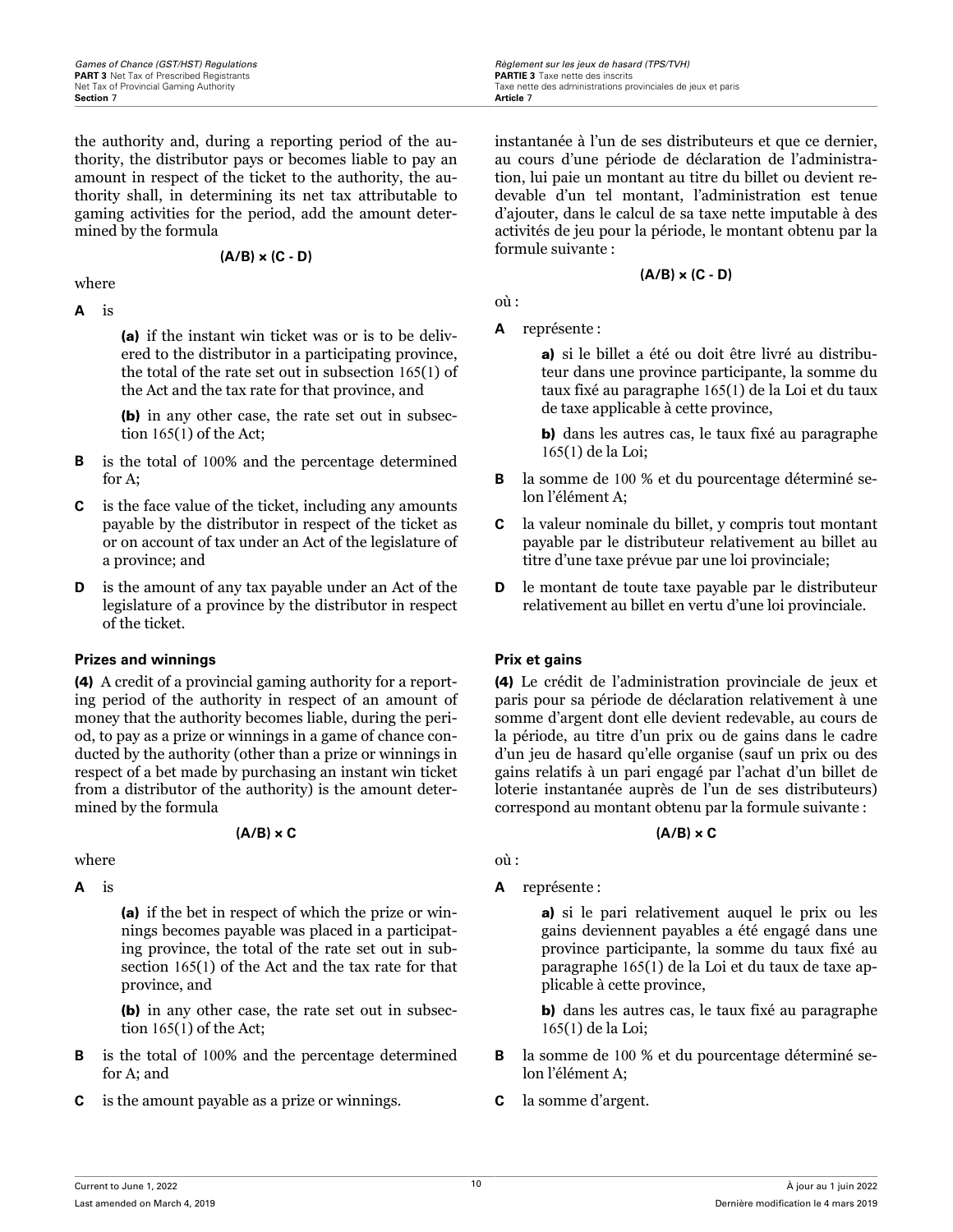the authority and, during a reporting period of the authority, the distributor pays or becomes liable to pay an amount in respect of the ticket to the authority, the authority shall, in determining its net tax attributable to gaming activities for the period, add the amount determined by the formula

$$(A/B) \times (C - D)$$

where

**A** is

> **(a)** if the instant win ticket was or is to be delivered to the distributor in a participating province, the total of the rate set out in subsection 165(1) of the Act and the tax rate for that province, and
>
> **(b)** in any other case, the rate set out in subsection 165(1) of the Act;

**B** is the total of 100% and the percentage determined for A;

**C** is the face value of the ticket, including any amounts payable by the distributor in respect of the ticket as or on account of tax under an Act of the legislature of a province; and

**D** is the amount of any tax payable under an Act of the legislature of a province by the distributor in respect of the ticket.

instantanée à l’un de ses distributeurs et que ce dernier, au cours d’une période de déclaration de l’administration, lui paie un montant au titre du billet ou devient redevable d’un tel montant, l’administration est tenue d’ajouter, dans le calcul de sa taxe nette imputable à des activités de jeu pour la période, le montant obtenu par la formule suivante :

$$(A/B) \times (C - D)$$

où :

**A** représente :

> **a)** si le billet a été ou doit être livré au distributeur dans une province participante, la somme du taux fixé au paragraphe 165(1) de la Loi et du taux de taxe applicable à cette province,
>
> **b)** dans les autres cas, le taux fixé au paragraphe 165(1) de la Loi;

**B** la somme de 100 % et du pourcentage déterminé selon l’élément A;

**C** la valeur nominale du billet, y compris tout montant payable par le distributeur relativement au billet au titre d’une taxe prévue par une loi provinciale;

**D** le montant de toute taxe payable par le distributeur relativement au billet en vertu d’une loi provinciale.

### Prizes and winnings

**(4)** A credit of a provincial gaming authority for a reporting period of the authority in respect of an amount of money that the authority becomes liable, during the period, to pay as a prize or winnings in a game of chance conducted by the authority (other than a prize or winnings in respect of a bet made by purchasing an instant win ticket from a distributor of the authority) is the amount determined by the formula

$$(A/B) \times C$$

where

**A** is

> **(a)** if the bet in respect of which the prize or winnings becomes payable was placed in a participating province, the total of the rate set out in subsection 165(1) of the Act and the tax rate for that province, and
>
> **(b)** in any other case, the rate set out in subsection 165(1) of the Act;

**B** is the total of 100% and the percentage determined for A; and

**C** is the amount payable as a prize or winnings.

### Prix et gains

**(4)** Le crédit de l’administration provinciale de jeux et paris pour sa période de déclaration relativement à une somme d’argent dont elle devient redevable, au cours de la période, au titre d’un prix ou de gains dans le cadre d’un jeu de hasard qu’elle organise (sauf un prix ou des gains relatifs à un pari engagé par l’achat d’un billet de loterie instantanée auprès de l’un de ses distributeurs) correspond au montant obtenu par la formule suivante :

$$(A/B) \times C$$

où :

**A** représente :

> **a)** si le pari relativement auquel le prix ou les gains deviennent payables a été engagé dans une province participante, la somme du taux fixé au paragraphe 165(1) de la Loi et du taux de taxe applicable à cette province,
>
> **b)** dans les autres cas, le taux fixé au paragraphe 165(1) de la Loi;

**B** la somme de 100 % et du pourcentage déterminé selon l’élément A;

**C** la somme d’argent.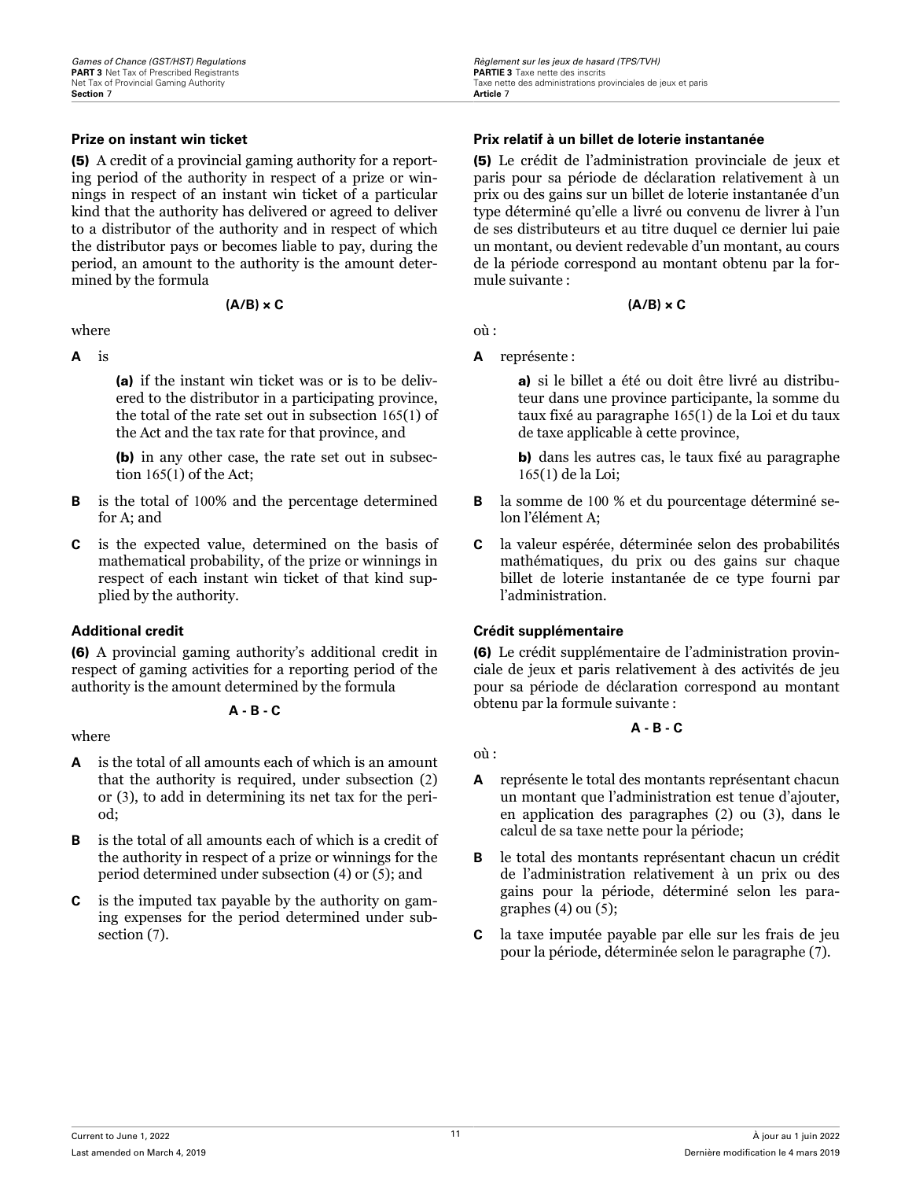### Prize on instant win ticket

**(5)** A credit of a provincial gaming authority for a reporting period of the authority in respect of a prize or winnings in respect of an instant win ticket of a particular kind that the authority has delivered or agreed to deliver to a distributor of the authority and in respect of which the distributor pays or becomes liable to pay, during the period, an amount to the authority is the amount determined by the formula

$$(A/B) \times C$$

where

**A** is

> **(a)** if the instant win ticket was or is to be delivered to the distributor in a participating province, the total of the rate set out in subsection 165(1) of the Act and the tax rate for that province, and
>
> **(b)** in any other case, the rate set out in subsection 165(1) of the Act;

**B** is the total of 100% and the percentage determined for A; and

**C** is the expected value, determined on the basis of mathematical probability, of the prize or winnings in respect of each instant win ticket of that kind supplied by the authority.

### Additional credit

**(6)** A provincial gaming authority's additional credit in respect of gaming activities for a reporting period of the authority is the amount determined by the formula

$$A - B - C$$

where

**A** is the total of all amounts each of which is an amount that the authority is required, under subsection (2) or (3), to add in determining its net tax for the period;

**B** is the total of all amounts each of which is a credit of the authority in respect of a prize or winnings for the period determined under subsection (4) or (5); and

**C** is the imputed tax payable by the authority on gaming expenses for the period determined under subsection (7).

### Prix relatif à un billet de loterie instantanée

**(5)** Le crédit de l'administration provinciale de jeux et paris pour sa période de déclaration relativement à un prix ou des gains sur un billet de loterie instantanée d'un type déterminé qu'elle a livré ou convenu de livrer à l'un de ses distributeurs et au titre duquel ce dernier lui paie un montant, ou devient redevable d'un montant, au cours de la période correspond au montant obtenu par la formule suivante :

$$(A/B) \times C$$

où :

**A** représente :

> **a)** si le billet a été ou doit être livré au distributeur dans une province participante, la somme du taux fixé au paragraphe 165(1) de la Loi et du taux de taxe applicable à cette province,
>
> **b)** dans les autres cas, le taux fixé au paragraphe 165(1) de la Loi;

**B** la somme de 100 % et du pourcentage déterminé selon l'élément A;

**C** la valeur espérée, déterminée selon des probabilités mathématiques, du prix ou des gains sur chaque billet de loterie instantanée de ce type fourni par l'administration.

### Crédit supplémentaire

**(6)** Le crédit supplémentaire de l'administration provinciale de jeux et paris relativement à des activités de jeu pour sa période de déclaration correspond au montant obtenu par la formule suivante :

$$A - B - C$$

où :

**A** représente le total des montants représentant chacun un montant que l'administration est tenue d'ajouter, en application des paragraphes (2) ou (3), dans le calcul de sa taxe nette pour la période;

**B** le total des montants représentant chacun un crédit de l'administration relativement à un prix ou des gains pour la période, déterminé selon les paragraphes (4) ou (5);

**C** la taxe imputée payable par elle sur les frais de jeu pour la période, déterminée selon le paragraphe (7).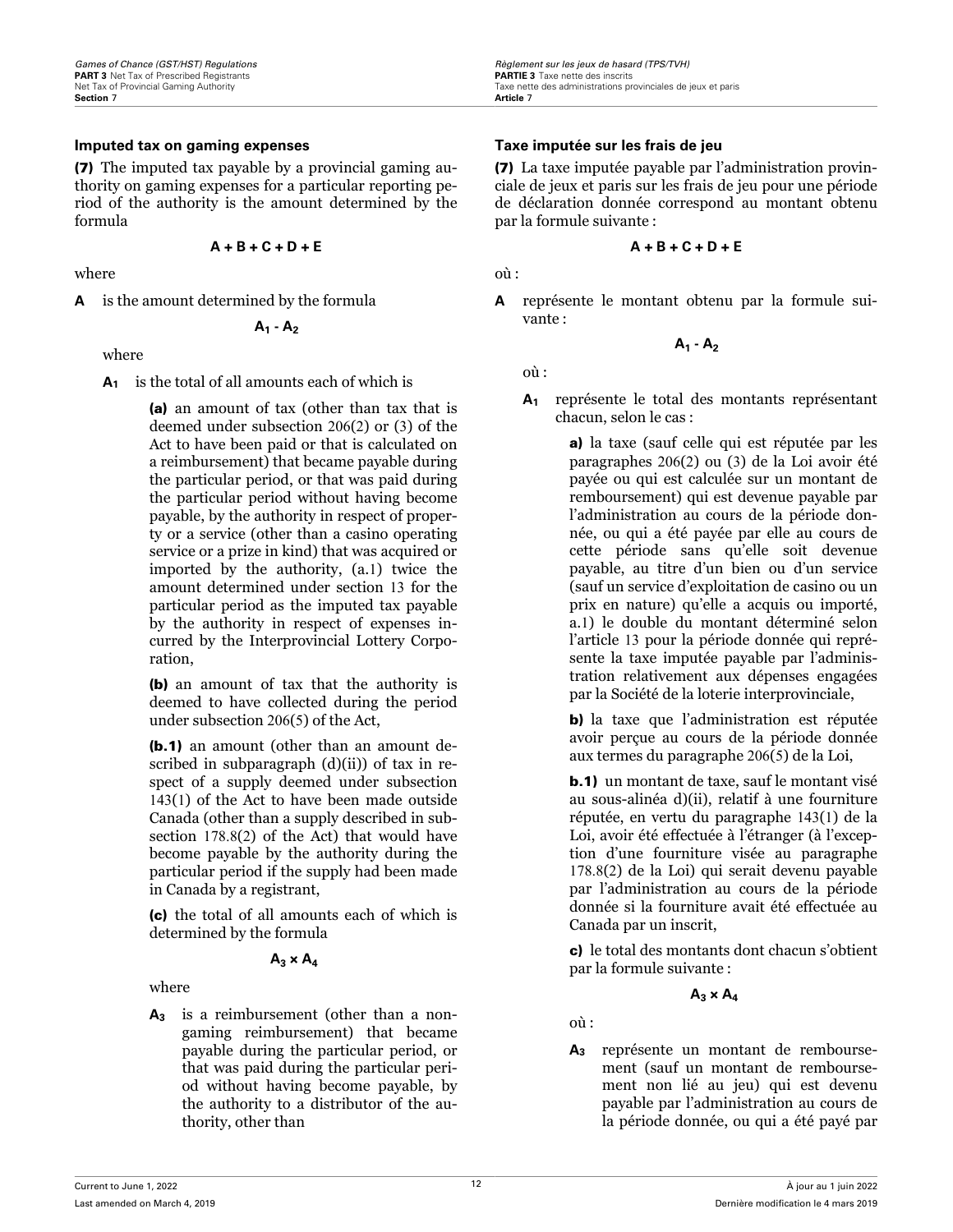### Imputed tax on gaming expenses

**(7)** The imputed tax payable by a provincial gaming authority on gaming expenses for a particular reporting period of the authority is the amount determined by the formula

$$A + B + C + D + E$$

where

**A** is the amount determined by the formula

$$A_1 - A_2$$

where

**$A_1$** is the total of all amounts each of which is

**(a)** an amount of tax (other than tax that is deemed under subsection 206(2) or (3) of the Act to have been paid or that is calculated on a reimbursement) that became payable during the particular period, or that was paid during the particular period without having become payable, by the authority in respect of property or a service (other than a casino operating service or a prize in kind) that was acquired or imported by the authority, (a.1) twice the amount determined under section 13 for the particular period as the imputed tax payable by the authority in respect of expenses incurred by the Interprovincial Lottery Corporation,

**(b)** an amount of tax that the authority is deemed to have collected during the period under subsection 206(5) of the Act,

**(b.1)** an amount (other than an amount described in subparagraph (d)(ii)) of tax in respect of a supply deemed under subsection 143(1) of the Act to have been made outside Canada (other than a supply described in subsection 178.8(2) of the Act) that would have become payable by the authority during the particular period if the supply had been made in Canada by a registrant,

**(c)** the total of all amounts each of which is determined by the formula

$$A_3 \times A_4$$

where

**$A_3$** is a reimbursement (other than a non-gaming reimbursement) that became payable during the particular period, or that was paid during the particular period without having become payable, by the authority to a distributor of the authority, other than

### Taxe imputée sur les frais de jeu

**(7)** La taxe imputée payable par l'administration provinciale de jeux et paris sur les frais de jeu pour une période de déclaration donnée correspond au montant obtenu par la formule suivante :

$$A + B + C + D + E$$

où :

**A** représente le montant obtenu par la formule suivante :

$$A_1 - A_2$$

où :

**$A_1$** représente le total des montants représentant chacun, selon le cas :

**a)** la taxe (sauf celle qui est réputée par les paragraphes 206(2) ou (3) de la Loi avoir été payée ou qui est calculée sur un montant de remboursement) qui est devenue payable par l'administration au cours de la période donnée, ou qui a été payée par elle au cours de cette période sans qu'elle soit devenue payable, au titre d'un bien ou d'un service (sauf un service d'exploitation de casino ou un prix en nature) qu'elle a acquis ou importé, a.1) le double du montant déterminé selon l'article 13 pour la période donnée qui représente la taxe imputée payable par l'administration relativement aux dépenses engagées par la Société de la loterie interprovinciale,

**b)** la taxe que l'administration est réputée avoir perçue au cours de la période donnée aux termes du paragraphe 206(5) de la Loi,

**b.1)** un montant de taxe, sauf le montant visé au sous-alinéa d)(ii), relatif à une fourniture réputée, en vertu du paragraphe 143(1) de la Loi, avoir été effectuée à l'étranger (à l'exception d'une fourniture visée au paragraphe 178.8(2) de la Loi) qui serait devenu payable par l'administration au cours de la période donnée si la fourniture avait été effectuée au Canada par un inscrit,

**c)** le total des montants dont chacun s'obtient par la formule suivante :

$$A_3 \times A_4$$

où :

**$A_3$** représente un montant de remboursement (sauf un montant de remboursement non lié au jeu) qui est devenu payable par l'administration au cours de la période donnée, ou qui a été payé par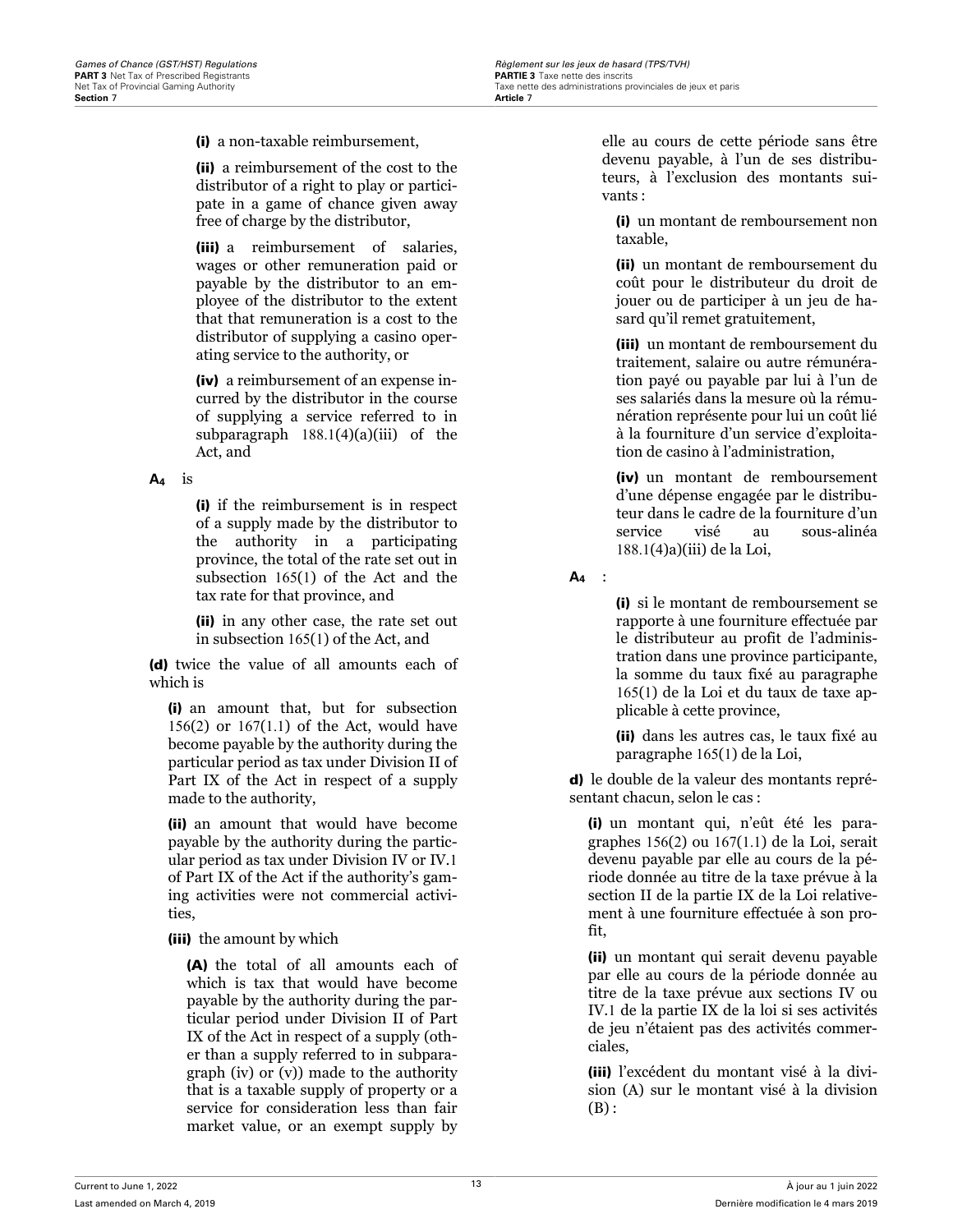**(i)** a non-taxable reimbursement,

**(ii)** a reimbursement of the cost to the distributor of a right to play or participate in a game of chance given away free of charge by the distributor,

**(iii)** a reimbursement of salaries, wages or other remuneration paid or payable by the distributor to an employee of the distributor to the extent that that remuneration is a cost to the distributor of supplying a casino operating service to the authority, or

**(iv)** a reimbursement of an expense incurred by the distributor in the course of supplying a service referred to in subparagraph 188.1(4)(a)(iii) of the Act, and

**$A_4$** is

**(i)** if the reimbursement is in respect of a supply made by the distributor to the authority in a participating province, the total of the rate set out in subsection 165(1) of the Act and the tax rate for that province, and

**(ii)** in any other case, the rate set out in subsection 165(1) of the Act, and

**(d)** twice the value of all amounts each of which is

**(i)** an amount that, but for subsection 156(2) or 167(1.1) of the Act, would have become payable by the authority during the particular period as tax under Division II of Part IX of the Act in respect of a supply made to the authority,

**(ii)** an amount that would have become payable by the authority during the particular period as tax under Division IV or IV.1 of Part IX of the Act if the authority's gaming activities were not commercial activities,

**(iii)** the amount by which

**(A)** the total of all amounts each of which is tax that would have become payable by the authority during the particular period under Division II of Part IX of the Act in respect of a supply (other than a supply referred to in subparagraph (iv) or (v)) made to the authority that is a taxable supply of property or a service for consideration less than fair market value, or an exempt supply by

elle au cours de cette période sans être devenu payable, à l'un de ses distributeurs, à l'exclusion des montants suivants :

**(i)** un montant de remboursement non taxable,

**(ii)** un montant de remboursement du coût pour le distributeur du droit de jouer ou de participer à un jeu de hasard qu'il remet gratuitement,

**(iii)** un montant de remboursement du traitement, salaire ou autre rémunération payé ou payable par lui à l'un de ses salariés dans la mesure où la rémunération représente pour lui un coût lié à la fourniture d'un service d'exploitation de casino à l'administration,

**(iv)** un montant de remboursement d'une dépense engagée par le distributeur dans le cadre de la fourniture d'un service visé au sous-alinéa 188.1(4)a)(iii) de la Loi,

**$A_4$** :

**(i)** si le montant de remboursement se rapporte à une fourniture effectuée par le distributeur au profit de l'administration dans une province participante, la somme du taux fixé au paragraphe 165(1) de la Loi et du taux de taxe applicable à cette province,

**(ii)** dans les autres cas, le taux fixé au paragraphe 165(1) de la Loi,

**d)** le double de la valeur des montants représentant chacun, selon le cas :

**(i)** un montant qui, n'eût été les paragraphes 156(2) ou 167(1.1) de la Loi, serait devenu payable par elle au cours de la période donnée au titre de la taxe prévue à la section II de la partie IX de la Loi relativement à une fourniture effectuée à son profit,

**(ii)** un montant qui serait devenu payable par elle au cours de la période donnée au titre de la taxe prévue aux sections IV ou IV.1 de la partie IX de la loi si ses activités de jeu n'étaient pas des activités commerciales,

**(iii)** l'excédent du montant visé à la division (A) sur le montant visé à la division (B) :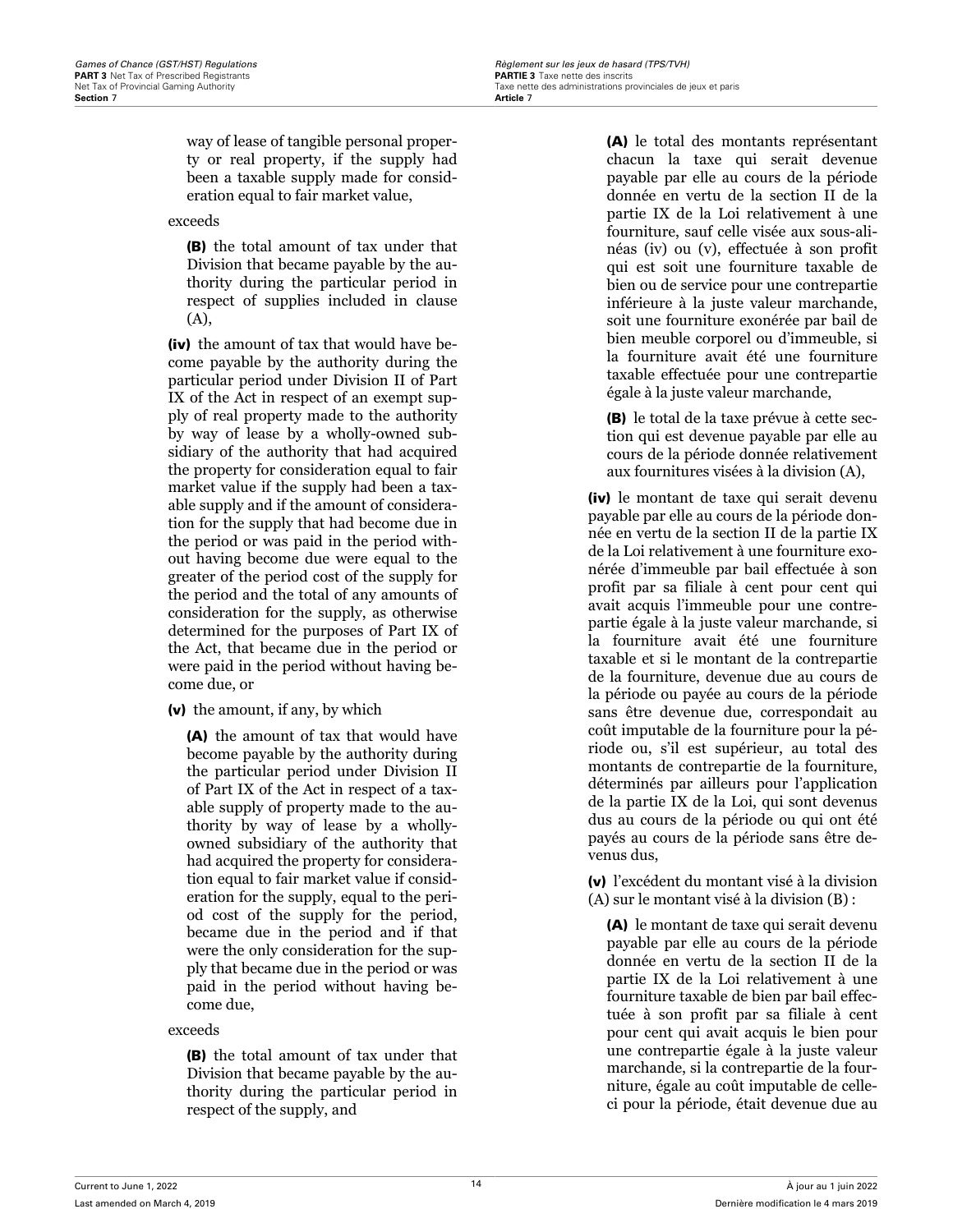way of lease of tangible personal property or real property, if the supply had been a taxable supply made for consideration equal to fair market value,

exceeds

**(B)** the total amount of tax under that Division that became payable by the authority during the particular period in respect of supplies included in clause (A),

**(iv)** the amount of tax that would have become payable by the authority during the particular period under Division II of Part IX of the Act in respect of an exempt supply of real property made to the authority by way of lease by a wholly-owned subsidiary of the authority that had acquired the property for consideration equal to fair market value if the supply had been a taxable supply and if the amount of consideration for the supply that had become due in the period or was paid in the period without having become due were equal to the greater of the period cost of the supply for the period and the total of any amounts of consideration for the supply, as otherwise determined for the purposes of Part IX of the Act, that became due in the period or were paid in the period without having become due, or

**(v)** the amount, if any, by which

**(A)** the amount of tax that would have become payable by the authority during the particular period under Division II of Part IX of the Act in respect of a taxable supply of property made to the authority by way of lease by a wholly-owned subsidiary of the authority that had acquired the property for consideration equal to fair market value if consideration for the supply, equal to the period cost of the supply for the period, became due in the period and if that were the only consideration for the supply that became due in the period or was paid in the period without having become due,

exceeds

**(B)** the total amount of tax under that Division that became payable by the authority during the particular period in respect of the supply, and

**(A)** le total des montants représentant chacun la taxe qui serait devenue payable par elle au cours de la période donnée en vertu de la section II de la partie IX de la Loi relativement à une fourniture, sauf celle visée aux sous-alinéas (iv) ou (v), effectuée à son profit qui est soit une fourniture taxable de bien ou de service pour une contrepartie inférieure à la juste valeur marchande, soit une fourniture exonérée par bail de bien meuble corporel ou d'immeuble, si la fourniture avait été une fourniture taxable effectuée pour une contrepartie égale à la juste valeur marchande,

**(B)** le total de la taxe prévue à cette section qui est devenue payable par elle au cours de la période donnée relativement aux fournitures visées à la division (A),

**(iv)** le montant de taxe qui serait devenu payable par elle au cours de la période donnée en vertu de la section II de la partie IX de la Loi relativement à une fourniture exonérée d'immeuble par bail effectuée à son profit par sa filiale à cent pour cent qui avait acquis l'immeuble pour une contrepartie égale à la juste valeur marchande, si la fourniture avait été une fourniture taxable et si le montant de la contrepartie de la fourniture, devenue due au cours de la période ou payée au cours de la période sans être devenue due, correspondait au coût imputable de la fourniture pour la période ou, s'il est supérieur, au total des montants de contrepartie de la fourniture, déterminés par ailleurs pour l'application de la partie IX de la Loi, qui sont devenus dus au cours de la période ou qui ont été payés au cours de la période sans être devenus dus,

**(v)** l'excédent du montant visé à la division (A) sur le montant visé à la division (B) :

**(A)** le montant de taxe qui serait devenu payable par elle au cours de la période donnée en vertu de la section II de la partie IX de la Loi relativement à une fourniture taxable de bien par bail effectuée à son profit par sa filiale à cent pour cent qui avait acquis le bien pour une contrepartie égale à la juste valeur marchande, si la contrepartie de la fourniture, égale au coût imputable de celle-ci pour la période, était devenue due au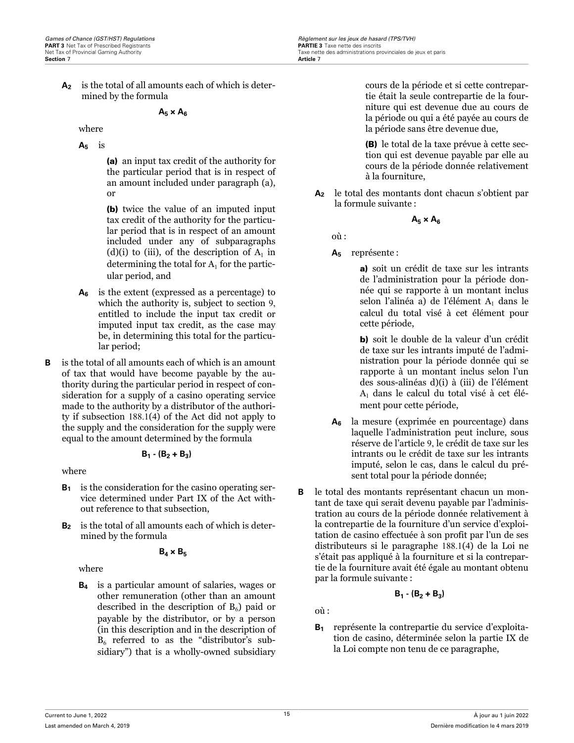**$A_2$** is the total of all amounts each of which is determined by the formula

$$A_5 \times A_6$$

where

**$A_5$** is

**(a)** an input tax credit of the authority for the particular period that is in respect of an amount included under paragraph (a), or

**(b)** twice the value of an imputed input tax credit of the authority for the particular period that is in respect of an amount included under any of subparagraphs (d)(i) to (iii), of the description of $A_1$ in determining the total for $A_1$ for the particular period, and

**$A_6$** is the extent (expressed as a percentage) to which the authority is, subject to section 9, entitled to include the input tax credit or imputed input tax credit, as the case may be, in determining this total for the particular period;

**B** is the total of all amounts each of which is an amount of tax that would have become payable by the authority during the particular period in respect of consideration for a supply of a casino operating service made to the authority by a distributor of the authority if subsection 188.1(4) of the Act did not apply to the supply and the consideration for the supply were equal to the amount determined by the formula

$$B_1 - (B_2 + B_3)$$

where

**$B_1$** is the consideration for the casino operating service determined under Part IX of the Act without reference to that subsection,

**$B_2$** is the total of all amounts each of which is determined by the formula

$$B_4 \times B_5$$

where

**$B_4$** is a particular amount of salaries, wages or other remuneration (other than an amount described in the description of $B_6$) paid or payable by the distributor, or by a person (in this description and in the description of $B_6$ referred to as the "distributor's subsidiary") that is a wholly-owned subsidiary

cours de la période et si cette contrepartie était la seule contrepartie de la fourniture qui est devenue due au cours de la période ou qui a été payée au cours de la période sans être devenue due,

**(B)** le total de la taxe prévue à cette section qui est devenue payable par elle au cours de la période donnée relativement à la fourniture,

**$A_2$** le total des montants dont chacun s'obtient par la formule suivante :

$$A_5 \times A_6$$

où :

**$A_5$** représente :

**a)** soit un crédit de taxe sur les intrants de l'administration pour la période donnée qui se rapporte à un montant inclus selon l'alinéa a) de l'élément $A_1$ dans le calcul du total visé à cet élément pour cette période,

**b)** soit le double de la valeur d'un crédit de taxe sur les intrants imputé de l'administration pour la période donnée qui se rapporte à un montant inclus selon l'un des sous-alinéas d)(i) à (iii) de l'élément $A_1$ dans le calcul du total visé à cet élément pour cette période,

**$A_6$** la mesure (exprimée en pourcentage) dans laquelle l'administration peut inclure, sous réserve de l'article 9, le crédit de taxe sur les intrants ou le crédit de taxe sur les intrants imputé, selon le cas, dans le calcul du présent total pour la période donnée;

**B** le total des montants représentant chacun un montant de taxe qui serait devenu payable par l'administration au cours de la période donnée relativement à la contrepartie de la fourniture d'un service d'exploitation de casino effectuée à son profit par l'un de ses distributeurs si le paragraphe 188.1(4) de la Loi ne s'était pas appliqué à la fourniture et si la contrepartie de la fourniture avait été égale au montant obtenu par la formule suivante :

$$B_1 - (B_2 + B_3)$$

où :

**$B_1$** représente la contrepartie du service d'exploitation de casino, déterminée selon la partie IX de la Loi compte non tenu de ce paragraphe,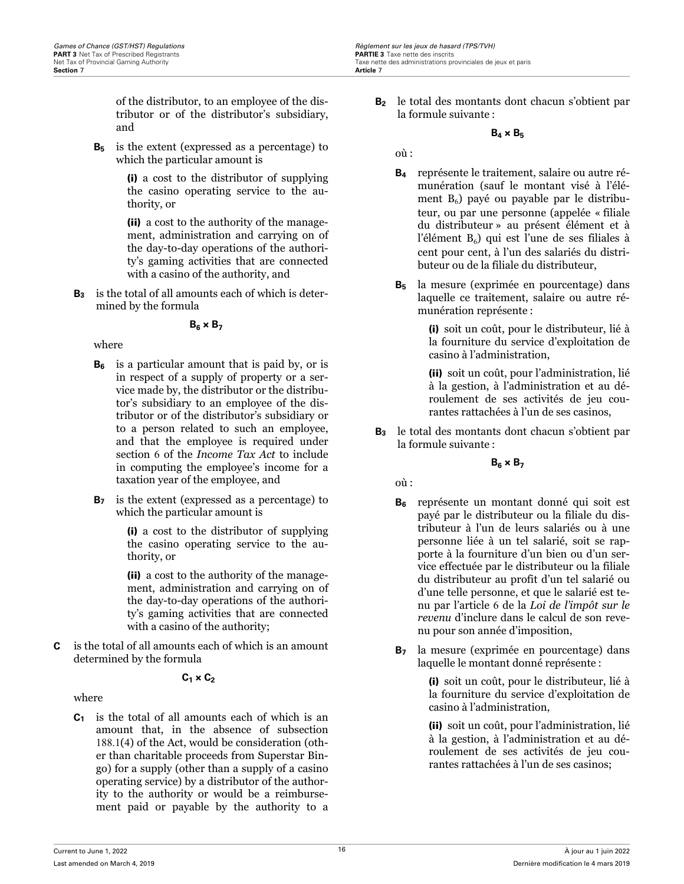of the distributor, to an employee of the distributor or of the distributor's subsidiary, and

**$B_5$** is the extent (expressed as a percentage) to which the particular amount is

**(i)** a cost to the distributor of supplying the casino operating service to the authority, or

**(ii)** a cost to the authority of the management, administration and carrying on of the day-to-day operations of the authority's gaming activities that are connected with a casino of the authority, and

**$B_3$** is the total of all amounts each of which is determined by the formula

$$B_6 \times B_7$$

where

**$B_6$** is a particular amount that is paid by, or is in respect of a supply of property or a service made by, the distributor or the distributor's subsidiary to an employee of the distributor or of the distributor's subsidiary or to a person related to such an employee, and that the employee is required under section 6 of the *Income Tax Act* to include in computing the employee's income for a taxation year of the employee, and

**$B_7$** is the extent (expressed as a percentage) to which the particular amount is

**(i)** a cost to the distributor of supplying the casino operating service to the authority, or

**(ii)** a cost to the authority of the management, administration and carrying on of the day-to-day operations of the authority's gaming activities that are connected with a casino of the authority;

**C** is the total of all amounts each of which is an amount determined by the formula

$$C_1 \times C_2$$

where

**$C_1$** is the total of all amounts each of which is an amount that, in the absence of subsection 188.1(4) of the Act, would be consideration (other than charitable proceeds from Superstar Bingo) for a supply (other than a supply of a casino operating service) by a distributor of the authority to the authority or would be a reimbursement paid or payable by the authority to a

**$B_2$** le total des montants dont chacun s'obtient par la formule suivante :

$$B_4 \times B_5$$

où :

**$B_4$** représente le traitement, salaire ou autre rémunération (sauf le montant visé à l'élément $B_6$) payé ou payable par le distributeur, ou par une personne (appelée « filiale du distributeur » au présent élément et à l'élément $B_6$) qui est l'une de ses filiales à cent pour cent, à l'un des salariés du distributeur ou de la filiale du distributeur,

**$B_5$** la mesure (exprimée en pourcentage) dans laquelle ce traitement, salaire ou autre rémunération représente :

**(i)** soit un coût, pour le distributeur, lié à la fourniture du service d'exploitation de casino à l'administration,

**(ii)** soit un coût, pour l'administration, lié à la gestion, à l'administration et au déroulement de ses activités de jeu courantes rattachées à l'un de ses casinos,

**$B_3$** le total des montants dont chacun s'obtient par la formule suivante :

$$B_6 \times B_7$$

où :

**$B_6$** représente un montant donné qui soit est payé par le distributeur ou la filiale du distributeur à l'un de leurs salariés ou à une personne liée à un tel salarié, soit se rapporte à la fourniture d'un bien ou d'un service effectuée par le distributeur ou la filiale du distributeur au profit d'un tel salarié ou d'une telle personne, et que le salarié est tenu par l'article 6 de la *Loi de l'impôt sur le revenu* d'inclure dans le calcul de son revenu pour son année d'imposition,

**$B_7$** la mesure (exprimée en pourcentage) dans laquelle le montant donné représente :

**(i)** soit un coût, pour le distributeur, lié à la fourniture du service d'exploitation de casino à l'administration,

**(ii)** soit un coût, pour l'administration, lié à la gestion, à l'administration et au déroulement de ses activités de jeu courantes rattachées à l'un de ses casinos;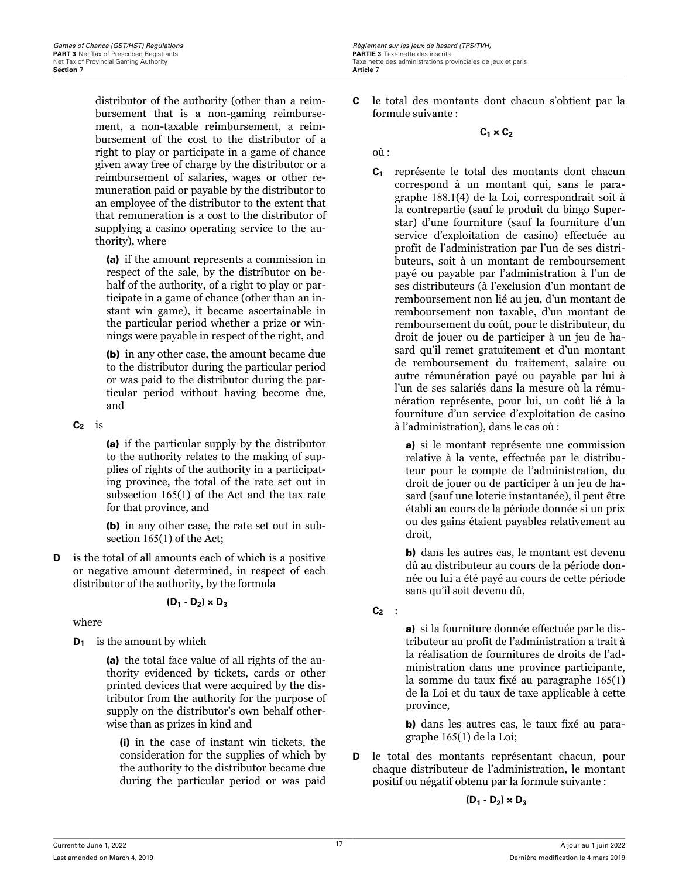distributor of the authority (other than a reimbursement that is a non-gaming reimbursement, a non-taxable reimbursement, a reimbursement of the cost to the distributor of a right to play or participate in a game of chance given away free of charge by the distributor or a reimbursement of salaries, wages or other remuneration paid or payable by the distributor to an employee of the distributor to the extent that that remuneration is a cost to the distributor of supplying a casino operating service to the authority), where

**(a)** if the amount represents a commission in respect of the sale, by the distributor on behalf of the authority, of a right to play or participate in a game of chance (other than an instant win game), it became ascertainable in the particular period whether a prize or winnings were payable in respect of the right, and

**(b)** in any other case, the amount became due to the distributor during the particular period or was paid to the distributor during the particular period without having become due, and

**$C_2$** is

**(a)** if the particular supply by the distributor to the authority relates to the making of supplies of rights of the authority in a participating province, the total of the rate set out in subsection 165(1) of the Act and the tax rate for that province, and

**(b)** in any other case, the rate set out in subsection 165(1) of the Act;

**D** is the total of all amounts each of which is a positive or negative amount determined, in respect of each distributor of the authority, by the formula

$$(D_1 - D_2) \times D_3$$

where

**$D_1$** is the amount by which

**(a)** the total face value of all rights of the authority evidenced by tickets, cards or other printed devices that were acquired by the distributor from the authority for the purpose of supply on the distributor's own behalf otherwise than as prizes in kind and

**(i)** in the case of instant win tickets, the consideration for the supplies of which by the authority to the distributor became due during the particular period or was paid

**C** le total des montants dont chacun s'obtient par la formule suivante :

$$C_1 \times C_2$$

où :

**$C_1$** représente le total des montants dont chacun correspond à un montant qui, sans le paragraphe 188.1(4) de la Loi, correspondrait soit à la contrepartie (sauf le produit du bingo Superstar) d'une fourniture (sauf la fourniture d'un service d'exploitation de casino) effectuée au profit de l'administration par l'un de ses distributeurs, soit à un montant de remboursement payé ou payable par l'administration à l'un de ses distributeurs (à l'exclusion d'un montant de remboursement non lié au jeu, d'un montant de remboursement non taxable, d'un montant de remboursement du coût, pour le distributeur, du droit de jouer ou de participer à un jeu de hasard qu'il remet gratuitement et d'un montant de remboursement du traitement, salaire ou autre rémunération payé ou payable par lui à l'un de ses salariés dans la mesure où la rémunération représente, pour lui, un coût lié à la fourniture d'un service d'exploitation de casino à l'administration), dans le cas où :

**a)** si le montant représente une commission relative à la vente, effectuée par le distributeur pour le compte de l'administration, du droit de jouer ou de participer à un jeu de hasard (sauf une loterie instantanée), il peut être établi au cours de la période donnée si un prix ou des gains étaient payables relativement au droit,

**b)** dans les autres cas, le montant est devenu dû au distributeur au cours de la période donnée ou lui a été payé au cours de cette période sans qu'il soit devenu dû,

**$C_2$** :

**a)** si la fourniture donnée effectuée par le distributeur au profit de l'administration a trait à la réalisation de fournitures de droits de l'administration dans une province participante, la somme du taux fixé au paragraphe 165(1) de la Loi et du taux de taxe applicable à cette province,

**b)** dans les autres cas, le taux fixé au paragraphe 165(1) de la Loi;

**D** le total des montants représentant chacun, pour chaque distributeur de l'administration, le montant positif ou négatif obtenu par la formule suivante :

$$(D_1 - D_2) \times D_3$$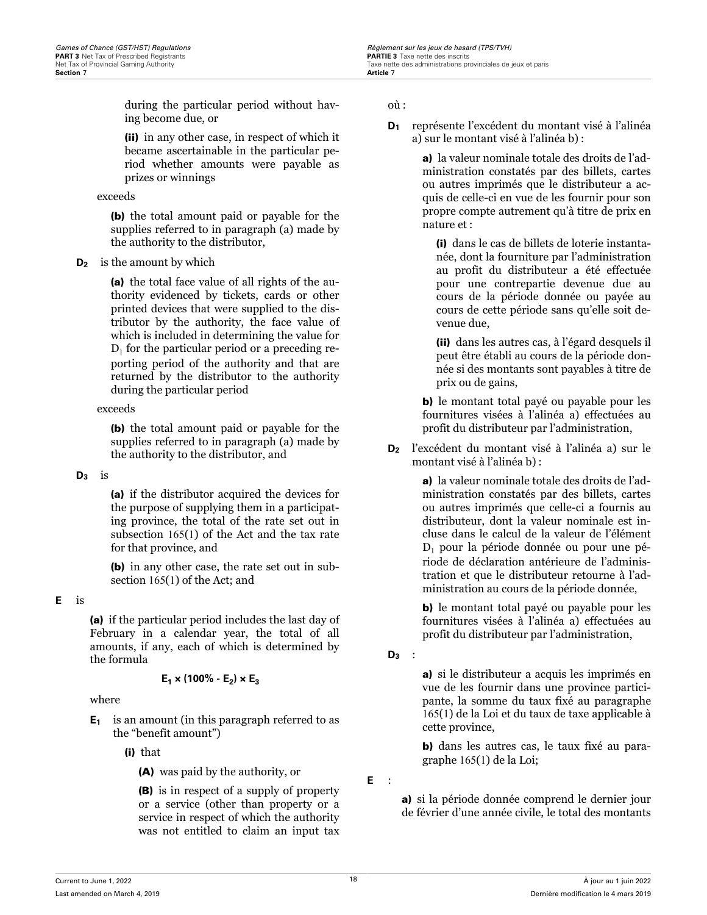during the particular period without having become due, or

**(ii)** in any other case, in respect of which it became ascertainable in the particular period whether amounts were payable as prizes or winnings

exceeds

**(b)** the total amount paid or payable for the supplies referred to in paragraph (a) made by the authority to the distributor,

**$D_2$** is the amount by which

**(a)** the total face value of all rights of the authority evidenced by tickets, cards or other printed devices that were supplied to the distributor by the authority, the face value of which is included in determining the value for $D_1$ for the particular period or a preceding reporting period of the authority and that are returned by the distributor to the authority during the particular period

exceeds

**(b)** the total amount paid or payable for the supplies referred to in paragraph (a) made by the authority to the distributor, and

**$D_3$** is

**(a)** if the distributor acquired the devices for the purpose of supplying them in a participating province, the total of the rate set out in subsection 165(1) of the Act and the tax rate for that province, and

**(b)** in any other case, the rate set out in subsection 165(1) of the Act; and

**E** is

**(a)** if the particular period includes the last day of February in a calendar year, the total of all amounts, if any, each of which is determined by the formula

$$E_1 \times (100\% - E_2) \times E_3$$

where

**$E_1$** is an amount (in this paragraph referred to as the "benefit amount")

**(i)** that

**(A)** was paid by the authority, or

**(B)** is in respect of a supply of property or a service (other than property or a service in respect of which the authority was not entitled to claim an input tax

où :

**$D_1$** représente l'excédent du montant visé à l'alinéa a) sur le montant visé à l'alinéa b) :

**a)** la valeur nominale totale des droits de l'administration constatés par des billets, cartes ou autres imprimés que le distributeur a acquis de celle-ci en vue de les fournir pour son propre compte autrement qu'à titre de prix en nature et :

**(i)** dans le cas de billets de loterie instantanée, dont la fourniture par l'administration au profit du distributeur a été effectuée pour une contrepartie devenue due au cours de la période donnée ou payée au cours de cette période sans qu'elle soit devenue due,

**(ii)** dans les autres cas, à l'égard desquels il peut être établi au cours de la période donnée si des montants sont payables à titre de prix ou de gains,

**b)** le montant total payé ou payable pour les fournitures visées à l'alinéa a) effectuées au profit du distributeur par l'administration,

**$D_2$** l'excédent du montant visé à l'alinéa a) sur le montant visé à l'alinéa b) :

**a)** la valeur nominale totale des droits de l'administration constatés par des billets, cartes ou autres imprimés que celle-ci a fournis au distributeur, dont la valeur nominale est incluse dans le calcul de la valeur de l'élément $D_1$ pour la période donnée ou pour une période de déclaration antérieure de l'administration et que le distributeur retourne à l'administration au cours de la période donnée,

**b)** le montant total payé ou payable pour les fournitures visées à l'alinéa a) effectuées au profit du distributeur par l'administration,

**$D_3$** :

**a)** si le distributeur a acquis les imprimés en vue de les fournir dans une province participante, la somme du taux fixé au paragraphe 165(1) de la Loi et du taux de taxe applicable à cette province,

**b)** dans les autres cas, le taux fixé au paragraphe 165(1) de la Loi;

**E** :

**a)** si la période donnée comprend le dernier jour de février d'une année civile, le total des montants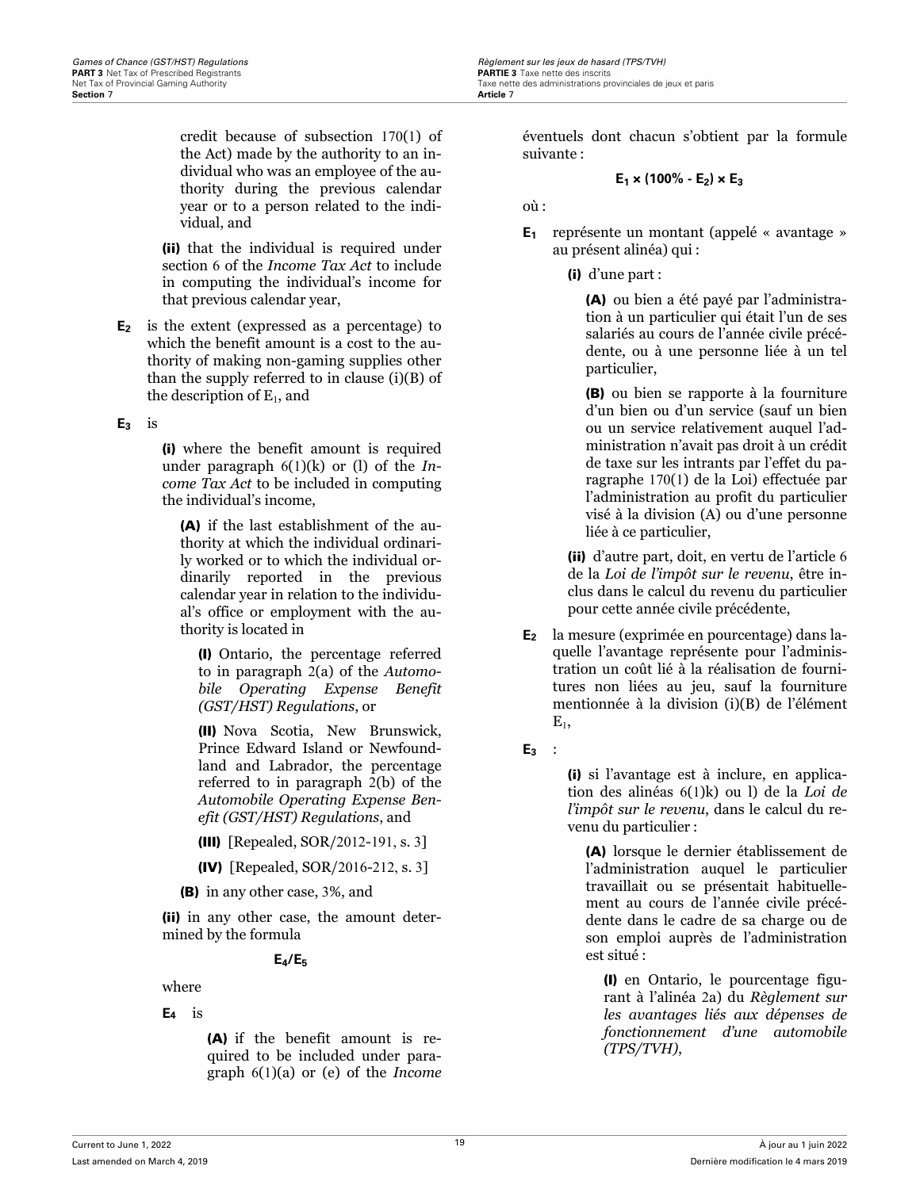credit because of subsection 170(1) of the Act) made by the authority to an individual who was an employee of the authority during the previous calendar year or to a person related to the individual, and

**(ii)** that the individual is required under section 6 of the *Income Tax Act* to include in computing the individual's income for that previous calendar year,

**$E_2$** is the extent (expressed as a percentage) to which the benefit amount is a cost to the authority of making non-gaming supplies other than the supply referred to in clause (i)(B) of the description of $E_1$, and

**$E_3$** is

**(i)** where the benefit amount is required under paragraph 6(1)(k) or (l) of the *Income Tax Act* to be included in computing the individual's income,

**(A)** if the last establishment of the authority at which the individual ordinarily worked or to which the individual ordinarily reported in the previous calendar year in relation to the individual's office or employment with the authority is located in

**(I)** Ontario, the percentage referred to in paragraph 2(a) of the *Automobile Operating Expense Benefit (GST/HST) Regulations*, or

**(II)** Nova Scotia, New Brunswick, Prince Edward Island or Newfoundland and Labrador, the percentage referred to in paragraph 2(b) of the *Automobile Operating Expense Benefit (GST/HST) Regulations*, and

**(III)** [Repealed, SOR/2012-191, s. 3]

**(IV)** [Repealed, SOR/2016-212, s. 3]

**(B)** in any other case, 3%, and

**(ii)** in any other case, the amount determined by the formula

$$E_4/E_5$$

where

**$E_4$** is

**(A)** if the benefit amount is required to be included under paragraph 6(1)(a) or (e) of the *Income*

éventuels dont chacun s'obtient par la formule suivante :

$$E_1 \times (100\% - E_2) \times E_3$$

où :

**$E_1$** représente un montant (appelé « avantage » au présent alinéa) qui :

**(i)** d'une part :

**(A)** ou bien a été payé par l'administration à un particulier qui était l'un de ses salariés au cours de l'année civile précédente, ou à une personne liée à un tel particulier,

**(B)** ou bien se rapporte à la fourniture d'un bien ou d'un service (sauf un bien ou un service relativement auquel l'administration n'avait pas droit à un crédit de taxe sur les intrants par l'effet du paragraphe 170(1) de la Loi) effectuée par l'administration au profit du particulier visé à la division (A) ou d'une personne liée à ce particulier,

**(ii)** d'autre part, doit, en vertu de l'article 6 de la *Loi de l'impôt sur le revenu*, être inclus dans le calcul du revenu du particulier pour cette année civile précédente,

**$E_2$** la mesure (exprimée en pourcentage) dans laquelle l'avantage représente pour l'administration un coût lié à la réalisation de fournitures non liées au jeu, sauf la fourniture mentionnée à la division (i)(B) de l'élément $E_1$,

**$E_3$** :

**(i)** si l'avantage est à inclure, en application des alinéas 6(1)k) ou l) de la *Loi de l'impôt sur le revenu*, dans le calcul du revenu du particulier :

**(A)** lorsque le dernier établissement de l'administration auquel le particulier travaillait ou se présentait habituellement au cours de l'année civile précédente dans le cadre de sa charge ou de son emploi auprès de l'administration est situé :

**(I)** en Ontario, le pourcentage figurant à l'alinéa 2a) du *Règlement sur les avantages liés aux dépenses de fonctionnement d'une automobile (TPS/TVH)*,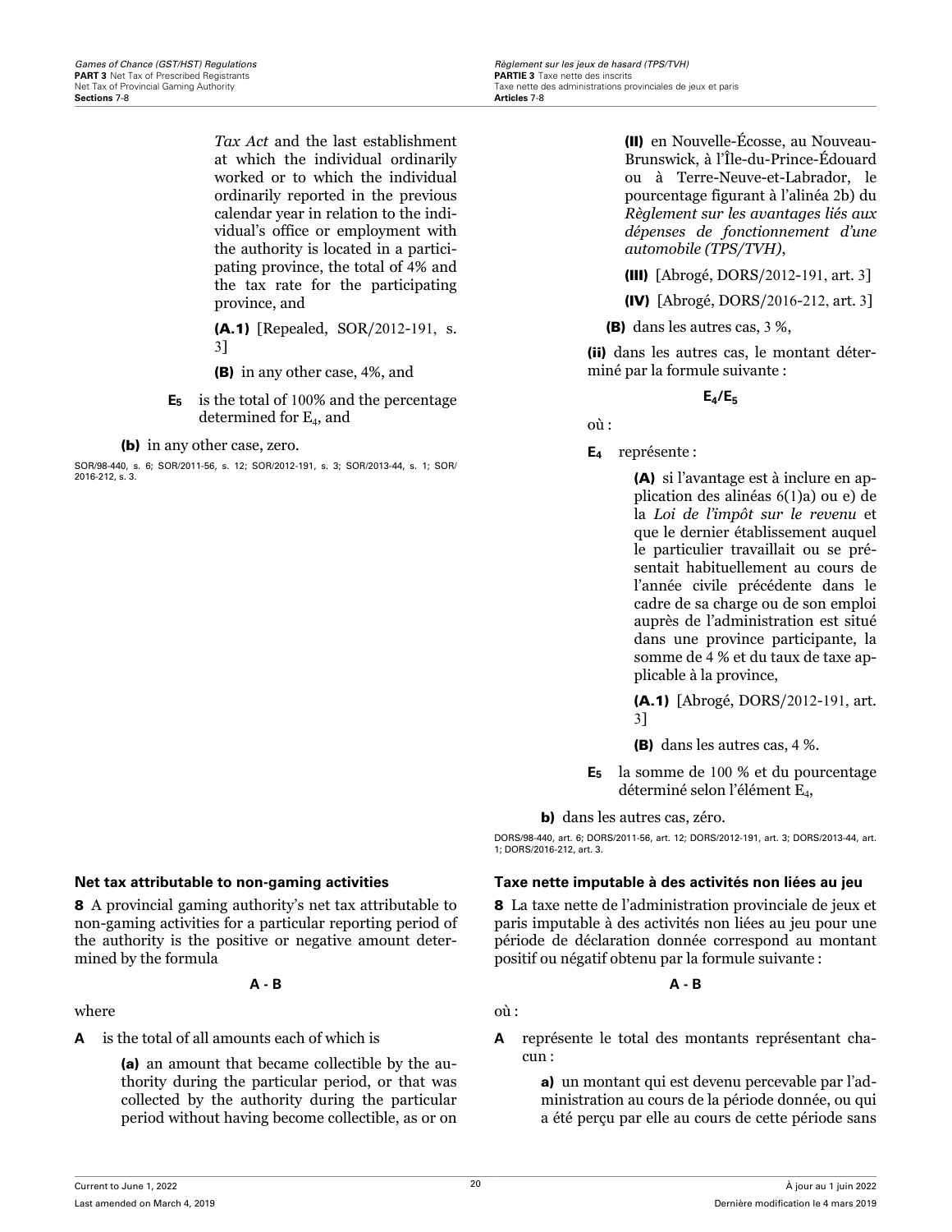*Tax Act* and the last establishment at which the individual ordinarily worked or to which the individual ordinarily reported in the previous calendar year in relation to the individual's office or employment with the authority is located in a participating province, the total of 4% and the tax rate for the participating province, and

**(A.1)** [Repealed, SOR/2012-191, s. 3]

**(B)** in any other case, 4%, and

**$E_5$** is the total of 100% and the percentage determined for $E_4$, and

**(b)** in any other case, zero.

SOR/98-440, s. 6; SOR/2011-56, s. 12; SOR/2012-191, s. 3; SOR/2013-44, s. 1; SOR/2016-212, s. 3.

**(II)** en Nouvelle-Écosse, au Nouveau-Brunswick, à l'Île-du-Prince-Édouard ou à Terre-Neuve-et-Labrador, le pourcentage figurant à l'alinéa 2b) du *Règlement sur les avantages liés aux dépenses de fonctionnement d'une automobile (TPS/TVH)*,

**(III)** [Abrogé, DORS/2012-191, art. 3]

**(IV)** [Abrogé, DORS/2016-212, art. 3]

**(B)** dans les autres cas, 3 %,

**(ii)** dans les autres cas, le montant déterminé par la formule suivante :

$$E_4/E_5$$

où :

**$E_4$** représente :

**(A)** si l'avantage est à inclure en application des alinéas 6(1)a) ou e) de la *Loi de l'impôt sur le revenu* et que le dernier établissement auquel le particulier travaillait ou se présentait habituellement au cours de l'année civile précédente dans le cadre de sa charge ou de son emploi auprès de l'administration est situé dans une province participante, la somme de 4 % et du taux de taxe applicable à la province,

**(A.1)** [Abrogé, DORS/2012-191, art. 3]

**(B)** dans les autres cas, 4 %.

**$E_5$** la somme de 100 % et du pourcentage déterminé selon l'élément $E_4$,

**b)** dans les autres cas, zéro.

DORS/98-440, art. 6; DORS/2011-56, art. 12; DORS/2012-191, art. 3; DORS/2013-44, art. 1; DORS/2016-212, art. 3.

### Net tax attributable to non-gaming activities

**8** A provincial gaming authority's net tax attributable to non-gaming activities for a particular reporting period of the authority is the positive or negative amount determined by the formula

$$A - B$$

where

**A** is the total of all amounts each of which is

**(a)** an amount that became collectible by the authority during the particular period, or that was collected by the authority during the particular period without having become collectible, as or on

### Taxe nette imputable à des activités non liées au jeu

**8** La taxe nette de l'administration provinciale de jeux et paris imputable à des activités non liées au jeu pour une période de déclaration donnée correspond au montant positif ou négatif obtenu par la formule suivante :

$$A - B$$

où :

**A** représente le total des montants représentant chacun :

**a)** un montant qui est devenu percevable par l'administration au cours de la période donnée, ou qui a été perçu par elle au cours de cette période sans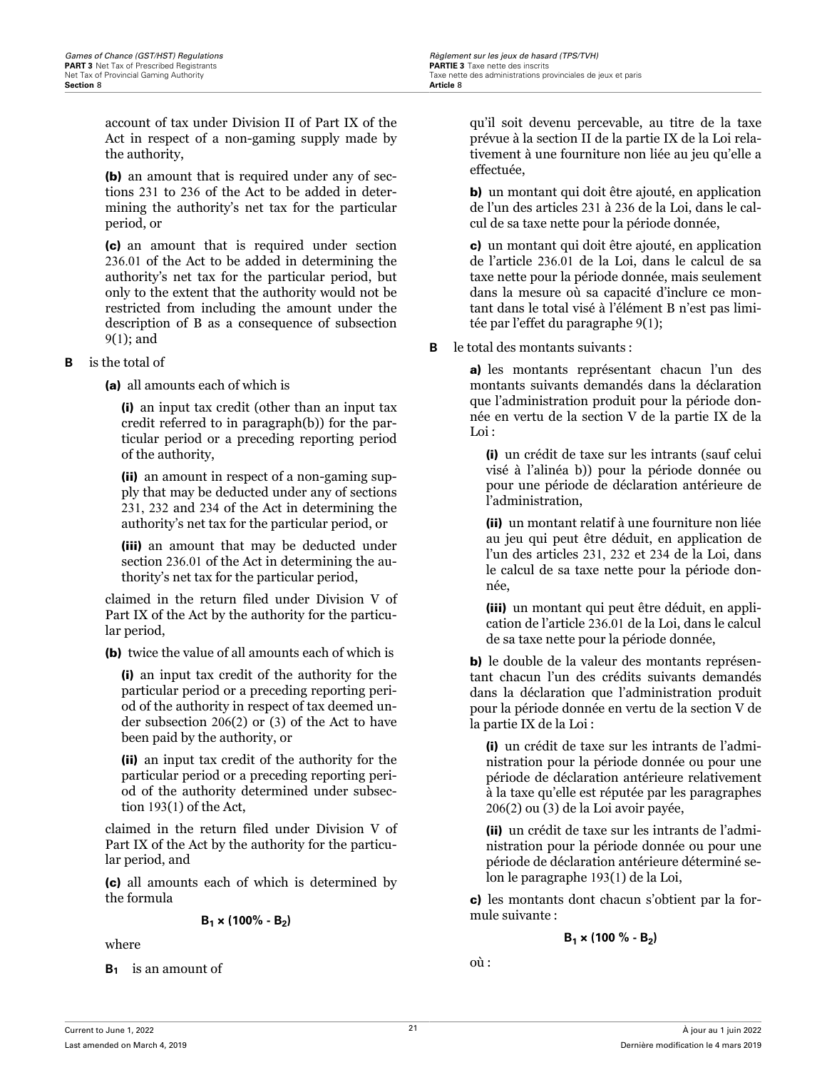account of tax under Division II of Part IX of the Act in respect of a non-gaming supply made by the authority,

**(b)** an amount that is required under any of sections 231 to 236 of the Act to be added in determining the authority's net tax for the particular period, or

**(c)** an amount that is required under section 236.01 of the Act to be added in determining the authority's net tax for the particular period, but only to the extent that the authority would not be restricted from including the amount under the description of B as a consequence of subsection 9(1); and

**B** is the total of

**(a)** all amounts each of which is

**(i)** an input tax credit (other than an input tax credit referred to in paragraph(b)) for the particular period or a preceding reporting period of the authority,

**(ii)** an amount in respect of a non-gaming supply that may be deducted under any of sections 231, 232 and 234 of the Act in determining the authority's net tax for the particular period, or

**(iii)** an amount that may be deducted under section 236.01 of the Act in determining the authority's net tax for the particular period,

claimed in the return filed under Division V of Part IX of the Act by the authority for the particular period,

**(b)** twice the value of all amounts each of which is

**(i)** an input tax credit of the authority for the particular period or a preceding reporting period of the authority in respect of tax deemed under subsection 206(2) or (3) of the Act to have been paid by the authority, or

**(ii)** an input tax credit of the authority for the particular period or a preceding reporting period of the authority determined under subsection 193(1) of the Act,

claimed in the return filed under Division V of Part IX of the Act by the authority for the particular period, and

**(c)** all amounts each of which is determined by the formula

$$B_1 \times (100\% - B_2)$$

where

**$B_1$** is an amount of

qu'il soit devenu percevable, au titre de la taxe prévue à la section II de la partie IX de la Loi relativement à une fourniture non liée au jeu qu'elle a effectuée,

**b)** un montant qui doit être ajouté, en application de l'un des articles 231 à 236 de la Loi, dans le calcul de sa taxe nette pour la période donnée,

**c)** un montant qui doit être ajouté, en application de l'article 236.01 de la Loi, dans le calcul de sa taxe nette pour la période donnée, mais seulement dans la mesure où sa capacité d'inclure ce montant dans le total visé à l'élément B n'est pas limitée par l'effet du paragraphe 9(1);

**B** le total des montants suivants :

**a)** les montants représentant chacun l'un des montants suivants demandés dans la déclaration que l'administration produit pour la période donnée en vertu de la section V de la partie IX de la Loi :

**(i)** un crédit de taxe sur les intrants (sauf celui visé à l'alinéa b)) pour la période donnée ou pour une période de déclaration antérieure de l'administration,

**(ii)** un montant relatif à une fourniture non liée au jeu qui peut être déduit, en application de l'un des articles 231, 232 et 234 de la Loi, dans le calcul de sa taxe nette pour la période donnée,

**(iii)** un montant qui peut être déduit, en application de l'article 236.01 de la Loi, dans le calcul de sa taxe nette pour la période donnée,

**b)** le double de la valeur des montants représentant chacun l'un des crédits suivants demandés dans la déclaration que l'administration produit pour la période donnée en vertu de la section V de la partie IX de la Loi :

**(i)** un crédit de taxe sur les intrants de l'administration pour la période donnée ou pour une période de déclaration antérieure relativement à la taxe qu'elle est réputée par les paragraphes 206(2) ou (3) de la Loi avoir payée,

**(ii)** un crédit de taxe sur les intrants de l'administration pour la période donnée ou pour une période de déclaration antérieure déterminé selon le paragraphe 193(1) de la Loi,

**c)** les montants dont chacun s'obtient par la formule suivante :

$$B_1 \times (100\ \% - B_2)$$

où :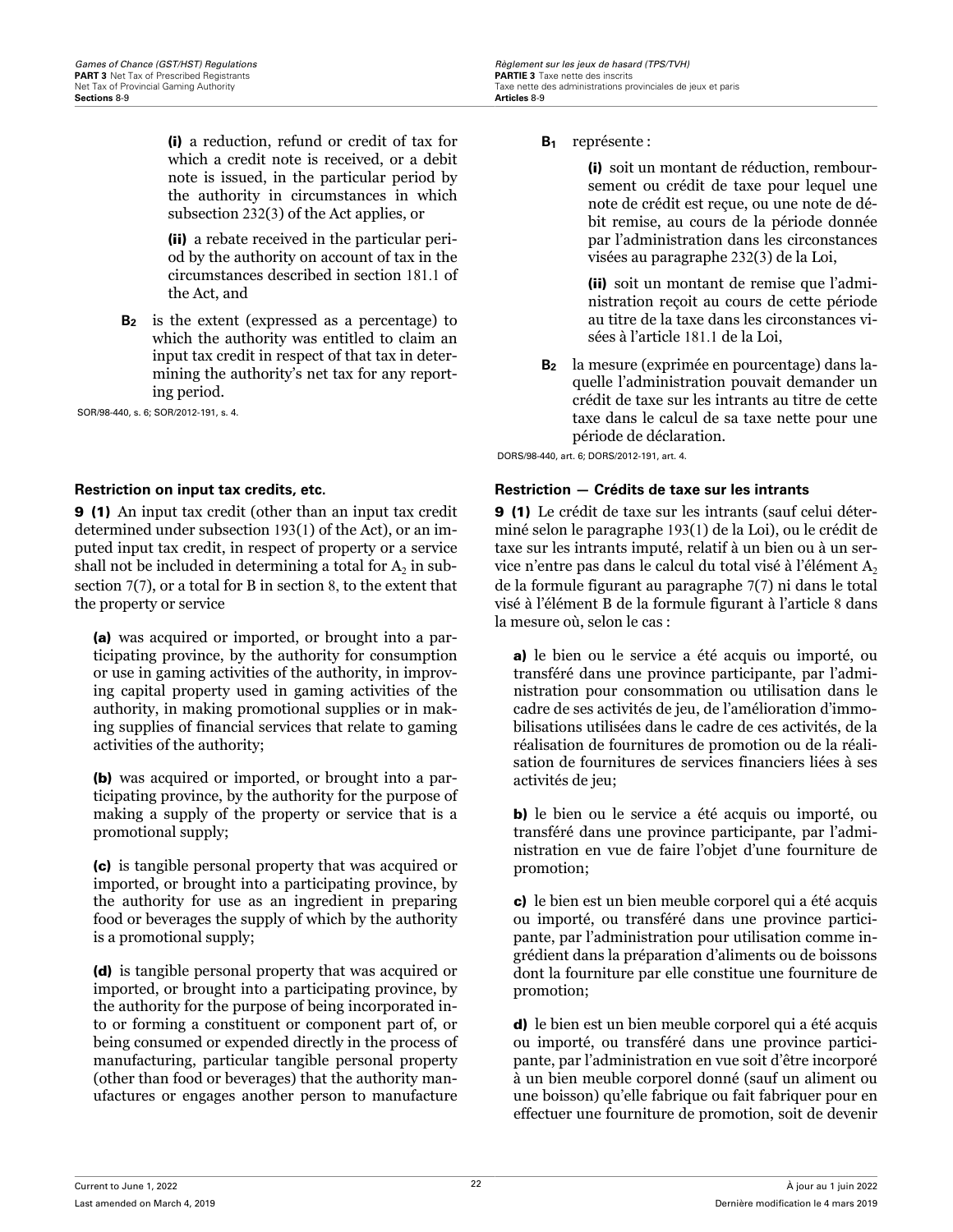(i) a reduction, refund or credit of tax for which a credit note is received, or a debit note is issued, in the particular period by the authority in circumstances in which subsection 232(3) of the Act applies, or

(ii) a rebate received in the particular period by the authority on account of tax in the circumstances described in section 181.1 of the Act, and

$B_2$ is the extent (expressed as a percentage) to which the authority was entitled to claim an input tax credit in respect of that tax in determining the authority's net tax for any reporting period.

SOR/98-440, s. 6; SOR/2012-191, s. 4.

$B_1$ représente :

(i) soit un montant de réduction, remboursement ou crédit de taxe pour lequel une note de crédit est reçue, ou une note de débit remise, au cours de la période donnée par l'administration dans les circonstances visées au paragraphe 232(3) de la Loi,

(ii) soit un montant de remise que l'administration reçoit au cours de cette période au titre de la taxe dans les circonstances visées à l'article 181.1 de la Loi,

$B_2$ la mesure (exprimée en pourcentage) dans laquelle l'administration pouvait demander un crédit de taxe sur les intrants au titre de cette taxe dans le calcul de sa taxe nette pour une période de déclaration.

DORS/98-440, art. 6; DORS/2012-191, art. 4.

**Restriction on input tax credits, etc.**

**9 (1)** An input tax credit (other than an input tax credit determined under subsection 193(1) of the Act), or an imputed input tax credit, in respect of property or a service shall not be included in determining a total for $A_2$ in subsection 7(7), or a total for B in section 8, to the extent that the property or service

**(a)** was acquired or imported, or brought into a participating province, by the authority for consumption or use in gaming activities of the authority, in improving capital property used in gaming activities of the authority, in making promotional supplies or in making supplies of financial services that relate to gaming activities of the authority;

**(b)** was acquired or imported, or brought into a participating province, by the authority for the purpose of making a supply of the property or service that is a promotional supply;

**(c)** is tangible personal property that was acquired or imported, or brought into a participating province, by the authority for use as an ingredient in preparing food or beverages the supply of which by the authority is a promotional supply;

**(d)** is tangible personal property that was acquired or imported, or brought into a participating province, by the authority for the purpose of being incorporated into or forming a constituent or component part of, or being consumed or expended directly in the process of manufacturing, particular tangible personal property (other than food or beverages) that the authority manufactures or engages another person to manufacture

**Restriction — Crédits de taxe sur les intrants**

**9 (1)** Le crédit de taxe sur les intrants (sauf celui déterminé selon le paragraphe 193(1) de la Loi), ou le crédit de taxe sur les intrants imputé, relatif à un bien ou à un service n'entre pas dans le calcul du total visé à l'élément $A_2$ de la formule figurant au paragraphe 7(7) ni dans le total visé à l'élément B de la formule figurant à l'article 8 dans la mesure où, selon le cas :

**a)** le bien ou le service a été acquis ou importé, ou transféré dans une province participante, par l'administration pour consommation ou utilisation dans le cadre de ses activités de jeu, de l'amélioration d'immobilisations utilisées dans le cadre de ces activités, de la réalisation de fournitures de promotion ou de la réalisation de fournitures de services financiers liées à ses activités de jeu;

**b)** le bien ou le service a été acquis ou importé, ou transféré dans une province participante, par l'administration en vue de faire l'objet d'une fourniture de promotion;

**c)** le bien est un bien meuble corporel qui a été acquis ou importé, ou transféré dans une province participante, par l'administration pour utilisation comme ingrédient dans la préparation d'aliments ou de boissons dont la fourniture par elle constitue une fourniture de promotion;

**d)** le bien est un bien meuble corporel qui a été acquis ou importé, ou transféré dans une province participante, par l'administration en vue soit d'être incorporé à un bien meuble corporel donné (sauf un aliment ou une boisson) qu'elle fabrique ou fait fabriquer pour en effectuer une fourniture de promotion, soit de devenir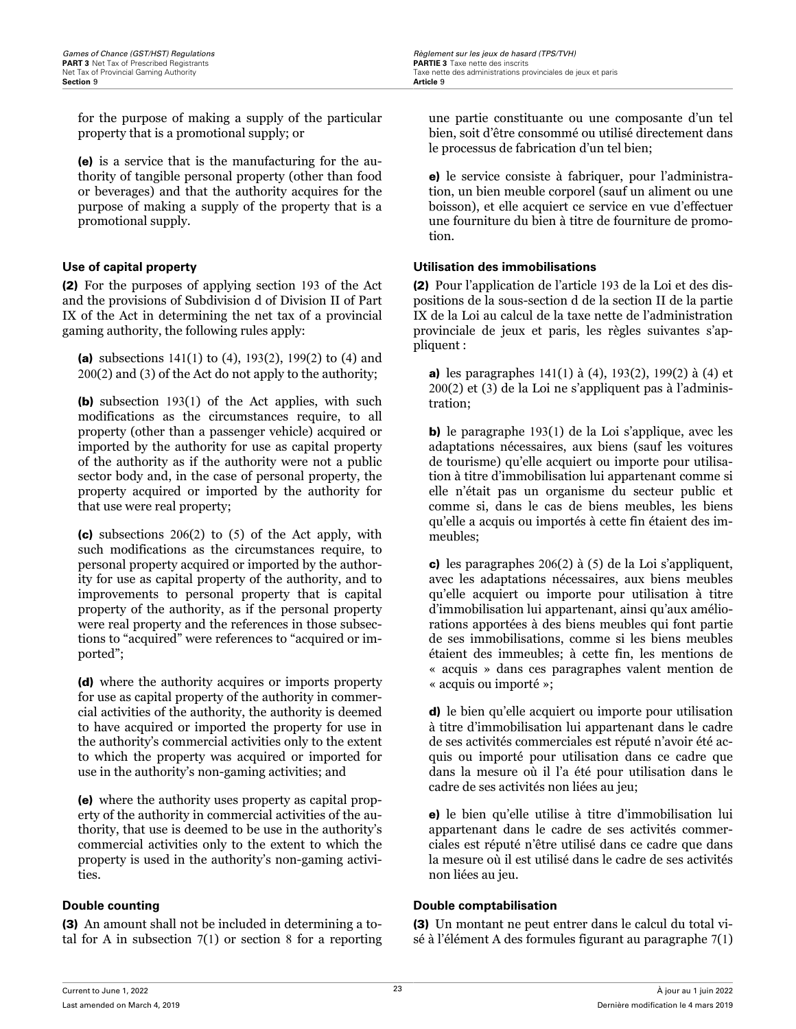for the purpose of making a supply of the particular property that is a promotional supply; or

**(e)** is a service that is the manufacturing for the authority of tangible personal property (other than food or beverages) and that the authority acquires for the purpose of making a supply of the property that is a promotional supply.

#### Use of capital property

**(2)** For the purposes of applying section 193 of the Act and the provisions of Subdivision d of Division II of Part IX of the Act in determining the net tax of a provincial gaming authority, the following rules apply:

**(a)** subsections 141(1) to (4), 193(2), 199(2) to (4) and 200(2) and (3) of the Act do not apply to the authority;

**(b)** subsection 193(1) of the Act applies, with such modifications as the circumstances require, to all property (other than a passenger vehicle) acquired or imported by the authority for use as capital property of the authority as if the authority were not a public sector body and, in the case of personal property, the property acquired or imported by the authority for that use were real property;

**(c)** subsections 206(2) to (5) of the Act apply, with such modifications as the circumstances require, to personal property acquired or imported by the authority for use as capital property of the authority, and to improvements to personal property that is capital property of the authority, as if the personal property were real property and the references in those subsections to "acquired" were references to "acquired or imported";

**(d)** where the authority acquires or imports property for use as capital property of the authority in commercial activities of the authority, the authority is deemed to have acquired or imported the property for use in the authority's commercial activities only to the extent to which the property was acquired or imported for use in the authority's non-gaming activities; and

**(e)** where the authority uses property as capital property of the authority in commercial activities of the authority, that use is deemed to be use in the authority's commercial activities only to the extent to which the property is used in the authority's non-gaming activities.

#### Double counting

**(3)** An amount shall not be included in determining a total for A in subsection 7(1) or section 8 for a reporting

une partie constituante ou une composante d'un tel bien, soit d'être consommé ou utilisé directement dans le processus de fabrication d'un tel bien;

**e)** le service consiste à fabriquer, pour l'administration, un bien meuble corporel (sauf un aliment ou une boisson), et elle acquiert ce service en vue d'effectuer une fourniture du bien à titre de fourniture de promotion.

#### Utilisation des immobilisations

**(2)** Pour l'application de l'article 193 de la Loi et des dispositions de la sous-section d de la section II de la partie IX de la Loi au calcul de la taxe nette de l'administration provinciale de jeux et paris, les règles suivantes s'appliquent :

**a)** les paragraphes 141(1) à (4), 193(2), 199(2) à (4) et 200(2) et (3) de la Loi ne s'appliquent pas à l'administration;

**b)** le paragraphe 193(1) de la Loi s'applique, avec les adaptations nécessaires, aux biens (sauf les voitures de tourisme) qu'elle acquiert ou importe pour utilisation à titre d'immobilisation lui appartenant comme si elle n'était pas un organisme du secteur public et comme si, dans le cas de biens meubles, les biens qu'elle a acquis ou importés à cette fin étaient des immeubles;

**c)** les paragraphes 206(2) à (5) de la Loi s'appliquent, avec les adaptations nécessaires, aux biens meubles qu'elle acquiert ou importe pour utilisation à titre d'immobilisation lui appartenant, ainsi qu'aux améliorations apportées à des biens meubles qui font partie de ses immobilisations, comme si les biens meubles étaient des immeubles; à cette fin, les mentions de « acquis » dans ces paragraphes valent mention de « acquis ou importé »;

**d)** le bien qu'elle acquiert ou importe pour utilisation à titre d'immobilisation lui appartenant dans le cadre de ses activités commerciales est réputé n'avoir été acquis ou importé pour utilisation dans ce cadre que dans la mesure où il l'a été pour utilisation dans le cadre de ses activités non liées au jeu;

**e)** le bien qu'elle utilise à titre d'immobilisation lui appartenant dans le cadre de ses activités commerciales est réputé n'être utilisé dans ce cadre que dans la mesure où il est utilisé dans le cadre de ses activités non liées au jeu.

#### Double comptabilisation

**(3)** Un montant ne peut entrer dans le calcul du total visé à l'élément A des formules figurant au paragraphe 7(1)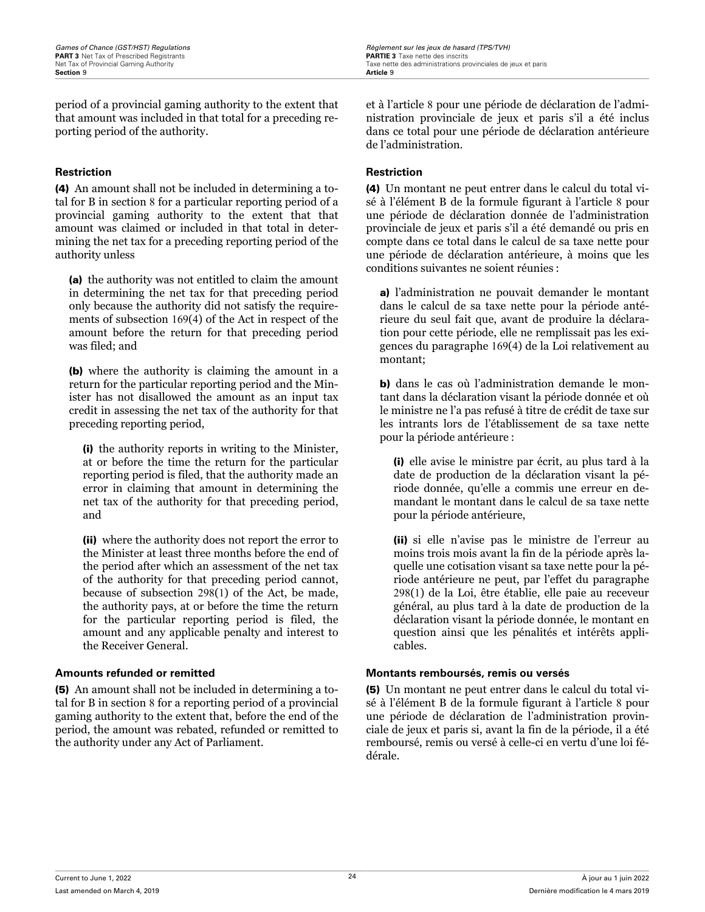period of a provincial gaming authority to the extent that that amount was included in that total for a preceding reporting period of the authority.

et à l'article 8 pour une période de déclaration de l'administration provinciale de jeux et paris s'il a été inclus dans ce total pour une période de déclaration antérieure de l'administration.

**Restriction**

**(4)** An amount shall not be included in determining a total for B in section 8 for a particular reporting period of a provincial gaming authority to the extent that that amount was claimed or included in that total in determining the net tax for a preceding reporting period of the authority unless

**(a)** the authority was not entitled to claim the amount in determining the net tax for that preceding period only because the authority did not satisfy the requirements of subsection 169(4) of the Act in respect of the amount before the return for that preceding period was filed; and

**(b)** where the authority is claiming the amount in a return for the particular reporting period and the Minister has not disallowed the amount as an input tax credit in assessing the net tax of the authority for that preceding reporting period,

**(i)** the authority reports in writing to the Minister, at or before the time the return for the particular reporting period is filed, that the authority made an error in claiming that amount in determining the net tax of the authority for that preceding period, and

**(ii)** where the authority does not report the error to the Minister at least three months before the end of the period after which an assessment of the net tax of the authority for that preceding period cannot, because of subsection 298(1) of the Act, be made, the authority pays, at or before the time the return for the particular reporting period is filed, the amount and any applicable penalty and interest to the Receiver General.

**Restriction**

**(4)** Un montant ne peut entrer dans le calcul du total visé à l'élément B de la formule figurant à l'article 8 pour une période de déclaration donnée de l'administration provinciale de jeux et paris s'il a été demandé ou pris en compte dans ce total dans le calcul de sa taxe nette pour une période de déclaration antérieure, à moins que les conditions suivantes ne soient réunies :

**a)** l'administration ne pouvait demander le montant dans le calcul de sa taxe nette pour la période antérieure du seul fait que, avant de produire la déclaration pour cette période, elle ne remplissait pas les exigences du paragraphe 169(4) de la Loi relativement au montant;

**b)** dans le cas où l'administration demande le montant dans la déclaration visant la période donnée et où le ministre ne l'a pas refusé à titre de crédit de taxe sur les intrants lors de l'établissement de sa taxe nette pour la période antérieure :

**(i)** elle avise le ministre par écrit, au plus tard à la date de production de la déclaration visant la période donnée, qu'elle a commis une erreur en demandant le montant dans le calcul de sa taxe nette pour la période antérieure,

**(ii)** si elle n'avise pas le ministre de l'erreur au moins trois mois avant la fin de la période après laquelle une cotisation visant sa taxe nette pour la période antérieure ne peut, par l'effet du paragraphe 298(1) de la Loi, être établie, elle paie au receveur général, au plus tard à la date de production de la déclaration visant la période donnée, le montant en question ainsi que les pénalités et intérêts applicables.

**Amounts refunded or remitted**

**(5)** An amount shall not be included in determining a total for B in section 8 for a reporting period of a provincial gaming authority to the extent that, before the end of the period, the amount was rebated, refunded or remitted to the authority under any Act of Parliament.

**Montants remboursés, remis ou versés**

**(5)** Un montant ne peut entrer dans le calcul du total visé à l'élément B de la formule figurant à l'article 8 pour une période de déclaration de l'administration provinciale de jeux et paris si, avant la fin de la période, il a été remboursé, remis ou versé à celle-ci en vertu d'une loi fédérale.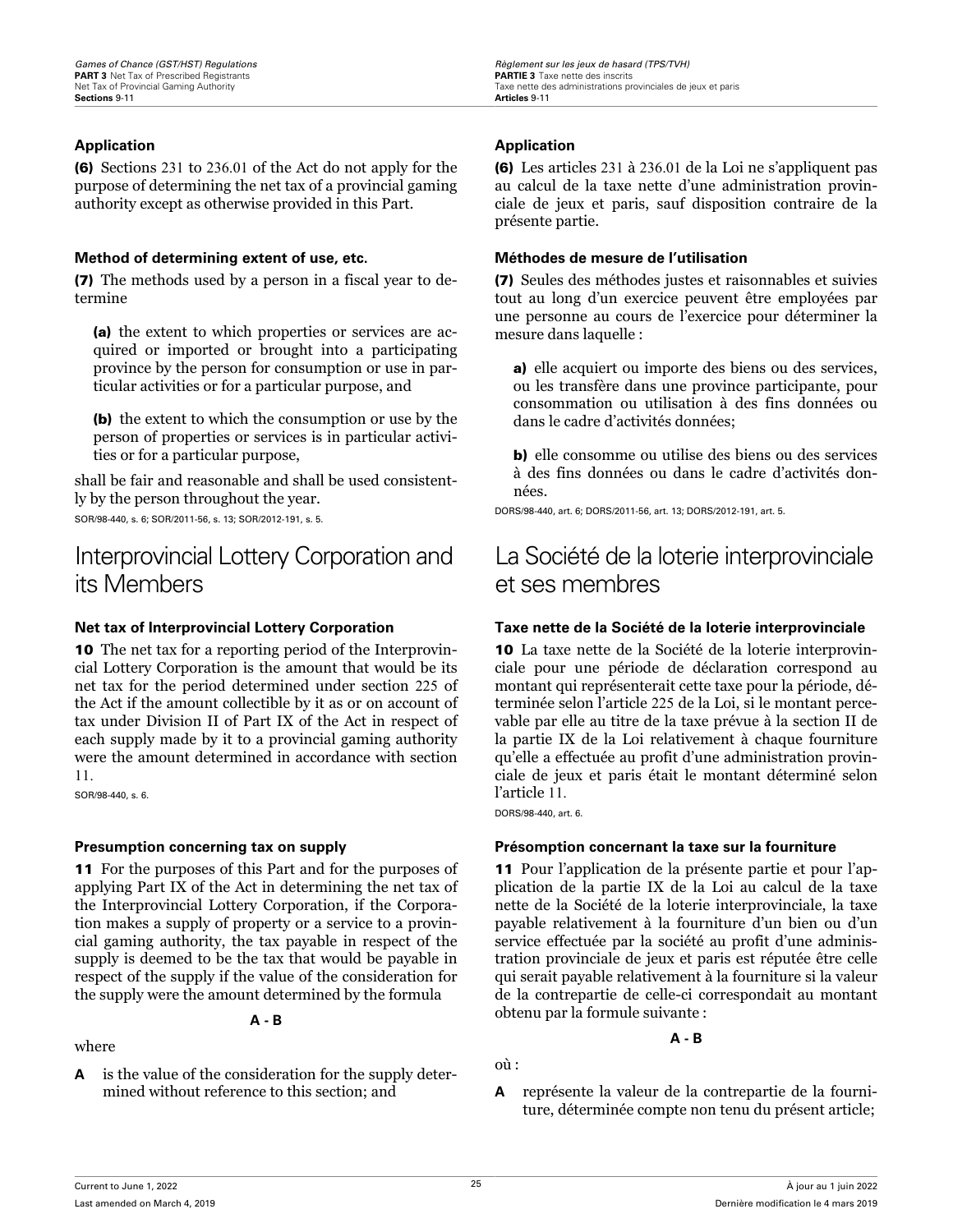### Application

**(6)** Sections 231 to 236.01 of the Act do not apply for the purpose of determining the net tax of a provincial gaming authority except as otherwise provided in this Part.

### Method of determining extent of use, etc.

**(7)** The methods used by a person in a fiscal year to determine

**(a)** the extent to which properties or services are acquired or imported or brought into a participating province by the person for consumption or use in particular activities or for a particular purpose, and

**(b)** the extent to which the consumption or use by the person of properties or services is in particular activities or for a particular purpose,

shall be fair and reasonable and shall be used consistently by the person throughout the year.

SOR/98-440, s. 6; SOR/2011-56, s. 13; SOR/2012-191, s. 5.

## Interprovincial Lottery Corporation and its Members

### Net tax of Interprovincial Lottery Corporation

**10** The net tax for a reporting period of the Interprovincial Lottery Corporation is the amount that would be its net tax for the period determined under section 225 of the Act if the amount collectible by it as or on account of tax under Division II of Part IX of the Act in respect of each supply made by it to a provincial gaming authority were the amount determined in accordance with section 11.

SOR/98-440, s. 6.

### Presumption concerning tax on supply

**11** For the purposes of this Part and for the purposes of applying Part IX of the Act in determining the net tax of the Interprovincial Lottery Corporation, if the Corporation makes a supply of property or a service to a provincial gaming authority, the tax payable in respect of the supply is deemed to be the tax that would be payable in respect of the supply if the value of the consideration for the supply were the amount determined by the formula

$$A - B$$

where

**A** is the value of the consideration for the supply determined without reference to this section; and

### Application

**(6)** Les articles 231 à 236.01 de la Loi ne s'appliquent pas au calcul de la taxe nette d'une administration provinciale de jeux et paris, sauf disposition contraire de la présente partie.

### Méthodes de mesure de l'utilisation

**(7)** Seules des méthodes justes et raisonnables et suivies tout au long d'un exercice peuvent être employées par une personne au cours de l'exercice pour déterminer la mesure dans laquelle :

**a)** elle acquiert ou importe des biens ou des services, ou les transfère dans une province participante, pour consommation ou utilisation à des fins données ou dans le cadre d'activités données;

**b)** elle consomme ou utilise des biens ou des services à des fins données ou dans le cadre d'activités données.

DORS/98-440, art. 6; DORS/2011-56, art. 13; DORS/2012-191, art. 5.

## La Société de la loterie interprovinciale et ses membres

### Taxe nette de la Société de la loterie interprovinciale

**10** La taxe nette de la Société de la loterie interprovinciale pour une période de déclaration correspond au montant qui représenterait cette taxe pour la période, déterminée selon l'article 225 de la Loi, si le montant percevable par elle au titre de la taxe prévue à la section II de la partie IX de la Loi relativement à chaque fourniture qu'elle a effectuée au profit d'une administration provinciale de jeux et paris était le montant déterminé selon l'article 11.

DORS/98-440, art. 6.

### Présomption concernant la taxe sur la fourniture

**11** Pour l'application de la présente partie et pour l'application de la partie IX de la Loi au calcul de la taxe nette de la Société de la loterie interprovinciale, la taxe payable relativement à la fourniture d'un bien ou d'un service effectuée par la société au profit d'une administration provinciale de jeux et paris est réputée être celle qui serait payable relativement à la fourniture si la valeur de la contrepartie de celle-ci correspondait au montant obtenu par la formule suivante :

$$A - B$$

où :

**A** représente la valeur de la contrepartie de la fourniture, déterminée compte non tenu du présent article;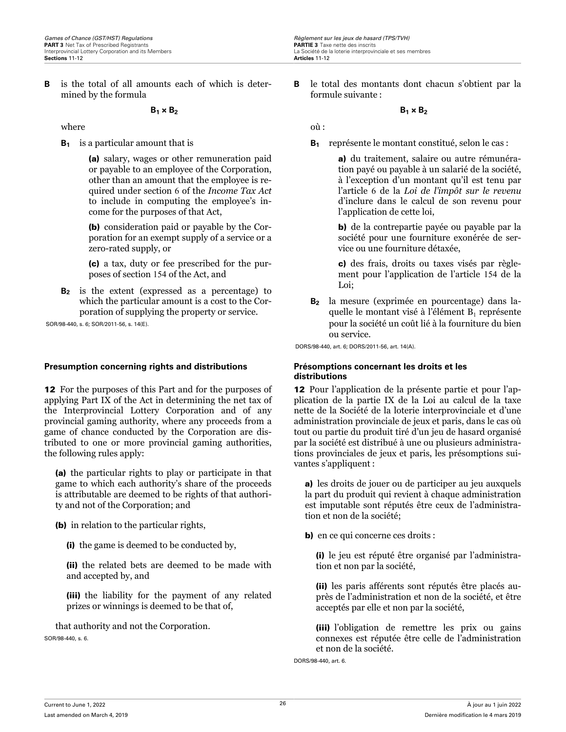**B** is the total of all amounts each of which is determined by the formula

$$B_1 \times B_2$$

where

**$B_1$** is a particular amount that is

**(a)** salary, wages or other remuneration paid or payable to an employee of the Corporation, other than an amount that the employee is required under section 6 of the *Income Tax Act* to include in computing the employee's income for the purposes of that Act,

**(b)** consideration paid or payable by the Corporation for an exempt supply of a service or a zero-rated supply, or

**(c)** a tax, duty or fee prescribed for the purposes of section 154 of the Act, and

**$B_2$** is the extent (expressed as a percentage) to which the particular amount is a cost to the Corporation of supplying the property or service.

SOR/98-440, s. 6; SOR/2011-56, s. 14(E).

### Presumption concerning rights and distributions

**12** For the purposes of this Part and for the purposes of applying Part IX of the Act in determining the net tax of the Interprovincial Lottery Corporation and of any provincial gaming authority, where any proceeds from a game of chance conducted by the Corporation are distributed to one or more provincial gaming authorities, the following rules apply:

**(a)** the particular rights to play or participate in that game to which each authority's share of the proceeds is attributable are deemed to be rights of that authority and not of the Corporation; and

**(b)** in relation to the particular rights,

**(i)** the game is deemed to be conducted by,

**(ii)** the related bets are deemed to be made with and accepted by, and

**(iii)** the liability for the payment of any related prizes or winnings is deemed to be that of,

that authority and not the Corporation.

SOR/98-440, s. 6.

**B** le total des montants dont chacun s'obtient par la formule suivante :

$$B_1 \times B_2$$

où :

**$B_1$** représente le montant constitué, selon le cas :

**a)** du traitement, salaire ou autre rémunération payé ou payable à un salarié de la société, à l'exception d'un montant qu'il est tenu par l'article 6 de la *Loi de l'impôt sur le revenu* d'inclure dans le calcul de son revenu pour l'application de cette loi,

**b)** de la contrepartie payée ou payable par la société pour une fourniture exonérée de service ou une fourniture détaxée,

**c)** des frais, droits ou taxes visés par règlement pour l'application de l'article 154 de la Loi;

**$B_2$** la mesure (exprimée en pourcentage) dans laquelle le montant visé à l'élément $B_1$ représente pour la société un coût lié à la fourniture du bien ou service.

DORS/98-440, art. 6; DORS/2011-56, art. 14(A).

### Présomptions concernant les droits et les distributions

**12** Pour l'application de la présente partie et pour l'application de la partie IX de la Loi au calcul de la taxe nette de la Société de la loterie interprovinciale et d'une administration provinciale de jeux et paris, dans le cas où tout ou partie du produit tiré d'un jeu de hasard organisé par la société est distribué à une ou plusieurs administrations provinciales de jeux et paris, les présomptions suivantes s'appliquent :

**a)** les droits de jouer ou de participer au jeu auxquels la part du produit qui revient à chaque administration est imputable sont réputés être ceux de l'administration et non de la société;

**b)** en ce qui concerne ces droits :

**(i)** le jeu est réputé être organisé par l'administration et non par la société,

**(ii)** les paris afférents sont réputés être placés auprès de l'administration et non de la société, et être acceptés par elle et non par la société,

**(iii)** l'obligation de remettre les prix ou gains connexes est réputée être celle de l'administration et non de la société.

DORS/98-440, art. 6.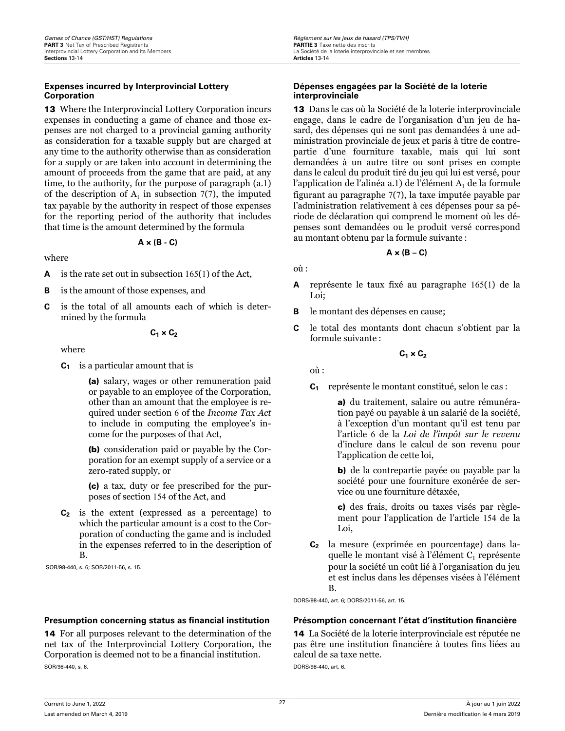### Expenses incurred by Interprovincial Lottery Corporation

**13** Where the Interprovincial Lottery Corporation incurs expenses in conducting a game of chance and those expenses are not charged to a provincial gaming authority as consideration for a taxable supply but are charged at any time to the authority otherwise than as consideration for a supply or are taken into account in determining the amount of proceeds from the game that are paid, at any time, to the authority, for the purpose of paragraph (a.1) of the description of $A_1$ in subsection 7(7), the imputed tax payable by the authority in respect of those expenses for the reporting period of the authority that includes that time is the amount determined by the formula

$$A \times (B - C)$$

where

**A** is the rate set out in subsection 165(1) of the Act,

**B** is the amount of those expenses, and

**C** is the total of all amounts each of which is determined by the formula

$$C_1 \times C_2$$

where

$C_1$ is a particular amount that is

**(a)** salary, wages or other remuneration paid or payable to an employee of the Corporation, other than an amount that the employee is required under section 6 of the *Income Tax Act* to include in computing the employee's income for the purposes of that Act,

**(b)** consideration paid or payable by the Corporation for an exempt supply of a service or a zero-rated supply, or

**(c)** a tax, duty or fee prescribed for the purposes of section 154 of the Act, and

$C_2$ is the extent (expressed as a percentage) to which the particular amount is a cost to the Corporation of conducting the game and is included in the expenses referred to in the description of B.

SOR/98-440, s. 6; SOR/2011-56, s. 15.

### Dépenses engagées par la Société de la loterie interprovinciale

**13** Dans le cas où la Société de la loterie interprovinciale engage, dans le cadre de l'organisation d'un jeu de hasard, des dépenses qui ne sont pas demandées à une administration provinciale de jeux et paris à titre de contrepartie d'une fourniture taxable, mais qui lui sont demandées à un autre titre ou sont prises en compte dans le calcul du produit tiré du jeu qui lui est versé, pour l'application de l'alinéa a.1) de l'élément $A_1$ de la formule figurant au paragraphe 7(7), la taxe imputée payable par l'administration relativement à ces dépenses pour sa période de déclaration qui comprend le moment où les dépenses sont demandées ou le produit versé correspond au montant obtenu par la formule suivante :

$$A \times (B - C)$$

où :

**A** représente le taux fixé au paragraphe 165(1) de la Loi;

**B** le montant des dépenses en cause;

**C** le total des montants dont chacun s'obtient par la formule suivante :

$$C_1 \times C_2$$

où :

$C_1$ représente le montant constitué, selon le cas :

**a)** du traitement, salaire ou autre rémunération payé ou payable à un salarié de la société, à l'exception d'un montant qu'il est tenu par l'article 6 de la *Loi de l'impôt sur le revenu* d'inclure dans le calcul de son revenu pour l'application de cette loi,

**b)** de la contrepartie payée ou payable par la société pour une fourniture exonérée de service ou une fourniture détaxée,

**c)** des frais, droits ou taxes visés par règlement pour l'application de l'article 154 de la Loi,

$C_2$ la mesure (exprimée en pourcentage) dans laquelle le montant visé à l'élément $C_1$ représente pour la société un coût lié à l'organisation du jeu et est inclus dans les dépenses visées à l'élément B.

DORS/98-440, art. 6; DORS/2011-56, art. 15.

### Presumption concerning status as financial institution

**14** For all purposes relevant to the determination of the net tax of the Interprovincial Lottery Corporation, the Corporation is deemed not to be a financial institution.

SOR/98-440, s. 6.

### Présomption concernant l'état d'institution financière

**14** La Société de la loterie interprovinciale est réputée ne pas être une institution financière à toutes fins liées au calcul de sa taxe nette.

DORS/98-440, art. 6.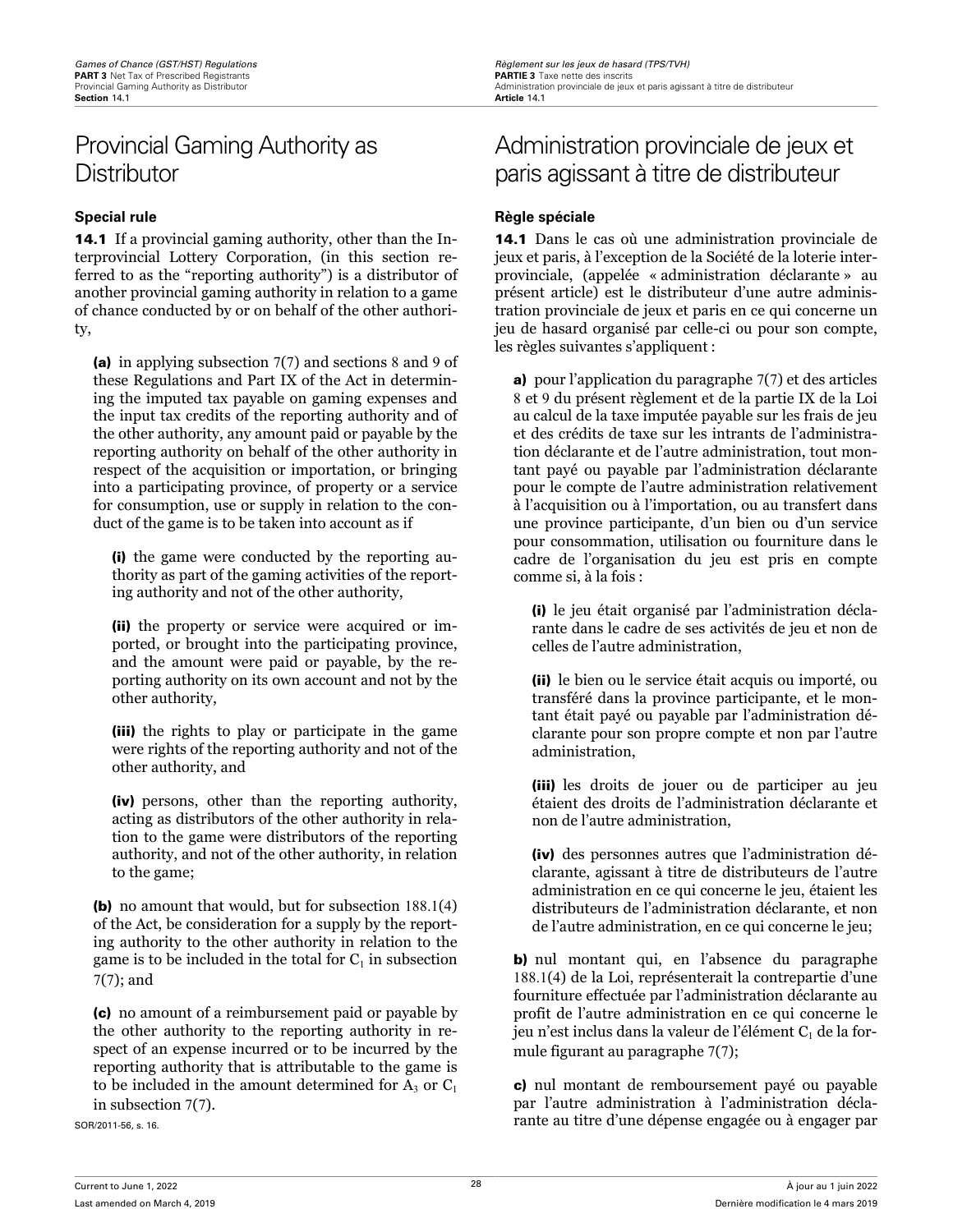# Provincial Gaming Authority as Distributor

### Special rule

**14.1** If a provincial gaming authority, other than the Interprovincial Lottery Corporation, (in this section referred to as the “reporting authority”) is a distributor of another provincial gaming authority in relation to a game of chance conducted by or on behalf of the other authority,

**(a)** in applying subsection 7(7) and sections 8 and 9 of these Regulations and Part IX of the Act in determining the imputed tax payable on gaming expenses and the input tax credits of the reporting authority and of the other authority, any amount paid or payable by the reporting authority on behalf of the other authority in respect of the acquisition or importation, or bringing into a participating province, of property or a service for consumption, use or supply in relation to the conduct of the game is to be taken into account as if

**(i)** the game were conducted by the reporting authority as part of the gaming activities of the reporting authority and not of the other authority,

**(ii)** the property or service were acquired or imported, or brought into the participating province, and the amount were paid or payable, by the reporting authority on its own account and not by the other authority,

**(iii)** the rights to play or participate in the game were rights of the reporting authority and not of the other authority, and

**(iv)** persons, other than the reporting authority, acting as distributors of the other authority in relation to the game were distributors of the reporting authority, and not of the other authority, in relation to the game;

**(b)** no amount that would, but for subsection 188.1(4) of the Act, be consideration for a supply by the reporting authority to the other authority in relation to the game is to be included in the total for $C_1$ in subsection 7(7); and

**(c)** no amount of a reimbursement paid or payable by the other authority to the reporting authority in respect of an expense incurred or to be incurred by the reporting authority that is attributable to the game is to be included in the amount determined for $A_3$ or $C_1$ in subsection 7(7).

SOR/2011-56, s. 16.

# Administration provinciale de jeux et paris agissant à titre de distributeur

### Règle spéciale

**14.1** Dans le cas où une administration provinciale de jeux et paris, à l’exception de la Société de la loterie interprovinciale, (appelée « administration déclarante » au présent article) est le distributeur d’une autre administration provinciale de jeux et paris en ce qui concerne un jeu de hasard organisé par celle-ci ou pour son compte, les règles suivantes s’appliquent :

**a)** pour l’application du paragraphe 7(7) et des articles 8 et 9 du présent règlement et de la partie IX de la Loi au calcul de la taxe imputée payable sur les frais de jeu et des crédits de taxe sur les intrants de l’administration déclarante et de l’autre administration, tout montant payé ou payable par l’administration déclarante pour le compte de l’autre administration relativement à l’acquisition ou à l’importation, ou au transfert dans une province participante, d’un bien ou d’un service pour consommation, utilisation ou fourniture dans le cadre de l’organisation du jeu est pris en compte comme si, à la fois :

**(i)** le jeu était organisé par l’administration déclarante dans le cadre de ses activités de jeu et non de celles de l’autre administration,

**(ii)** le bien ou le service était acquis ou importé, ou transféré dans la province participante, et le montant était payé ou payable par l’administration déclarante pour son propre compte et non par l’autre administration,

**(iii)** les droits de jouer ou de participer au jeu étaient des droits de l’administration déclarante et non de l’autre administration,

**(iv)** des personnes autres que l’administration déclarante, agissant à titre de distributeurs de l’autre administration en ce qui concerne le jeu, étaient les distributeurs de l’administration déclarante, et non de l’autre administration, en ce qui concerne le jeu;

**b)** nul montant qui, en l’absence du paragraphe 188.1(4) de la Loi, représenterait la contrepartie d’une fourniture effectuée par l’administration déclarante au profit de l’autre administration en ce qui concerne le jeu n’est inclus dans la valeur de l’élément $C_1$ de la formule figurant au paragraphe 7(7);

**c)** nul montant de remboursement payé ou payable par l’autre administration à l’administration déclarante au titre d’une dépense engagée ou à engager par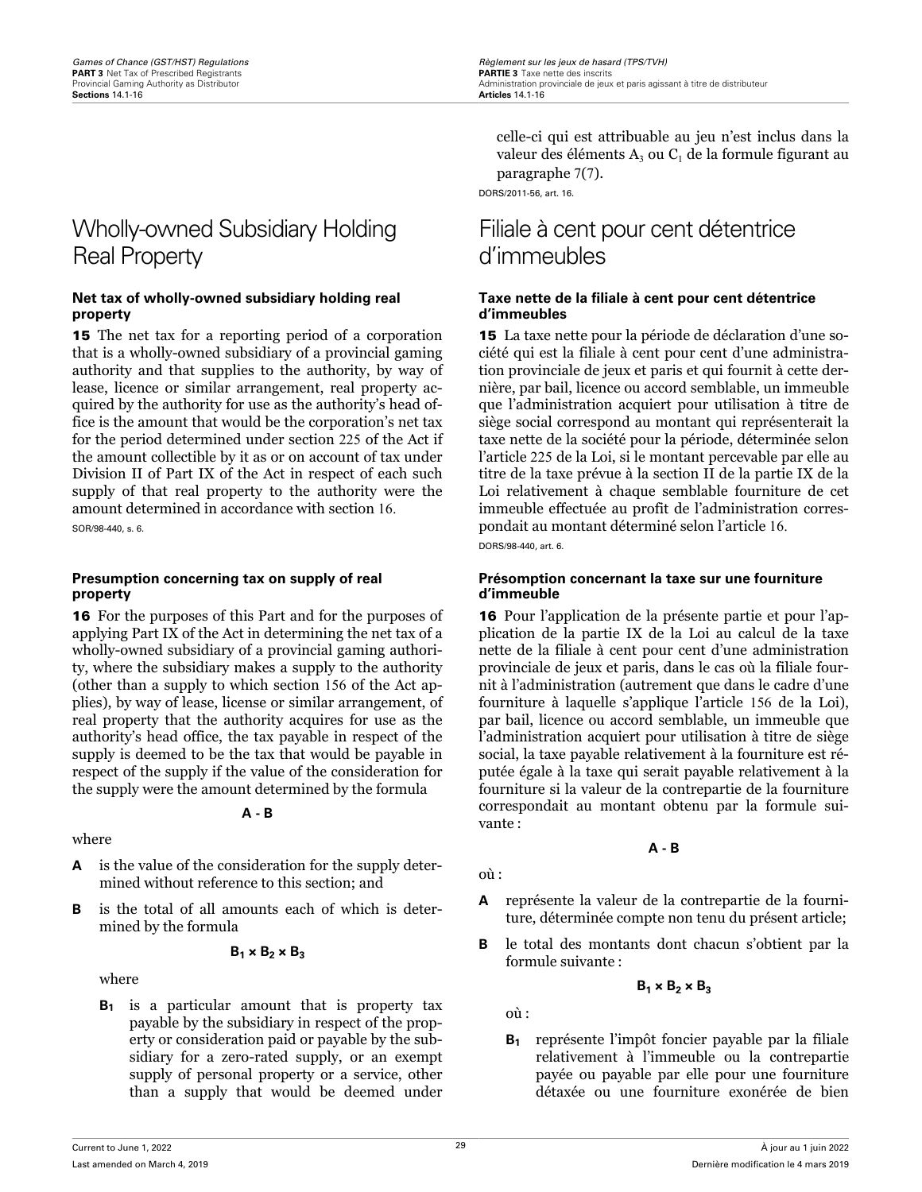celle-ci qui est attribuable au jeu n'est inclus dans la valeur des éléments $A_3$ ou $C_1$ de la formule figurant au paragraphe 7(7).

DORS/2011-56, art. 16.

## Wholly-owned Subsidiary Holding Real Property

### Net tax of wholly-owned subsidiary holding real property

**15** The net tax for a reporting period of a corporation that is a wholly-owned subsidiary of a provincial gaming authority and that supplies to the authority, by way of lease, licence or similar arrangement, real property acquired by the authority for use as the authority's head office is the amount that would be the corporation's net tax for the period determined under section 225 of the Act if the amount collectible by it as or on account of tax under Division II of Part IX of the Act in respect of each such supply of that real property to the authority were the amount determined in accordance with section 16.

SOR/98-440, s. 6.

### Presumption concerning tax on supply of real property

**16** For the purposes of this Part and for the purposes of applying Part IX of the Act in determining the net tax of a wholly-owned subsidiary of a provincial gaming authority, where the subsidiary makes a supply to the authority (other than a supply to which section 156 of the Act applies), by way of lease, license or similar arrangement, of real property that the authority acquires for use as the authority's head office, the tax payable in respect of the supply is deemed to be the tax that would be payable in respect of the supply if the value of the consideration for the supply were the amount determined by the formula

$$A - B$$

where

- **A** is the value of the consideration for the supply determined without reference to this section; and
- **B** is the total of all amounts each of which is determined by the formula

$$B_1 \times B_2 \times B_3$$

  where

  - **$B_1$** is a particular amount that is property tax payable by the subsidiary in respect of the property or consideration paid or payable by the subsidiary for a zero-rated supply, or an exempt supply of personal property or a service, other than a supply that would be deemed under

## Filiale à cent pour cent détentrice d'immeubles

### Taxe nette de la filiale à cent pour cent détentrice d'immeubles

**15** La taxe nette pour la période de déclaration d'une société qui est la filiale à cent pour cent d'une administration provinciale de jeux et paris et qui fournit à cette dernière, par bail, licence ou accord semblable, un immeuble que l'administration acquiert pour utilisation à titre de siège social correspond au montant qui représenterait la taxe nette de la société pour la période, déterminée selon l'article 225 de la Loi, si le montant percevable par elle au titre de la taxe prévue à la section II de la partie IX de la Loi relativement à chaque semblable fourniture de cet immeuble effectuée au profit de l'administration correspondait au montant déterminé selon l'article 16.

DORS/98-440, art. 6.

### Présomption concernant la taxe sur une fourniture d'immeuble

**16** Pour l'application de la présente partie et pour l'application de la partie IX de la Loi au calcul de la taxe nette de la filiale à cent pour cent d'une administration provinciale de jeux et paris, dans le cas où la filiale fournit à l'administration (autrement que dans le cadre d'une fourniture à laquelle s'applique l'article 156 de la Loi), par bail, licence ou accord semblable, un immeuble que l'administration acquiert pour utilisation à titre de siège social, la taxe payable relativement à la fourniture est réputée égale à la taxe qui serait payable relativement à la fourniture si la valeur de la contrepartie de la fourniture correspondait au montant obtenu par la formule suivante :

$$A - B$$

où :

- **A** représente la valeur de la contrepartie de la fourniture, déterminée compte non tenu du présent article;
- **B** le total des montants dont chacun s'obtient par la formule suivante :

$$B_1 \times B_2 \times B_3$$

  où :

  - **$B_1$** représente l'impôt foncier payable par la filiale relativement à l'immeuble ou la contrepartie payée ou payable par elle pour une fourniture détaxée ou une fourniture exonérée de bien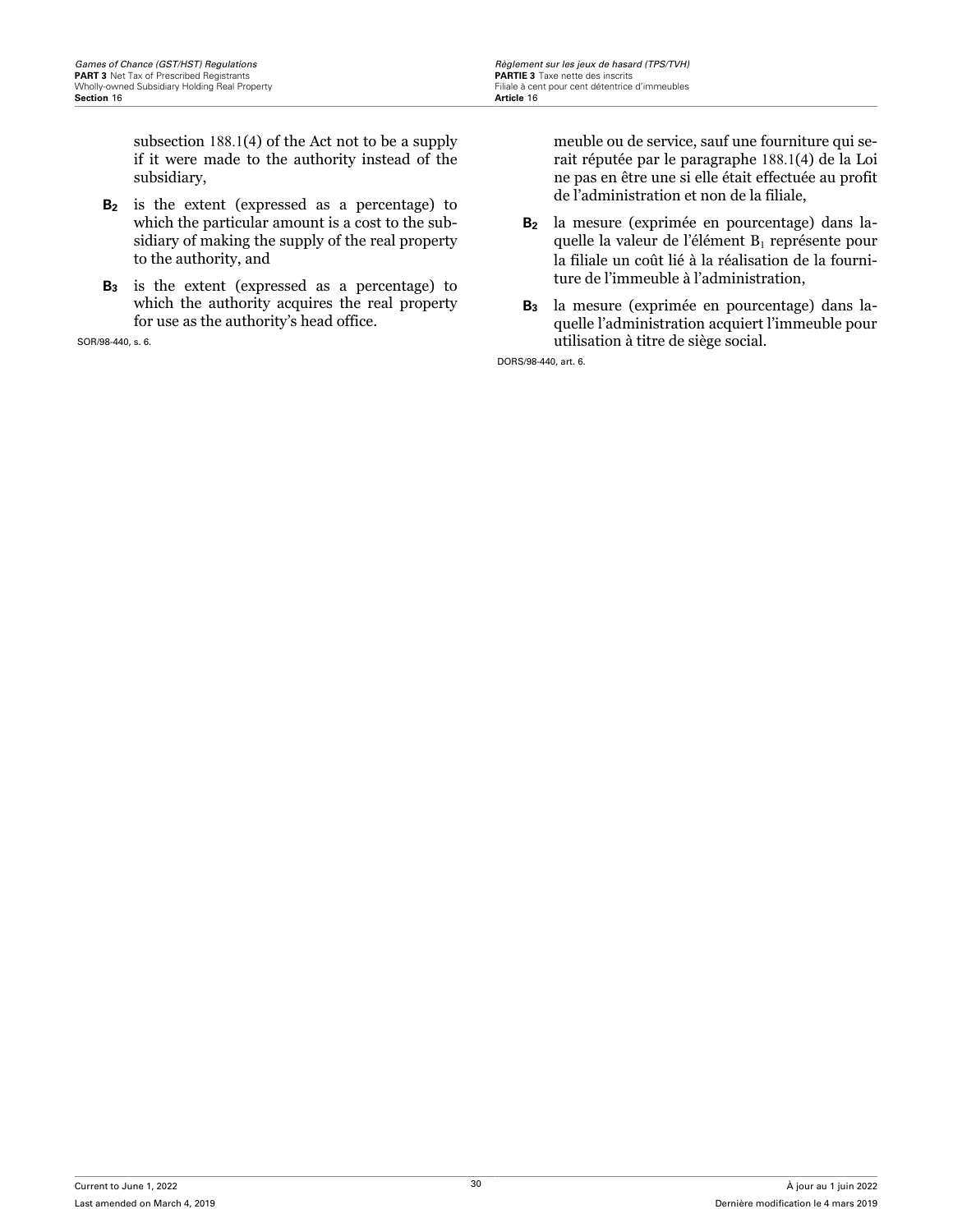subsection 188.1(4) of the Act not to be a supply if it were made to the authority instead of the subsidiary,

**$B_2$** is the extent (expressed as a percentage) to which the particular amount is a cost to the subsidiary of making the supply of the real property to the authority, and

**$B_3$** is the extent (expressed as a percentage) to which the authority acquires the real property for use as the authority's head office.

SOR/98-440, s. 6.

meuble ou de service, sauf une fourniture qui serait réputée par le paragraphe 188.1(4) de la Loi ne pas en être une si elle était effectuée au profit de l'administration et non de la filiale,

**$B_2$** la mesure (exprimée en pourcentage) dans laquelle la valeur de l'élément $B_1$ représente pour la filiale un coût lié à la réalisation de la fourniture de l'immeuble à l'administration,

**$B_3$** la mesure (exprimée en pourcentage) dans laquelle l'administration acquiert l'immeuble pour utilisation à titre de siège social.

DORS/98-440, art. 6.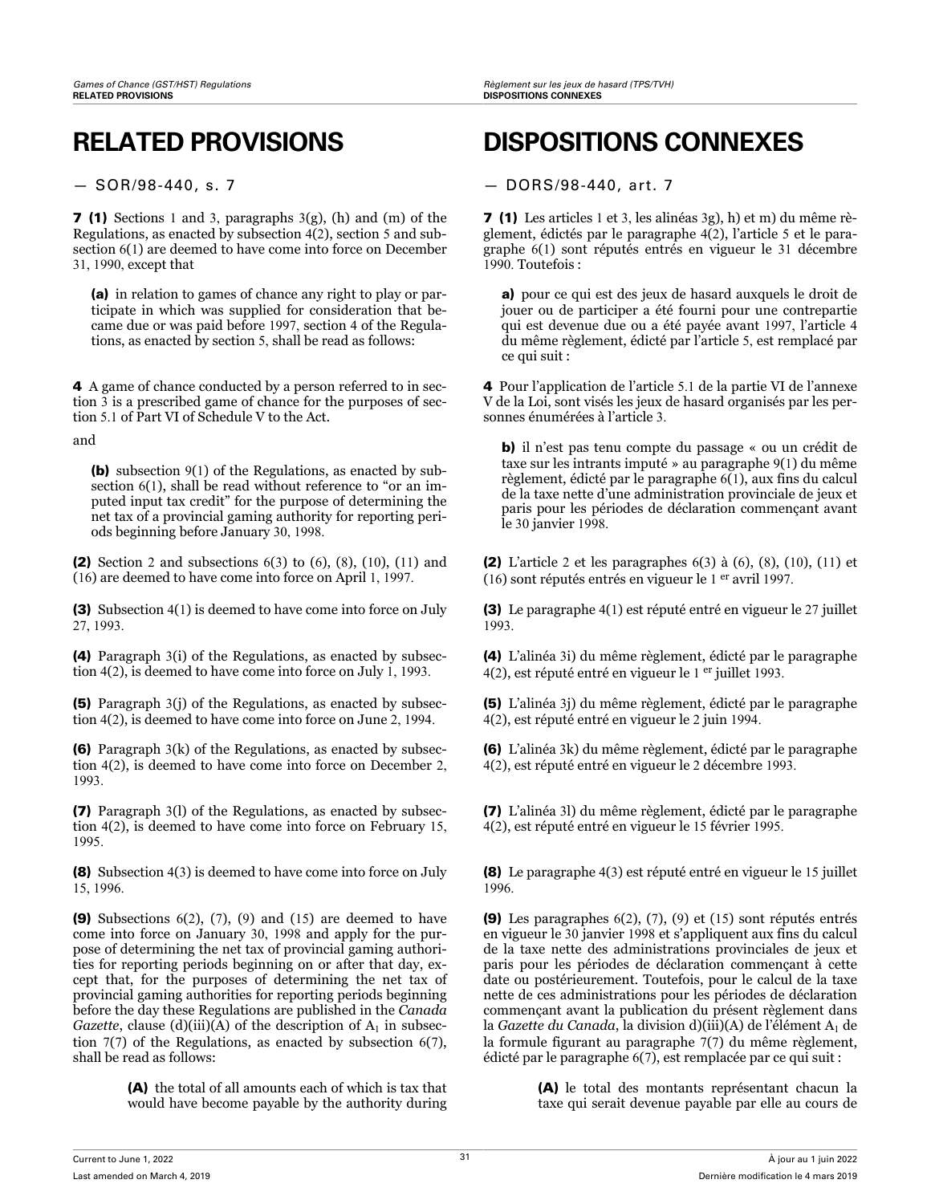# RELATED PROVISIONS

— SOR/98-440, s. 7

**7 (1)** Sections 1 and 3, paragraphs 3(g), (h) and (m) of the Regulations, as enacted by subsection 4(2), section 5 and subsection 6(1) are deemed to have come into force on December 31, 1990, except that

**(a)** in relation to games of chance any right to play or participate in which was supplied for consideration that became due or was paid before 1997, section 4 of the Regulations, as enacted by section 5, shall be read as follows:

**4** A game of chance conducted by a person referred to in section 3 is a prescribed game of chance for the purposes of section 5.1 of Part VI of Schedule V to the Act.

and

**(b)** subsection 9(1) of the Regulations, as enacted by subsection 6(1), shall be read without reference to “or an imputed input tax credit” for the purpose of determining the net tax of a provincial gaming authority for reporting periods beginning before January 30, 1998.

**(2)** Section 2 and subsections 6(3) to (6), (8), (10), (11) and (16) are deemed to have come into force on April 1, 1997.

**(3)** Subsection 4(1) is deemed to have come into force on July 27, 1993.

**(4)** Paragraph 3(i) of the Regulations, as enacted by subsection 4(2), is deemed to have come into force on July 1, 1993.

**(5)** Paragraph 3(j) of the Regulations, as enacted by subsection 4(2), is deemed to have come into force on June 2, 1994.

**(6)** Paragraph 3(k) of the Regulations, as enacted by subsection 4(2), is deemed to have come into force on December 2, 1993.

**(7)** Paragraph 3(l) of the Regulations, as enacted by subsection 4(2), is deemed to have come into force on February 15, 1995.

**(8)** Subsection 4(3) is deemed to have come into force on July 15, 1996.

**(9)** Subsections 6(2), (7), (9) and (15) are deemed to have come into force on January 30, 1998 and apply for the purpose of determining the net tax of provincial gaming authorities for reporting periods beginning on or after that day, except that, for the purposes of determining the net tax of provincial gaming authorities for reporting periods beginning before the day these Regulations are published in the *Canada Gazette*, clause (d)(iii)(A) of the description of $A_1$ in subsection 7(7) of the Regulations, as enacted by subsection 6(7), shall be read as follows:

> **(A)** the total of all amounts each of which is tax that would have become payable by the authority during

# DISPOSITIONS CONNEXES

— DORS/98-440, art. 7

**7 (1)** Les articles 1 et 3, les alinéas 3g), h) et m) du même règlement, édictés par le paragraphe 4(2), l’article 5 et le paragraphe 6(1) sont réputés entrés en vigueur le 31 décembre 1990. Toutefois :

**a)** pour ce qui est des jeux de hasard auxquels le droit de jouer ou de participer a été fourni pour une contrepartie qui est devenue due ou a été payée avant 1997, l’article 4 du même règlement, édicté par l’article 5, est remplacé par ce qui suit :

**4** Pour l’application de l’article 5.1 de la partie VI de l’annexe V de la Loi, sont visés les jeux de hasard organisés par les personnes énumérées à l’article 3.

**b)** il n’est pas tenu compte du passage « ou un crédit de taxe sur les intrants imputé » au paragraphe 9(1) du même règlement, édicté par le paragraphe 6(1), aux fins du calcul de la taxe nette d’une administration provinciale de jeux et paris pour les périodes de déclaration commençant avant le 30 janvier 1998.

**(2)** L’article 2 et les paragraphes 6(3) à (6), (8), (10), (11) et (16) sont réputés entrés en vigueur le 1[er] avril 1997.

**(3)** Le paragraphe 4(1) est réputé entré en vigueur le 27 juillet 1993.

**(4)** L’alinéa 3i) du même règlement, édicté par le paragraphe 4(2), est réputé entré en vigueur le 1[er] juillet 1993.

**(5)** L’alinéa 3j) du même règlement, édicté par le paragraphe 4(2), est réputé entré en vigueur le 2 juin 1994.

**(6)** L’alinéa 3k) du même règlement, édicté par le paragraphe 4(2), est réputé entré en vigueur le 2 décembre 1993.

**(7)** L’alinéa 3l) du même règlement, édicté par le paragraphe 4(2), est réputé entré en vigueur le 15 février 1995.

**(8)** Le paragraphe 4(3) est réputé entré en vigueur le 15 juillet 1996.

**(9)** Les paragraphes 6(2), (7), (9) et (15) sont réputés entrés en vigueur le 30 janvier 1998 et s’appliquent aux fins du calcul de la taxe nette des administrations provinciales de jeux et paris pour les périodes de déclaration commençant à cette date ou postérieurement. Toutefois, pour le calcul de la taxe nette de ces administrations pour les périodes de déclaration commençant avant la publication du présent règlement dans la *Gazette du Canada*, la division d)(iii)(A) de l’élément $A_1$ de la formule figurant au paragraphe 7(7) du même règlement, édicté par le paragraphe 6(7), est remplacée par ce qui suit :

> **(A)** le total des montants représentant chacun la taxe qui serait devenue payable par elle au cours de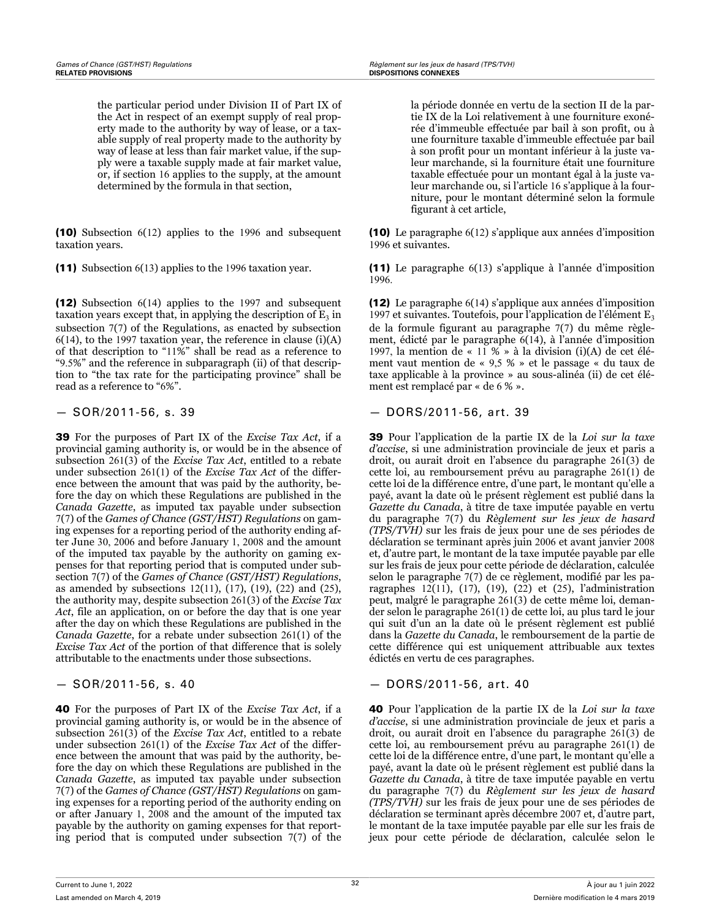the particular period under Division II of Part IX of the Act in respect of an exempt supply of real property made to the authority by way of lease, or a taxable supply of real property made to the authority by way of lease at less than fair market value, if the supply were a taxable supply made at fair market value, or, if section 16 applies to the supply, at the amount determined by the formula in that section,

**(10)** Subsection 6(12) applies to the 1996 and subsequent taxation years.

**(11)** Subsection 6(13) applies to the 1996 taxation year.

**(12)** Subsection 6(14) applies to the 1997 and subsequent taxation years except that, in applying the description of $E_3$ in subsection 7(7) of the Regulations, as enacted by subsection 6(14), to the 1997 taxation year, the reference in clause (i)(A) of that description to "11%" shall be read as a reference to "9.5%" and the reference in subparagraph (ii) of that description to "the tax rate for the participating province" shall be read as a reference to "6%".

— SOR/2011-56, s. 39

**39** For the purposes of Part IX of the *Excise Tax Act*, if a provincial gaming authority is, or would be in the absence of subsection 261(3) of the *Excise Tax Act*, entitled to a rebate under subsection 261(1) of the *Excise Tax Act* of the difference between the amount that was paid by the authority, before the day on which these Regulations are published in the *Canada Gazette*, as imputed tax payable under subsection 7(7) of the *Games of Chance (GST/HST) Regulations* on gaming expenses for a reporting period of the authority ending after June 30, 2006 and before January 1, 2008 and the amount of the imputed tax payable by the authority on gaming expenses for that reporting period that is computed under subsection 7(7) of the *Games of Chance (GST/HST) Regulations*, as amended by subsections 12(11), (17), (19), (22) and (25), the authority may, despite subsection 261(3) of the *Excise Tax Act*, file an application, on or before the day that is one year after the day on which these Regulations are published in the *Canada Gazette*, for a rebate under subsection 261(1) of the *Excise Tax Act* of the portion of that difference that is solely attributable to the enactments under those subsections.

— SOR/2011-56, s. 40

**40** For the purposes of Part IX of the *Excise Tax Act*, if a provincial gaming authority is, or would be in the absence of subsection 261(3) of the *Excise Tax Act*, entitled to a rebate under subsection 261(1) of the *Excise Tax Act* of the difference between the amount that was paid by the authority, before the day on which these Regulations are published in the *Canada Gazette*, as imputed tax payable under subsection 7(7) of the *Games of Chance (GST/HST) Regulations* on gaming expenses for a reporting period of the authority ending on or after January 1, 2008 and the amount of the imputed tax payable by the authority on gaming expenses for that reporting period that is computed under subsection 7(7) of the

la période donnée en vertu de la section II de la partie IX de la Loi relativement à une fourniture exonérée d'immeuble effectuée par bail à son profit, ou à une fourniture taxable d'immeuble effectuée par bail à son profit pour un montant inférieur à la juste valeur marchande, si la fourniture était une fourniture taxable effectuée pour un montant égal à la juste valeur marchande ou, si l'article 16 s'applique à la fourniture, pour le montant déterminé selon la formule figurant à cet article,

**(10)** Le paragraphe 6(12) s'applique aux années d'imposition 1996 et suivantes.

**(11)** Le paragraphe 6(13) s'applique à l'année d'imposition 1996.

**(12)** Le paragraphe 6(14) s'applique aux années d'imposition 1997 et suivantes. Toutefois, pour l'application de l'élément $E_3$ de la formule figurant au paragraphe 7(7) du même règlement, édicté par le paragraphe 6(14), à l'année d'imposition 1997, la mention de « 11 % » à la division (i)(A) de cet élément vaut mention de « 9,5 % » et le passage « du taux de taxe applicable à la province » au sous-alinéa (ii) de cet élément est remplacé par « de 6 % ».

— DORS/2011-56, art. 39

**39** Pour l'application de la partie IX de la *Loi sur la taxe d'accise*, si une administration provinciale de jeux et paris a droit, ou aurait droit en l'absence du paragraphe 261(3) de cette loi, au remboursement prévu au paragraphe 261(1) de cette loi de la différence entre, d'une part, le montant qu'elle a payé, avant la date où le présent règlement est publié dans la *Gazette du Canada*, à titre de taxe imputée payable en vertu du paragraphe 7(7) du *Règlement sur les jeux de hasard (TPS/TVH)* sur les frais de jeux pour une de ses périodes de déclaration se terminant après juin 2006 et avant janvier 2008 et, d'autre part, le montant de la taxe imputée payable par elle sur les frais de jeux pour cette période de déclaration, calculée selon le paragraphe 7(7) de ce règlement, modifié par les paragraphes 12(11), (17), (19), (22) et (25), l'administration peut, malgré le paragraphe 261(3) de cette même loi, demander selon le paragraphe 261(1) de cette loi, au plus tard le jour qui suit d'un an la date où le présent règlement est publié dans la *Gazette du Canada*, le remboursement de la partie de cette différence qui est uniquement attribuable aux textes édictés en vertu de ces paragraphes.

— DORS/2011-56, art. 40

**40** Pour l'application de la partie IX de la *Loi sur la taxe d'accise*, si une administration provinciale de jeux et paris a droit, ou aurait droit en l'absence du paragraphe 261(3) de cette loi, au remboursement prévu au paragraphe 261(1) de cette loi de la différence entre, d'une part, le montant qu'elle a payé, avant la date où le présent règlement est publié dans la *Gazette du Canada*, à titre de taxe imputée payable en vertu du paragraphe 7(7) du *Règlement sur les jeux de hasard (TPS/TVH)* sur les frais de jeux pour une de ses périodes de déclaration se terminant après décembre 2007 et, d'autre part, le montant de la taxe imputée payable par elle sur les frais de jeux pour cette période de déclaration, calculée selon le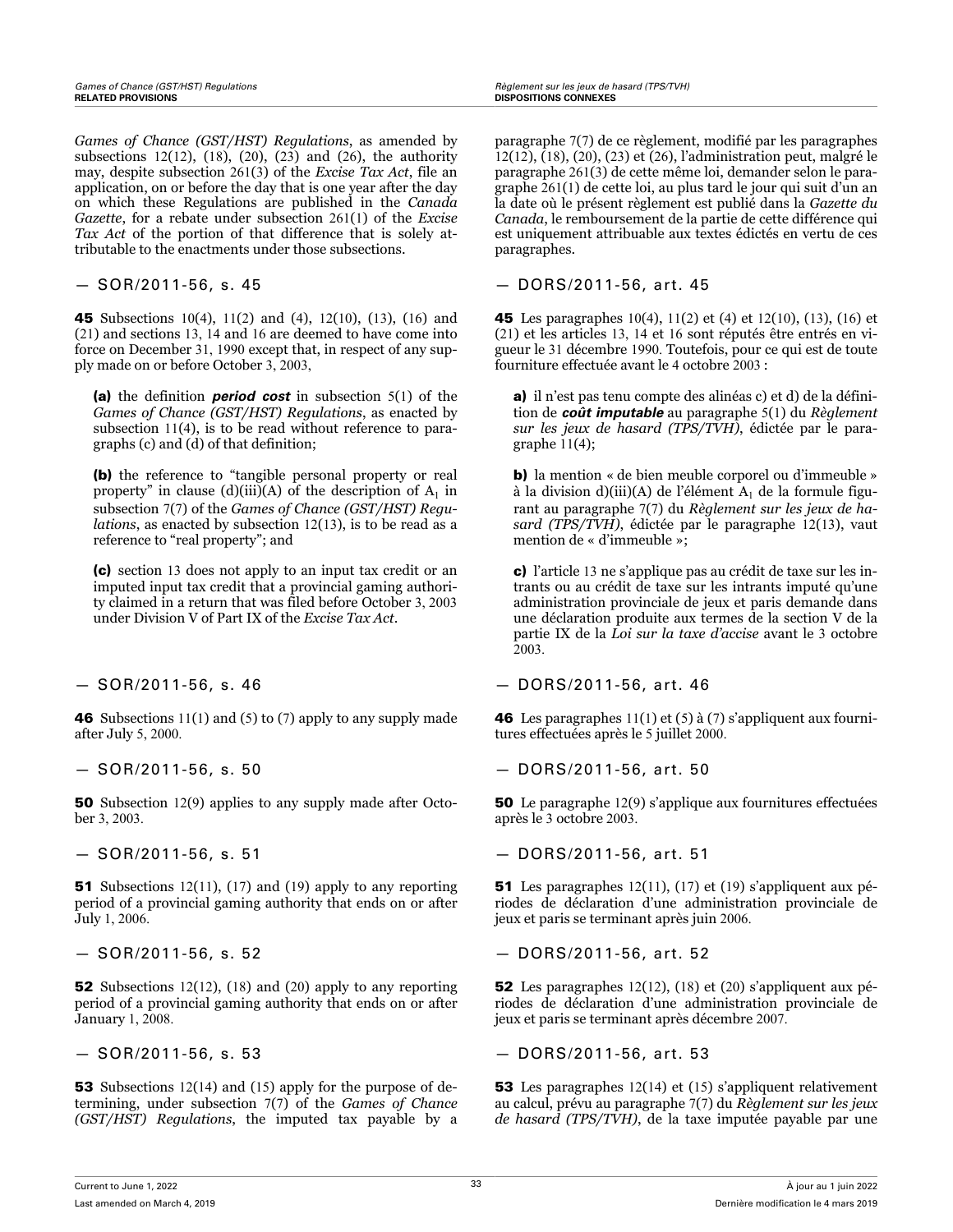*Games of Chance (GST/HST) Regulations*, as amended by subsections 12(12), (18), (20), (23) and (26), the authority may, despite subsection 261(3) of the *Excise Tax Act*, file an application, on or before the day that is one year after the day on which these Regulations are published in the *Canada Gazette*, for a rebate under subsection 261(1) of the *Excise Tax Act* of the portion of that difference that is solely attributable to the enactments under those subsections.

paragraphe 7(7) de ce règlement, modifié par les paragraphes 12(12), (18), (20), (23) et (26), l'administration peut, malgré le paragraphe 261(3) de cette même loi, demander selon le paragraphe 261(1) de cette loi, au plus tard le jour qui suit d'un an la date où le présent règlement est publié dans la *Gazette du Canada*, le remboursement de la partie de cette différence qui est uniquement attribuable aux textes édictés en vertu de ces paragraphes.

— SOR/2011-56, s. 45

**45** Subsections 10(4), 11(2) and (4), 12(10), (13), (16) and (21) and sections 13, 14 and 16 are deemed to have come into force on December 31, 1990 except that, in respect of any supply made on or before October 3, 2003,

**(a)** the definition ***period cost*** in subsection 5(1) of the *Games of Chance (GST/HST) Regulations*, as enacted by subsection 11(4), is to be read without reference to paragraphs (c) and (d) of that definition;

**(b)** the reference to "tangible personal property or real property" in clause (d)(iii)(A) of the description of $A_1$ in subsection 7(7) of the *Games of Chance (GST/HST) Regulations*, as enacted by subsection 12(13), is to be read as a reference to "real property"; and

**(c)** section 13 does not apply to an input tax credit or an imputed input tax credit that a provincial gaming authority claimed in a return that was filed before October 3, 2003 under Division V of Part IX of the *Excise Tax Act*.

— DORS/2011-56, art. 45

**45** Les paragraphes 10(4), 11(2) et (4) et 12(10), (13), (16) et (21) et les articles 13, 14 et 16 sont réputés être entrés en vigueur le 31 décembre 1990. Toutefois, pour ce qui est de toute fourniture effectuée avant le 4 octobre 2003 :

**a)** il n'est pas tenu compte des alinéas c) et d) de la définition de ***coût imputable*** au paragraphe 5(1) du *Règlement sur les jeux de hasard (TPS/TVH)*, édictée par le paragraphe 11(4);

**b)** la mention « de bien meuble corporel ou d'immeuble » à la division d)(iii)(A) de l'élément $A_1$ de la formule figurant au paragraphe 7(7) du *Règlement sur les jeux de hasard (TPS/TVH)*, édictée par le paragraphe 12(13), vaut mention de « d'immeuble »;

**c)** l'article 13 ne s'applique pas au crédit de taxe sur les intrants ou au crédit de taxe sur les intrants imputé qu'une administration provinciale de jeux et paris demande dans une déclaration produite aux termes de la section V de la partie IX de la *Loi sur la taxe d'accise* avant le 3 octobre 2003.

— SOR/2011-56, s. 46

**46** Subsections 11(1) and (5) to (7) apply to any supply made after July 5, 2000.

— DORS/2011-56, art. 46

**46** Les paragraphes 11(1) et (5) à (7) s'appliquent aux fournitures effectuées après le 5 juillet 2000.

— SOR/2011-56, s. 50

**50** Subsection 12(9) applies to any supply made after October 3, 2003.

— DORS/2011-56, art. 50

**50** Le paragraphe 12(9) s'applique aux fournitures effectuées après le 3 octobre 2003.

— SOR/2011-56, s. 51

**51** Subsections 12(11), (17) and (19) apply to any reporting period of a provincial gaming authority that ends on or after July 1, 2006.

— DORS/2011-56, art. 51

**51** Les paragraphes 12(11), (17) et (19) s'appliquent aux périodes de déclaration d'une administration provinciale de jeux et paris se terminant après juin 2006.

— SOR/2011-56, s. 52

**52** Subsections 12(12), (18) and (20) apply to any reporting period of a provincial gaming authority that ends on or after January 1, 2008.

— DORS/2011-56, art. 52

**52** Les paragraphes 12(12), (18) et (20) s'appliquent aux périodes de déclaration d'une administration provinciale de jeux et paris se terminant après décembre 2007.

— SOR/2011-56, s. 53

**53** Subsections 12(14) and (15) apply for the purpose of determining, under subsection 7(7) of the *Games of Chance (GST/HST) Regulations*, the imputed tax payable by a

— DORS/2011-56, art. 53

**53** Les paragraphes 12(14) et (15) s'appliquent relativement au calcul, prévu au paragraphe 7(7) du *Règlement sur les jeux de hasard (TPS/TVH)*, de la taxe imputée payable par une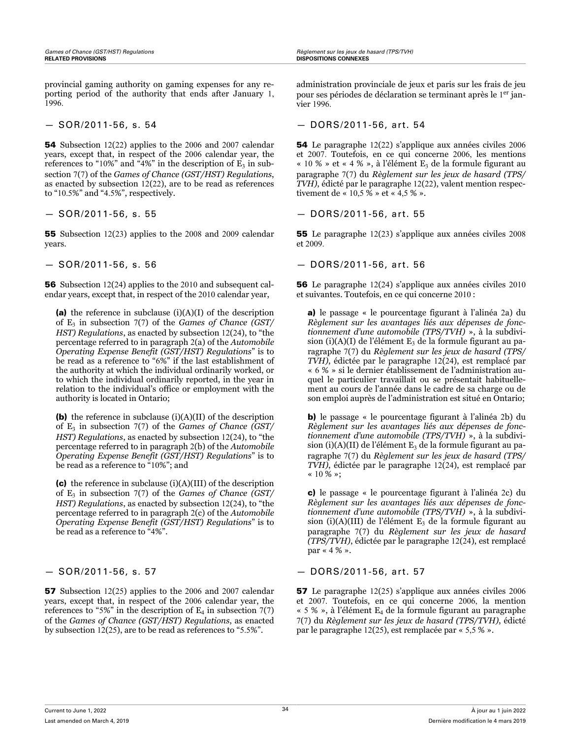provincial gaming authority on gaming expenses for any reporting period of the authority that ends after January 1, 1996.

— SOR/2011-56, s. 54

**54** Subsection 12(22) applies to the 2006 and 2007 calendar years, except that, in respect of the 2006 calendar year, the references to “10%” and “4%” in the description of $E_3$ in subsection 7(7) of the *Games of Chance (GST/HST) Regulations*, as enacted by subsection 12(22), are to be read as references to “10.5%” and “4.5%”, respectively.

— SOR/2011-56, s. 55

**55** Subsection 12(23) applies to the 2008 and 2009 calendar years.

— SOR/2011-56, s. 56

**56** Subsection 12(24) applies to the 2010 and subsequent calendar years, except that, in respect of the 2010 calendar year,

**(a)** the reference in subclause (i)(A)(I) of the description of $E_3$ in subsection 7(7) of the *Games of Chance (GST/HST) Regulations*, as enacted by subsection 12(24), to “the percentage referred to in paragraph 2(a) of the *Automobile Operating Expense Benefit (GST/HST) Regulations*” is to be read as a reference to “6%” if the last establishment of the authority at which the individual ordinarily worked, or to which the individual ordinarily reported, in the year in relation to the individual’s office or employment with the authority is located in Ontario;

**(b)** the reference in subclause (i)(A)(II) of the description of $E_3$ in subsection 7(7) of the *Games of Chance (GST/HST) Regulations*, as enacted by subsection 12(24), to “the percentage referred to in paragraph 2(b) of the *Automobile Operating Expense Benefit (GST/HST) Regulations*” is to be read as a reference to “10%”; and

**(c)** the reference in subclause (i)(A)(III) of the description of $E_3$ in subsection 7(7) of the *Games of Chance (GST/HST) Regulations*, as enacted by subsection 12(24), to “the percentage referred to in paragraph 2(c) of the *Automobile Operating Expense Benefit (GST/HST) Regulations*” is to be read as a reference to “4%”.

— SOR/2011-56, s. 57

**57** Subsection 12(25) applies to the 2006 and 2007 calendar years, except that, in respect of the 2006 calendar year, the references to “5%” in the description of $E_4$ in subsection 7(7) of the *Games of Chance (GST/HST) Regulations*, as enacted by subsection 12(25), are to be read as references to “5.5%”.

administration provinciale de jeux et paris sur les frais de jeu pour ses périodes de déclaration se terminant après le 1er janvier 1996.

— DORS/2011-56, art. 54

**54** Le paragraphe 12(22) s’applique aux années civiles 2006 et 2007. Toutefois, en ce qui concerne 2006, les mentions « 10 % » et « 4 % », à l’élément $E_3$ de la formule figurant au paragraphe 7(7) du *Règlement sur les jeux de hasard (TPS/TVH)*, édicté par le paragraphe 12(22), valent mention respectivement de « 10,5 % » et « 4,5 % ».

— DORS/2011-56, art. 55

**55** Le paragraphe 12(23) s’applique aux années civiles 2008 et 2009.

— DORS/2011-56, art. 56

**56** Le paragraphe 12(24) s’applique aux années civiles 2010 et suivantes. Toutefois, en ce qui concerne 2010 :

**a)** le passage « le pourcentage figurant à l’alinéa 2a) du *Règlement sur les avantages liés aux dépenses de fonctionnement d’une automobile (TPS/TVH)* », à la subdivision (i)(A)(I) de l’élément $E_3$ de la formule figurant au paragraphe 7(7) du *Règlement sur les jeux de hasard (TPS/TVH)*, édictée par le paragraphe 12(24), est remplacé par « 6 % » si le dernier établissement de l’administration auquel le particulier travaillait ou se présentait habituellement au cours de l’année dans le cadre de sa charge ou de son emploi auprès de l’administration est situé en Ontario;

**b)** le passage « le pourcentage figurant à l’alinéa 2b) du *Règlement sur les avantages liés aux dépenses de fonctionnement d’une automobile (TPS/TVH)* », à la subdivision (i)(A)(II) de l’élément $E_3$ de la formule figurant au paragraphe 7(7) du *Règlement sur les jeux de hasard (TPS/TVH)*, édictée par le paragraphe 12(24), est remplacé par « 10 % »;

**c)** le passage « le pourcentage figurant à l’alinéa 2c) du *Règlement sur les avantages liés aux dépenses de fonctionnement d’une automobile (TPS/TVH)* », à la subdivision (i)(A)(III) de l’élément $E_3$ de la formule figurant au paragraphe 7(7) du *Règlement sur les jeux de hasard (TPS/TVH)*, édictée par le paragraphe 12(24), est remplacé par « 4 % ».

— DORS/2011-56, art. 57

**57** Le paragraphe 12(25) s’applique aux années civiles 2006 et 2007. Toutefois, en ce qui concerne 2006, la mention « 5 % », à l’élément $E_4$ de la formule figurant au paragraphe 7(7) du *Règlement sur les jeux de hasard (TPS/TVH)*, édicté par le paragraphe 12(25), est remplacée par « 5,5 % ».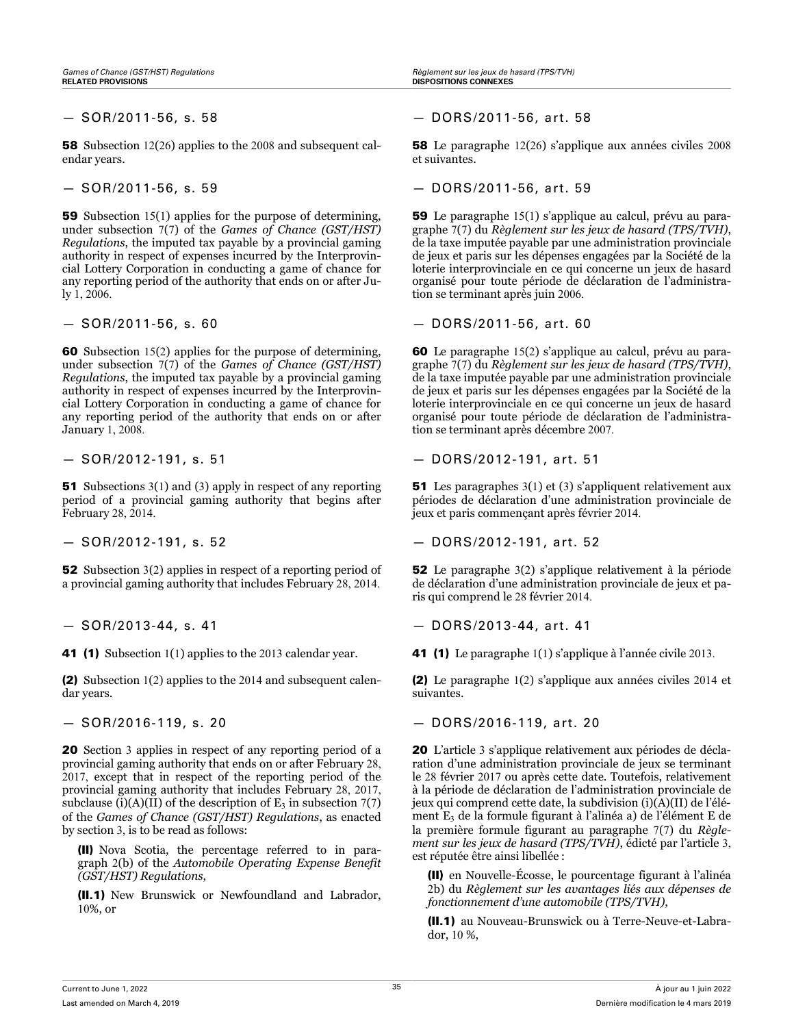— SOR/2011-56, s. 58

**58** Subsection 12(26) applies to the 2008 and subsequent calendar years.

— SOR/2011-56, s. 59

**59** Subsection 15(1) applies for the purpose of determining, under subsection 7(7) of the *Games of Chance (GST/HST) Regulations*, the imputed tax payable by a provincial gaming authority in respect of expenses incurred by the Interprovincial Lottery Corporation in conducting a game of chance for any reporting period of the authority that ends on or after July 1, 2006.

— SOR/2011-56, s. 60

**60** Subsection 15(2) applies for the purpose of determining, under subsection 7(7) of the *Games of Chance (GST/HST) Regulations*, the imputed tax payable by a provincial gaming authority in respect of expenses incurred by the Interprovincial Lottery Corporation in conducting a game of chance for any reporting period of the authority that ends on or after January 1, 2008.

— SOR/2012-191, s. 51

**51** Subsections 3(1) and (3) apply in respect of any reporting period of a provincial gaming authority that begins after February 28, 2014.

— SOR/2012-191, s. 52

**52** Subsection 3(2) applies in respect of a reporting period of a provincial gaming authority that includes February 28, 2014.

— SOR/2013-44, s. 41

**41 (1)** Subsection 1(1) applies to the 2013 calendar year.

**(2)** Subsection 1(2) applies to the 2014 and subsequent calendar years.

— SOR/2016-119, s. 20

**20** Section 3 applies in respect of any reporting period of a provincial gaming authority that ends on or after February 28, 2017, except that in respect of the reporting period of the provincial gaming authority that includes February 28, 2017, subclause (i)(A)(II) of the description of $E_3$ in subsection 7(7) of the *Games of Chance (GST/HST) Regulations*, as enacted by section 3, is to be read as follows:

> **(II)** Nova Scotia, the percentage referred to in paragraph 2(b) of the *Automobile Operating Expense Benefit (GST/HST) Regulations*,
>
> **(II.1)** New Brunswick or Newfoundland and Labrador, 10%, or

— DORS/2011-56, art. 58

**58** Le paragraphe 12(26) s'applique aux années civiles 2008 et suivantes.

— DORS/2011-56, art. 59

**59** Le paragraphe 15(1) s'applique au calcul, prévu au paragraphe 7(7) du *Règlement sur les jeux de hasard (TPS/TVH)*, de la taxe imputée payable par une administration provinciale de jeux et paris sur les dépenses engagées par la Société de la loterie interprovinciale en ce qui concerne un jeux de hasard organisé pour toute période de déclaration de l'administration se terminant après juin 2006.

— DORS/2011-56, art. 60

**60** Le paragraphe 15(2) s'applique au calcul, prévu au paragraphe 7(7) du *Règlement sur les jeux de hasard (TPS/TVH)*, de la taxe imputée payable par une administration provinciale de jeux et paris sur les dépenses engagées par la Société de la loterie interprovinciale en ce qui concerne un jeux de hasard organisé pour toute période de déclaration de l'administration se terminant après décembre 2007.

— DORS/2012-191, art. 51

**51** Les paragraphes 3(1) et (3) s'appliquent relativement aux périodes de déclaration d'une administration provinciale de jeux et paris commençant après février 2014.

— DORS/2012-191, art. 52

**52** Le paragraphe 3(2) s'applique relativement à la période de déclaration d'une administration provinciale de jeux et paris qui comprend le 28 février 2014.

— DORS/2013-44, art. 41

**41 (1)** Le paragraphe 1(1) s'applique à l'année civile 2013.

**(2)** Le paragraphe 1(2) s'applique aux années civiles 2014 et suivantes.

— DORS/2016-119, art. 20

**20** L'article 3 s'applique relativement aux périodes de déclaration d'une administration provinciale de jeux se terminant le 28 février 2017 ou après cette date. Toutefois, relativement à la période de déclaration de l'administration provinciale de jeux qui comprend cette date, la subdivision (i)(A)(II) de l'élément $E_3$ de la formule figurant à l'alinéa a) de l'élément E de la première formule figurant au paragraphe 7(7) du *Règlement sur les jeux de hasard (TPS/TVH)*, édicté par l'article 3, est réputée être ainsi libellée :

> **(II)** en Nouvelle-Écosse, le pourcentage figurant à l'alinéa 2b) du *Règlement sur les avantages liés aux dépenses de fonctionnement d'une automobile (TPS/TVH)*,
>
> **(II.1)** au Nouveau-Brunswick ou à Terre-Neuve-et-Labrador, 10 %,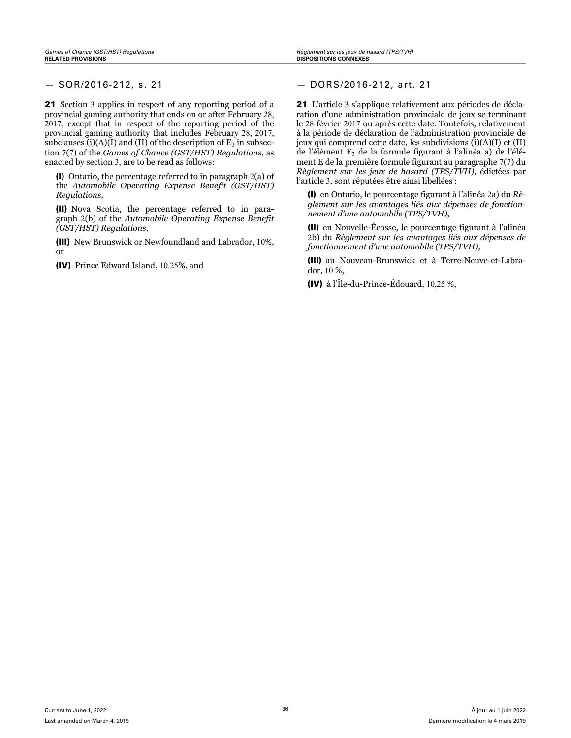## — SOR/2016-212, s. 21

**21** Section 3 applies in respect of any reporting period of a provincial gaming authority that ends on or after February 28, 2017, except that in respect of the reporting period of the provincial gaming authority that includes February 28, 2017, subclauses (i)(A)(I) and (II) of the description of $E_3$ in subsection 7(7) of the *Games of Chance (GST/HST) Regulations*, as enacted by section 3, are to be read as follows:

**(I)** Ontario, the percentage referred to in paragraph 2(a) of the *Automobile Operating Expense Benefit (GST/HST) Regulations*,

**(II)** Nova Scotia, the percentage referred to in paragraph 2(b) of the *Automobile Operating Expense Benefit (GST/HST) Regulations*,

**(III)** New Brunswick or Newfoundland and Labrador, 10%, or

**(IV)** Prince Edward Island, 10.25%, and

## — DORS/2016-212, art. 21

**21** L’article 3 s’applique relativement aux périodes de déclaration d’une administration provinciale de jeux se terminant le 28 février 2017 ou après cette date. Toutefois, relativement à la période de déclaration de l’administration provinciale de jeux qui comprend cette date, les subdivisions (i)(A)(I) et (II) de l’élément $E_3$ de la formule figurant à l’alinéa a) de l’élément E de la première formule figurant au paragraphe 7(7) du *Règlement sur les jeux de hasard (TPS/TVH)*, édictées par l’article 3, sont réputées être ainsi libellées :

**(I)** en Ontario, le pourcentage figurant à l’alinéa 2a) du *Règlement sur les avantages liés aux dépenses de fonctionnement d’une automobile (TPS/TVH)*,

**(II)** en Nouvelle-Écosse, le pourcentage figurant à l’alinéa 2b) du *Règlement sur les avantages liés aux dépenses de fonctionnement d’une automobile (TPS/TVH)*,

**(III)** au Nouveau-Brunswick et à Terre-Neuve-et-Labrador, 10 %,

**(IV)** à l’Île-du-Prince-Édouard, 10,25 %,